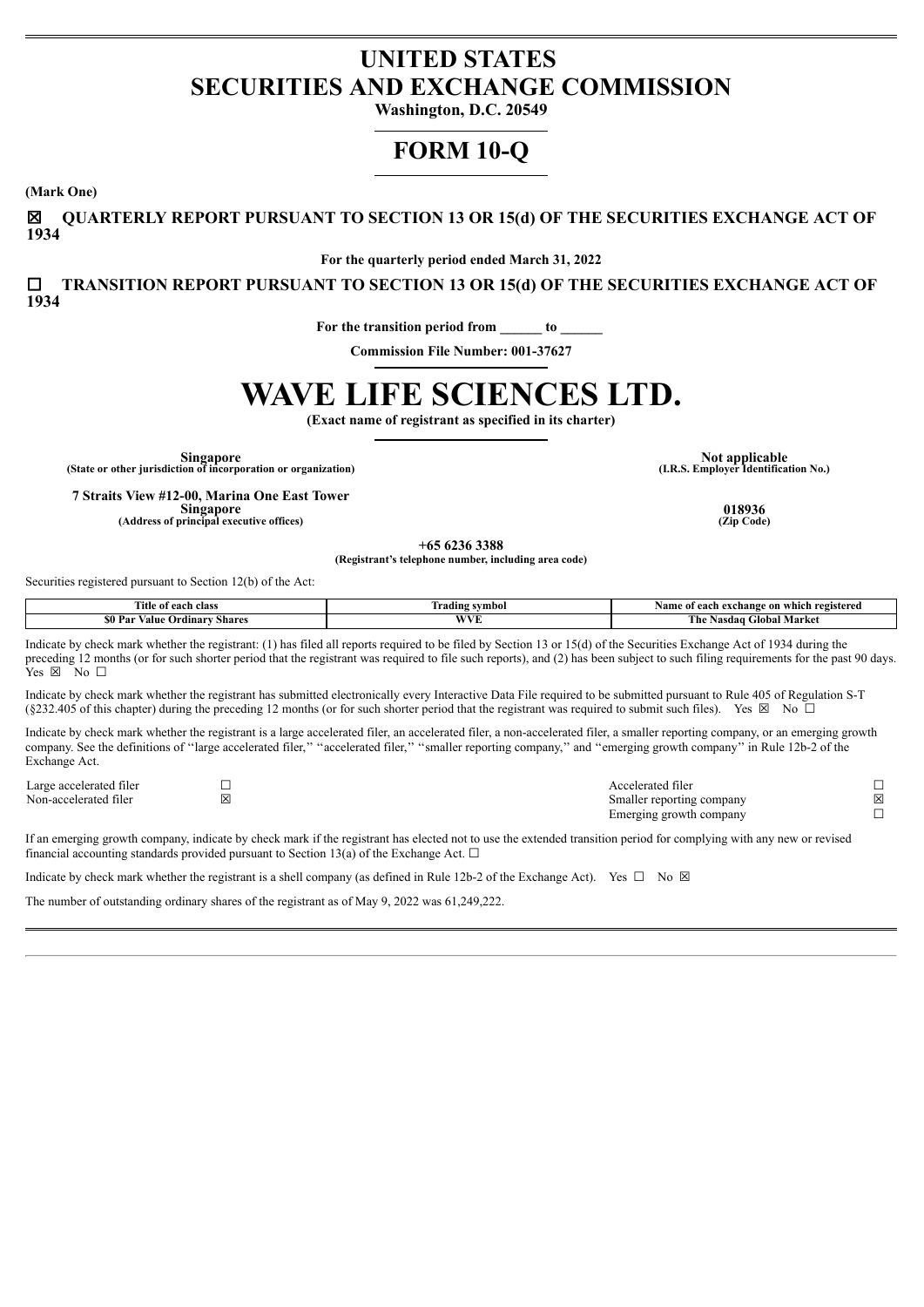# UNITED STATES SECURITIES AND EXCHANGE COMMISSION

**Washington, D.C. 20549**

# FORM 10-Q

**(Mark One)**

☒ **QUARTERLY REPORT PURSUANT TO SECTION 13 OR 15(d) OF THE SECURITIES EXCHANGE ACT OF 1934**

**For the quarterly period ended March 31, 2022**

☐ **TRANSITION REPORT PURSUANT TO SECTION 13 OR 15(d) OF THE SECURITIES EXCHANGE ACT OF 1934**

**For the transition period from \_\_\_\_\_\_ to \_\_\_\_\_\_**

**Commission File Number: 001-37627**

# WAVE LIFE SCIENCES LTD.

**(Exact name of registrant as specified in its charter)**

| | |
|---|---|
| **Singapore**<br>**(State or other jurisdiction of incorporation or organization)** | **Not applicable**<br>**(I.R.S. Employer Identification No.)** |
| **7 Straits View #12-00, Marina One East Tower**<br>**Singapore**<br>**(Address of principal executive offices)** | **018936**<br>**(Zip Code)** |

**+65 6236 3388**
**(Registrant's telephone number, including area code)**

Securities registered pursuant to Section 12(b) of the Act:

| Title of each class | Trading symbol | Name of each exchange on which registered |
|---|---|---|
| $0 Par Value Ordinary Shares | WVE | The Nasdaq Global Market |

Indicate by check mark whether the registrant: (1) has filed all reports required to be filed by Section 13 or 15(d) of the Securities Exchange Act of 1934 during the preceding 12 months (or for such shorter period that the registrant was required to file such reports), and (2) has been subject to such filing requirements for the past 90 days. Yes ☒ No ☐

Indicate by check mark whether the registrant has submitted electronically every Interactive Data File required to be submitted pursuant to Rule 405 of Regulation S-T (§232.405 of this chapter) during the preceding 12 months (or for such shorter period that the registrant was required to submit such files). Yes ☒ No ☐

Indicate by check mark whether the registrant is a large accelerated filer, an accelerated filer, a non-accelerated filer, a smaller reporting company, or an emerging growth company. See the definitions of "large accelerated filer," "accelerated filer," "smaller reporting company," and "emerging growth company" in Rule 12b-2 of the Exchange Act.

| | | | |
|---|---|---|---|
| Large accelerated filer | ☐ | Accelerated filer | ☐ |
| Non-accelerated filer | ☒ | Smaller reporting company | ☒ |
| | | Emerging growth company | ☐ |

If an emerging growth company, indicate by check mark if the registrant has elected not to use the extended transition period for complying with any new or revised financial accounting standards provided pursuant to Section 13(a) of the Exchange Act. ☐

Indicate by check mark whether the registrant is a shell company (as defined in Rule 12b-2 of the Exchange Act). Yes ☐ No ☒

The number of outstanding ordinary shares of the registrant as of May 9, 2022 was 61,249,222.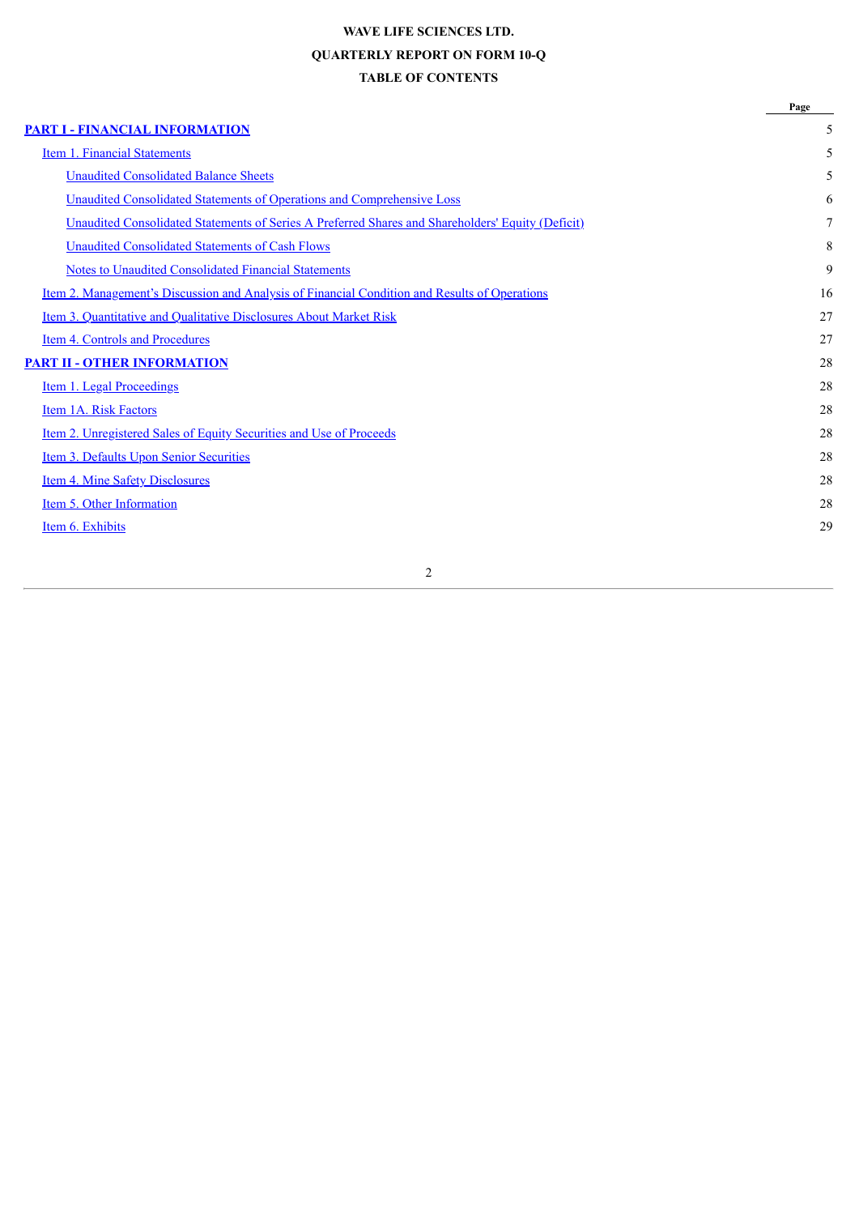**WAVE LIFE SCIENCES LTD.**

**QUARTERLY REPORT ON FORM 10-Q**

**TABLE OF CONTENTS**

| | Page |
|---|---|
| **PART I - FINANCIAL INFORMATION** | 5 |
| Item 1. Financial Statements | 5 |
| Unaudited Consolidated Balance Sheets | 5 |
| Unaudited Consolidated Statements of Operations and Comprehensive Loss | 6 |
| Unaudited Consolidated Statements of Series A Preferred Shares and Shareholders' Equity (Deficit) | 7 |
| Unaudited Consolidated Statements of Cash Flows | 8 |
| Notes to Unaudited Consolidated Financial Statements | 9 |
| Item 2. Management's Discussion and Analysis of Financial Condition and Results of Operations | 16 |
| Item 3. Quantitative and Qualitative Disclosures About Market Risk | 27 |
| Item 4. Controls and Procedures | 27 |
| **PART II - OTHER INFORMATION** | 28 |
| Item 1. Legal Proceedings | 28 |
| Item 1A. Risk Factors | 28 |
| Item 2. Unregistered Sales of Equity Securities and Use of Proceeds | 28 |
| Item 3. Defaults Upon Senior Securities | 28 |
| Item 4. Mine Safety Disclosures | 28 |
| Item 5. Other Information | 28 |
| Item 6. Exhibits | 29 |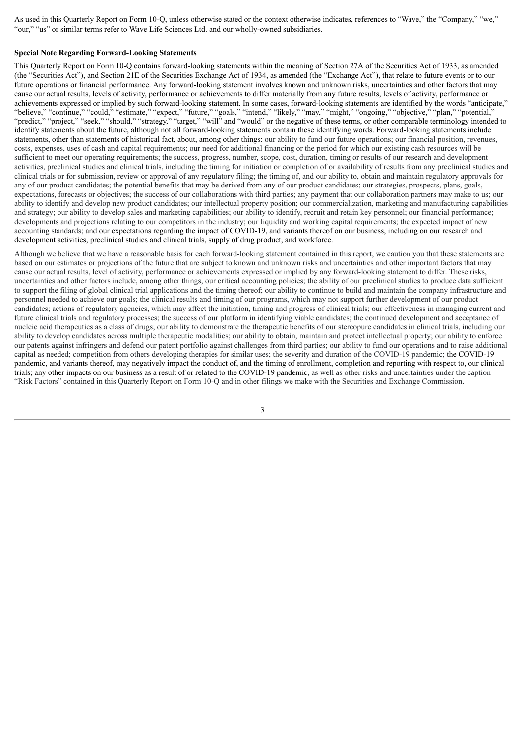As used in this Quarterly Report on Form 10-Q, unless otherwise stated or the context otherwise indicates, references to "Wave," the "Company," "we," "our," "us" or similar terms refer to Wave Life Sciences Ltd. and our wholly-owned subsidiaries.

**Special Note Regarding Forward-Looking Statements**

This Quarterly Report on Form 10-Q contains forward-looking statements within the meaning of Section 27A of the Securities Act of 1933, as amended (the "Securities Act"), and Section 21E of the Securities Exchange Act of 1934, as amended (the "Exchange Act"), that relate to future events or to our future operations or financial performance. Any forward-looking statement involves known and unknown risks, uncertainties and other factors that may cause our actual results, levels of activity, performance or achievements to differ materially from any future results, levels of activity, performance or achievements expressed or implied by such forward-looking statement. In some cases, forward-looking statements are identified by the words "anticipate," "believe," "continue," "could," "estimate," "expect," "future," "goals," "intend," "likely," "may," "might," "ongoing," "objective," "plan," "potential," "predict," "project," "seek," "should," "strategy," "target," "will" and "would" or the negative of these terms, or other comparable terminology intended to identify statements about the future, although not all forward-looking statements contain these identifying words. Forward-looking statements include statements, other than statements of historical fact, about, among other things: our ability to fund our future operations; our financial position, revenues, costs, expenses, uses of cash and capital requirements; our need for additional financing or the period for which our existing cash resources will be sufficient to meet our operating requirements; the success, progress, number, scope, cost, duration, timing or results of our research and development activities, preclinical studies and clinical trials, including the timing for initiation or completion of or availability of results from any preclinical studies and clinical trials or for submission, review or approval of any regulatory filing; the timing of, and our ability to, obtain and maintain regulatory approvals for any of our product candidates; the potential benefits that may be derived from any of our product candidates; our strategies, prospects, plans, goals, expectations, forecasts or objectives; the success of our collaborations with third parties; any payment that our collaboration partners may make to us; our ability to identify and develop new product candidates; our intellectual property position; our commercialization, marketing and manufacturing capabilities and strategy; our ability to develop sales and marketing capabilities; our ability to identify, recruit and retain key personnel; our financial performance; developments and projections relating to our competitors in the industry; our liquidity and working capital requirements; the expected impact of new accounting standards; and our expectations regarding the impact of COVID-19, and variants thereof on our business, including on our research and development activities, preclinical studies and clinical trials, supply of drug product, and workforce.

Although we believe that we have a reasonable basis for each forward-looking statement contained in this report, we caution you that these statements are based on our estimates or projections of the future that are subject to known and unknown risks and uncertainties and other important factors that may cause our actual results, level of activity, performance or achievements expressed or implied by any forward-looking statement to differ. These risks, uncertainties and other factors include, among other things, our critical accounting policies; the ability of our preclinical studies to produce data sufficient to support the filing of global clinical trial applications and the timing thereof; our ability to continue to build and maintain the company infrastructure and personnel needed to achieve our goals; the clinical results and timing of our programs, which may not support further development of our product candidates; actions of regulatory agencies, which may affect the initiation, timing and progress of clinical trials; our effectiveness in managing current and future clinical trials and regulatory processes; the success of our platform in identifying viable candidates; the continued development and acceptance of nucleic acid therapeutics as a class of drugs; our ability to demonstrate the therapeutic benefits of our stereopure candidates in clinical trials, including our ability to develop candidates across multiple therapeutic modalities; our ability to obtain, maintain and protect intellectual property; our ability to enforce our patents against infringers and defend our patent portfolio against challenges from third parties; our ability to fund our operations and to raise additional capital as needed; competition from others developing therapies for similar uses; the severity and duration of the COVID-19 pandemic; the COVID-19 pandemic, and variants thereof, may negatively impact the conduct of, and the timing of enrollment, completion and reporting with respect to, our clinical trials; any other impacts on our business as a result of or related to the COVID-19 pandemic, as well as other risks and uncertainties under the caption "Risk Factors" contained in this Quarterly Report on Form 10-Q and in other filings we make with the Securities and Exchange Commission.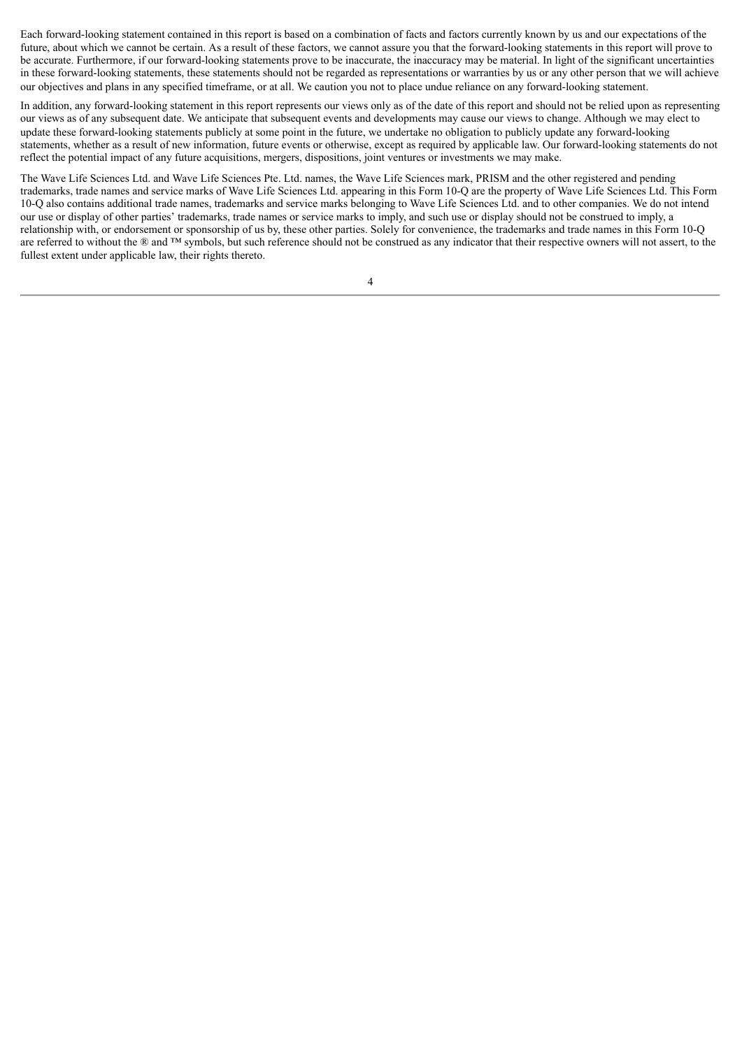Each forward-looking statement contained in this report is based on a combination of facts and factors currently known by us and our expectations of the future, about which we cannot be certain. As a result of these factors, we cannot assure you that the forward-looking statements in this report will prove to be accurate. Furthermore, if our forward-looking statements prove to be inaccurate, the inaccuracy may be material. In light of the significant uncertainties in these forward-looking statements, these statements should not be regarded as representations or warranties by us or any other person that we will achieve our objectives and plans in any specified timeframe, or at all. We caution you not to place undue reliance on any forward-looking statement.

In addition, any forward-looking statement in this report represents our views only as of the date of this report and should not be relied upon as representing our views as of any subsequent date. We anticipate that subsequent events and developments may cause our views to change. Although we may elect to update these forward-looking statements publicly at some point in the future, we undertake no obligation to publicly update any forward-looking statements, whether as a result of new information, future events or otherwise, except as required by applicable law. Our forward-looking statements do not reflect the potential impact of any future acquisitions, mergers, dispositions, joint ventures or investments we may make.

The Wave Life Sciences Ltd. and Wave Life Sciences Pte. Ltd. names, the Wave Life Sciences mark, PRISM and the other registered and pending trademarks, trade names and service marks of Wave Life Sciences Ltd. appearing in this Form 10-Q are the property of Wave Life Sciences Ltd. This Form 10-Q also contains additional trade names, trademarks and service marks belonging to Wave Life Sciences Ltd. and to other companies. We do not intend our use or display of other parties' trademarks, trade names or service marks to imply, and such use or display should not be construed to imply, a relationship with, or endorsement or sponsorship of us by, these other parties. Solely for convenience, the trademarks and trade names in this Form 10-Q are referred to without the ® and ™ symbols, but such reference should not be construed as any indicator that their respective owners will not assert, to the fullest extent under applicable law, their rights thereto.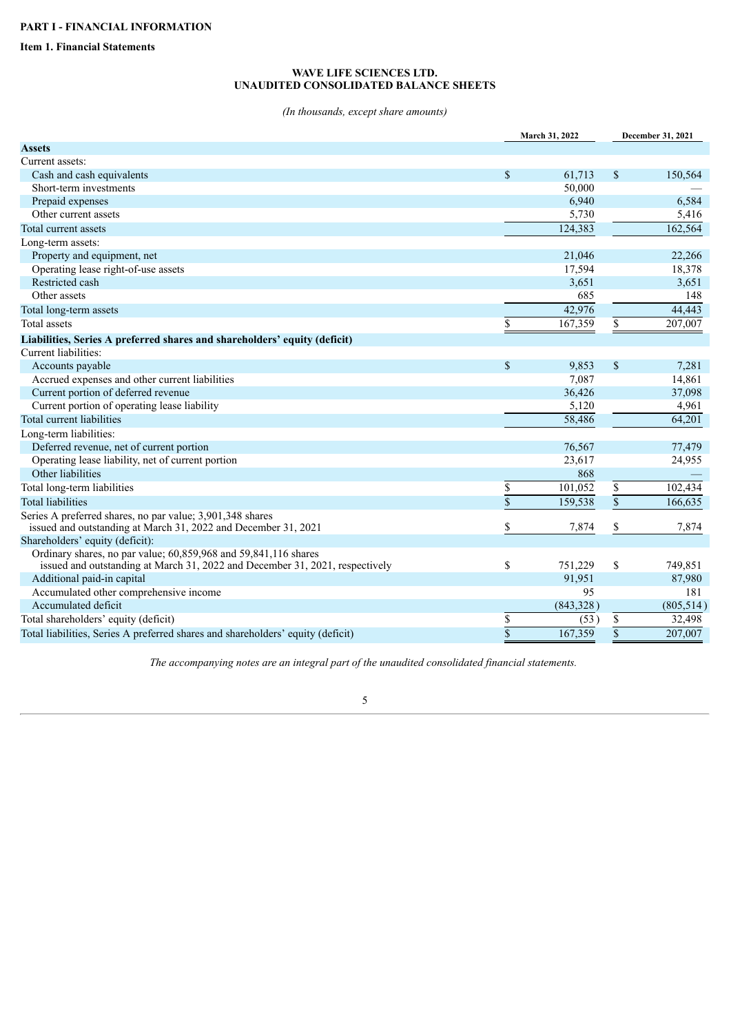**PART I - FINANCIAL INFORMATION**

**Item 1. Financial Statements**

**WAVE LIFE SCIENCES LTD.**
**UNAUDITED CONSOLIDATED BALANCE SHEETS**

*(In thousands, except share amounts)*

| | March 31, 2022 | December 31, 2021 |
|---|---|---|
| **Assets** | | |
| Current assets: | | |
| Cash and cash equivalents | $ 61,713 | $ 150,564 |
| Short-term investments | 50,000 | — |
| Prepaid expenses | 6,940 | 6,584 |
| Other current assets | 5,730 | 5,416 |
| Total current assets | 124,383 | 162,564 |
| Long-term assets: | | |
| Property and equipment, net | 21,046 | 22,266 |
| Operating lease right-of-use assets | 17,594 | 18,378 |
| Restricted cash | 3,651 | 3,651 |
| Other assets | 685 | 148 |
| Total long-term assets | 42,976 | 44,443 |
| Total assets | $ 167,359 | $ 207,007 |
| **Liabilities, Series A preferred shares and shareholders' equity (deficit)** | | |
| Current liabilities: | | |
| Accounts payable | $ 9,853 | $ 7,281 |
| Accrued expenses and other current liabilities | 7,087 | 14,861 |
| Current portion of deferred revenue | 36,426 | 37,098 |
| Current portion of operating lease liability | 5,120 | 4,961 |
| Total current liabilities | 58,486 | 64,201 |
| Long-term liabilities: | | |
| Deferred revenue, net of current portion | 76,567 | 77,479 |
| Operating lease liability, net of current portion | 23,617 | 24,955 |
| Other liabilities | 868 | — |
| Total long-term liabilities | $ 101,052 | $ 102,434 |
| Total liabilities | $ 159,538 | $ 166,635 |
| Series A preferred shares, no par value; 3,901,348 shares issued and outstanding at March 31, 2022 and December 31, 2021 | $ 7,874 | $ 7,874 |
| Shareholders' equity (deficit): | | |
| Ordinary shares, no par value; 60,859,968 and 59,841,116 shares issued and outstanding at March 31, 2022 and December 31, 2021, respectively | $ 751,229 | $ 749,851 |
| Additional paid-in capital | 91,951 | 87,980 |
| Accumulated other comprehensive income | 95 | 181 |
| Accumulated deficit | (843,328) | (805,514) |
| Total shareholders' equity (deficit) | $ (53) | $ 32,498 |
| Total liabilities, Series A preferred shares and shareholders' equity (deficit) | $ 167,359 | $ 207,007 |

*The accompanying notes are an integral part of the unaudited consolidated financial statements.*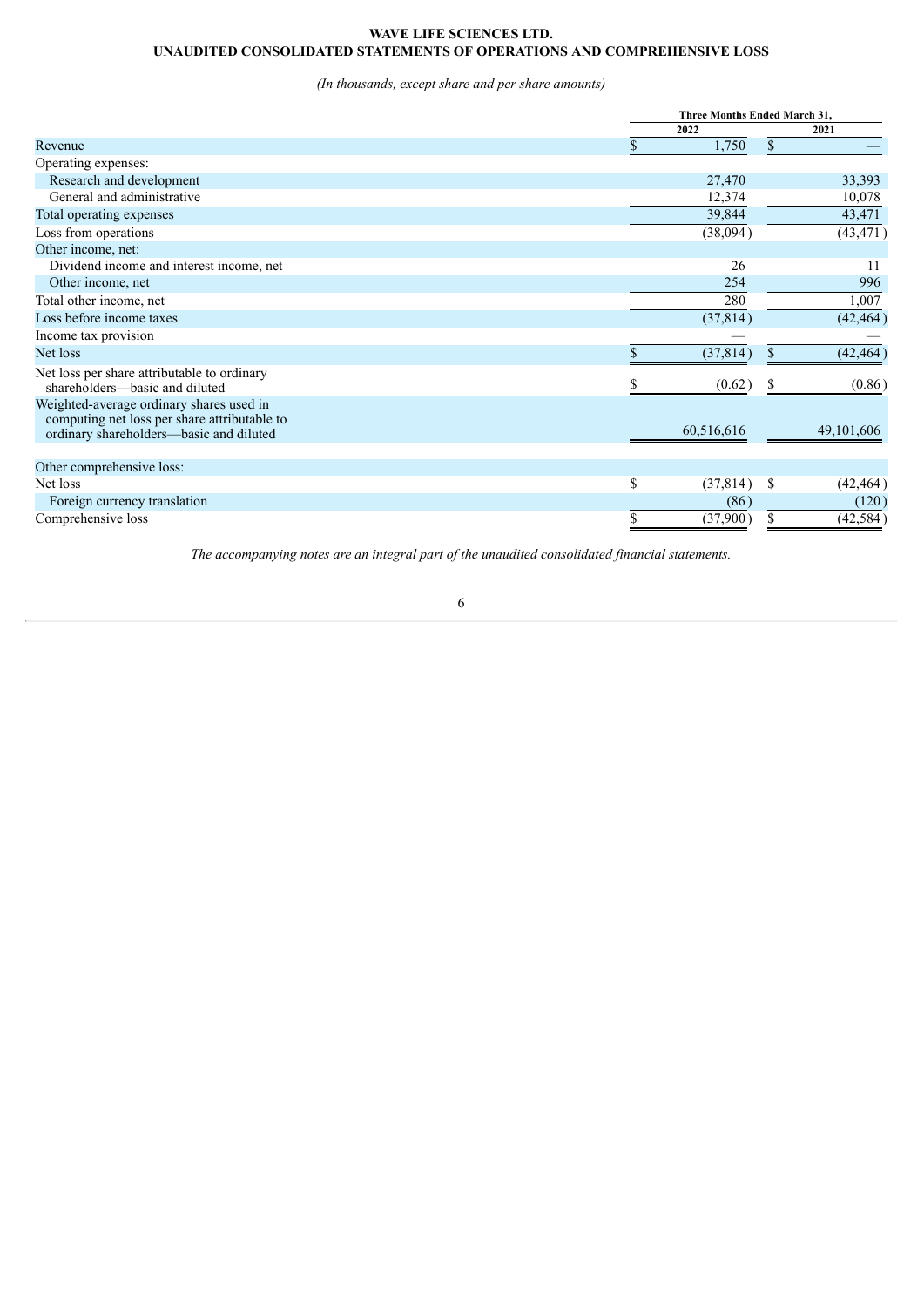**WAVE LIFE SCIENCES LTD.**
**UNAUDITED CONSOLIDATED STATEMENTS OF OPERATIONS AND COMPREHENSIVE LOSS**

*(In thousands, except share and per share amounts)*

| | Three Months Ended March 31, | |
|---|---|---|
| | 2022 | 2021 |
| Revenue | $ 1,750 | $ — |
| Operating expenses: | | |
| Research and development | 27,470 | 33,393 |
| General and administrative | 12,374 | 10,078 |
| Total operating expenses | 39,844 | 43,471 |
| Loss from operations | (38,094) | (43,471) |
| Other income, net: | | |
| Dividend income and interest income, net | 26 | 11 |
| Other income, net | 254 | 996 |
| Total other income, net | 280 | 1,007 |
| Loss before income taxes | (37,814) | (42,464) |
| Income tax provision | — | — |
| Net loss | $ (37,814) | $ (42,464) |
| Net loss per share attributable to ordinary shareholders—basic and diluted | $ (0.62) | $ (0.86) |
| Weighted-average ordinary shares used in computing net loss per share attributable to ordinary shareholders—basic and diluted | 60,516,616 | 49,101,606 |
| | | |
| Other comprehensive loss: | | |
| Net loss | $ (37,814) | $ (42,464) |
| Foreign currency translation | (86) | (120) |
| Comprehensive loss | $ (37,900) | $ (42,584) |

*The accompanying notes are an integral part of the unaudited consolidated financial statements.*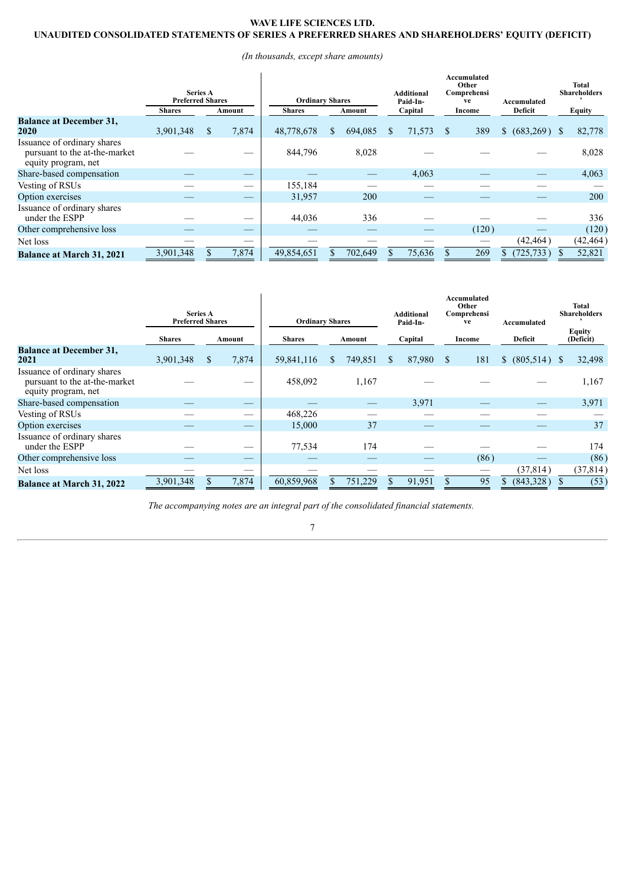**WAVE LIFE SCIENCES LTD.**
**UNAUDITED CONSOLIDATED STATEMENTS OF SERIES A PREFERRED SHARES AND SHAREHOLDERS' EQUITY (DEFICIT)**

*(In thousands, except share amounts)*

| | Series A Preferred Shares | | Ordinary Shares | | Additional Paid-In- | Accumulated Other Comprehensive | Accumulated | Total Shareholders' |
|---|---|---|---|---|---|---|---|---|
| | Shares | Amount | Shares | Amount | Capital | Income | Deficit | Equity |
| **Balance at December 31, 2020** | 3,901,348 | $ 7,874 | 48,778,678 | $ 694,085 | $ 71,573 | $ 389 | $ (683,269) | $ 82,778 |
| Issuance of ordinary shares pursuant to the at-the-market equity program, net | — | — | 844,796 | 8,028 | — | — | — | 8,028 |
| Share-based compensation | — | — | — | — | 4,063 | — | — | 4,063 |
| Vesting of RSUs | — | — | 155,184 | — | — | — | — | — |
| Option exercises | — | — | 31,957 | 200 | — | — | — | 200 |
| Issuance of ordinary shares under the ESPP | — | — | 44,036 | 336 | — | — | — | 336 |
| Other comprehensive loss | — | — | — | — | — | (120) | — | (120) |
| Net loss | — | — | — | — | — | — | (42,464) | (42,464) |
| **Balance at March 31, 2021** | 3,901,348 | $ 7,874 | 49,854,651 | $ 702,649 | $ 75,636 | $ 269 | $ (725,733) | $ 52,821 |

| | Series A Preferred Shares | | Ordinary Shares | | Additional Paid-In- | Accumulated Other Comprehensive | Accumulated | Total Shareholders' |
|---|---|---|---|---|---|---|---|---|
| | Shares | Amount | Shares | Amount | Capital | Income | Deficit | Equity (Deficit) |
| **Balance at December 31, 2021** | 3,901,348 | $ 7,874 | 59,841,116 | $ 749,851 | $ 87,980 | $ 181 | $ (805,514) | $ 32,498 |
| Issuance of ordinary shares pursuant to the at-the-market equity program, net | — | — | 458,092 | 1,167 | — | — | — | 1,167 |
| Share-based compensation | — | — | — | — | 3,971 | — | — | 3,971 |
| Vesting of RSUs | — | — | 468,226 | — | — | — | — | — |
| Option exercises | — | — | 15,000 | 37 | — | — | — | 37 |
| Issuance of ordinary shares under the ESPP | — | — | 77,534 | 174 | — | — | — | 174 |
| Other comprehensive loss | — | — | — | — | — | (86) | — | (86) |
| Net loss | — | — | — | — | — | — | (37,814) | (37,814) |
| **Balance at March 31, 2022** | 3,901,348 | $ 7,874 | 60,859,968 | $ 751,229 | $ 91,951 | $ 95 | $ (843,328) | $ (53) |

*The accompanying notes are an integral part of the consolidated financial statements.*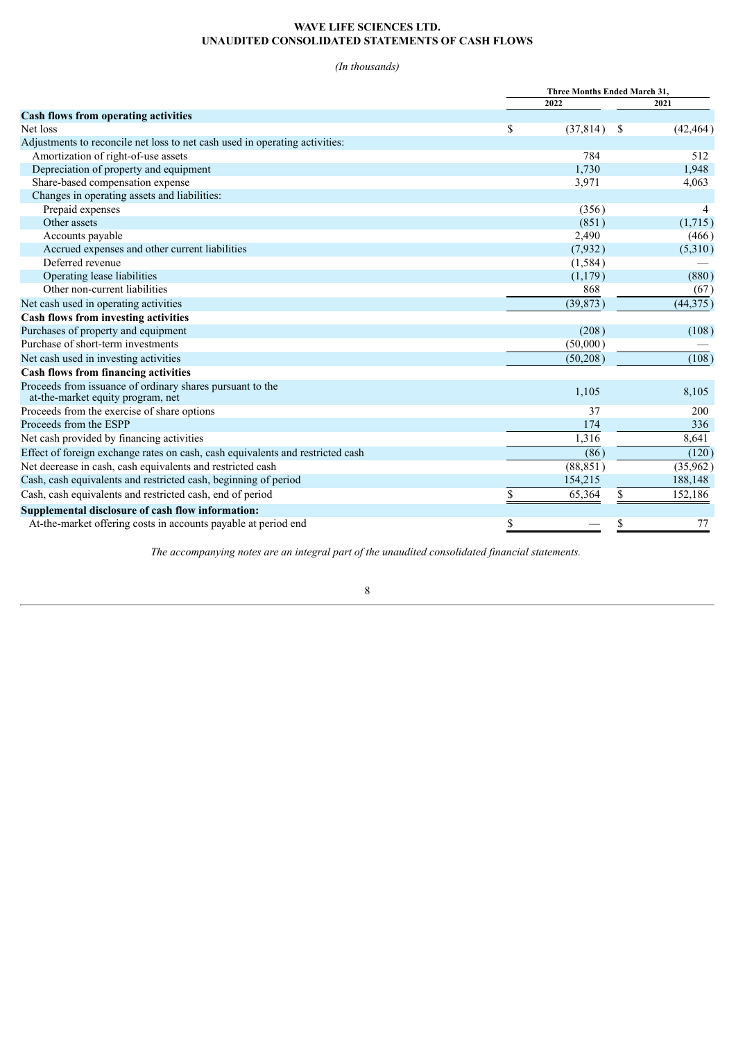**WAVE LIFE SCIENCES LTD.**
**UNAUDITED CONSOLIDATED STATEMENTS OF CASH FLOWS**

*(In thousands)*

| | Three Months Ended March 31, | |
|---|---|---|
| | 2022 | 2021 |
| **Cash flows from operating activities** | | |
| Net loss | $ (37,814) | $ (42,464) |
| Adjustments to reconcile net loss to net cash used in operating activities: | | |
| Amortization of right-of-use assets | 784 | 512 |
| Depreciation of property and equipment | 1,730 | 1,948 |
| Share-based compensation expense | 3,971 | 4,063 |
| Changes in operating assets and liabilities: | | |
| Prepaid expenses | (356) | 4 |
| Other assets | (851) | (1,715) |
| Accounts payable | 2,490 | (466) |
| Accrued expenses and other current liabilities | (7,932) | (5,310) |
| Deferred revenue | (1,584) | — |
| Operating lease liabilities | (1,179) | (880) |
| Other non-current liabilities | 868 | (67) |
| Net cash used in operating activities | (39,873) | (44,375) |
| **Cash flows from investing activities** | | |
| Purchases of property and equipment | (208) | (108) |
| Purchase of short-term investments | (50,000) | — |
| Net cash used in investing activities | (50,208) | (108) |
| **Cash flows from financing activities** | | |
| Proceeds from issuance of ordinary shares pursuant to the at-the-market equity program, net | 1,105 | 8,105 |
| Proceeds from the exercise of share options | 37 | 200 |
| Proceeds from the ESPP | 174 | 336 |
| Net cash provided by financing activities | 1,316 | 8,641 |
| Effect of foreign exchange rates on cash, cash equivalents and restricted cash | (86) | (120) |
| Net decrease in cash, cash equivalents and restricted cash | (88,851) | (35,962) |
| Cash, cash equivalents and restricted cash, beginning of period | 154,215 | 188,148 |
| Cash, cash equivalents and restricted cash, end of period | $ 65,364 | $ 152,186 |
| **Supplemental disclosure of cash flow information:** | | |
| At-the-market offering costs in accounts payable at period end | $ — | $ 77 |

*The accompanying notes are an integral part of the unaudited consolidated financial statements.*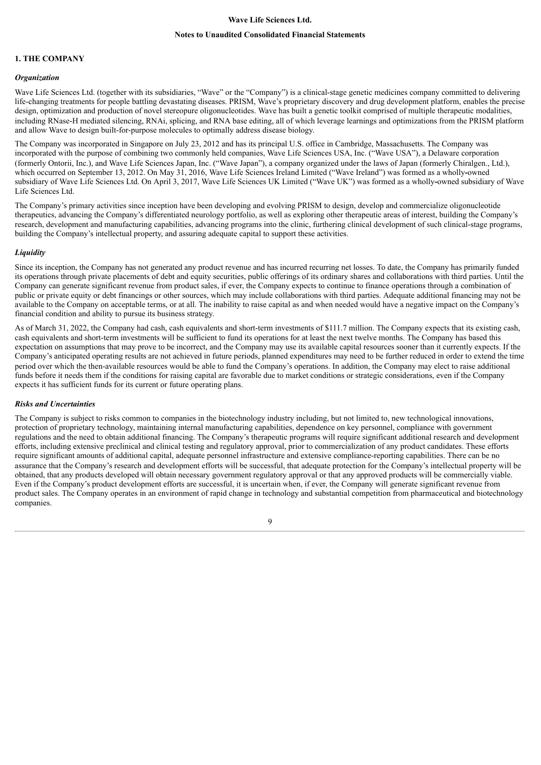# Wave Life Sciences Ltd.

## Notes to Unaudited Consolidated Financial Statements

### 1. THE COMPANY

#### *Organization*

Wave Life Sciences Ltd. (together with its subsidiaries, "Wave" or the "Company") is a clinical-stage genetic medicines company committed to delivering life-changing treatments for people battling devastating diseases. PRISM, Wave's proprietary discovery and drug development platform, enables the precise design, optimization and production of novel stereopure oligonucleotides. Wave has built a genetic toolkit comprised of multiple therapeutic modalities, including RNase-H mediated silencing, RNAi, splicing, and RNA base editing, all of which leverage learnings and optimizations from the PRISM platform and allow Wave to design built-for-purpose molecules to optimally address disease biology.

The Company was incorporated in Singapore on July 23, 2012 and has its principal U.S. office in Cambridge, Massachusetts. The Company was incorporated with the purpose of combining two commonly held companies, Wave Life Sciences USA, Inc. ("Wave USA"), a Delaware corporation (formerly Ontorii, Inc.), and Wave Life Sciences Japan, Inc. ("Wave Japan"), a company organized under the laws of Japan (formerly Chiralgen., Ltd.), which occurred on September 13, 2012. On May 31, 2016, Wave Life Sciences Ireland Limited ("Wave Ireland") was formed as a wholly-owned subsidiary of Wave Life Sciences Ltd. On April 3, 2017, Wave Life Sciences UK Limited ("Wave UK") was formed as a wholly-owned subsidiary of Wave Life Sciences Ltd.

The Company's primary activities since inception have been developing and evolving PRISM to design, develop and commercialize oligonucleotide therapeutics, advancing the Company's differentiated neurology portfolio, as well as exploring other therapeutic areas of interest, building the Company's research, development and manufacturing capabilities, advancing programs into the clinic, furthering clinical development of such clinical-stage programs, building the Company's intellectual property, and assuring adequate capital to support these activities.

#### *Liquidity*

Since its inception, the Company has not generated any product revenue and has incurred recurring net losses. To date, the Company has primarily funded its operations through private placements of debt and equity securities, public offerings of its ordinary shares and collaborations with third parties. Until the Company can generate significant revenue from product sales, if ever, the Company expects to continue to finance operations through a combination of public or private equity or debt financings or other sources, which may include collaborations with third parties. Adequate additional financing may not be available to the Company on acceptable terms, or at all. The inability to raise capital as and when needed would have a negative impact on the Company's financial condition and ability to pursue its business strategy.

As of March 31, 2022, the Company had cash, cash equivalents and short-term investments of $111.7 million. The Company expects that its existing cash, cash equivalents and short-term investments will be sufficient to fund its operations for at least the next twelve months. The Company has based this expectation on assumptions that may prove to be incorrect, and the Company may use its available capital resources sooner than it currently expects. If the Company's anticipated operating results are not achieved in future periods, planned expenditures may need to be further reduced in order to extend the time period over which the then-available resources would be able to fund the Company's operations. In addition, the Company may elect to raise additional funds before it needs them if the conditions for raising capital are favorable due to market conditions or strategic considerations, even if the Company expects it has sufficient funds for its current or future operating plans.

#### *Risks and Uncertainties*

The Company is subject to risks common to companies in the biotechnology industry including, but not limited to, new technological innovations, protection of proprietary technology, maintaining internal manufacturing capabilities, dependence on key personnel, compliance with government regulations and the need to obtain additional financing. The Company's therapeutic programs will require significant additional research and development efforts, including extensive preclinical and clinical testing and regulatory approval, prior to commercialization of any product candidates. These efforts require significant amounts of additional capital, adequate personnel infrastructure and extensive compliance-reporting capabilities. There can be no assurance that the Company's research and development efforts will be successful, that adequate protection for the Company's intellectual property will be obtained, that any products developed will obtain necessary government regulatory approval or that any approved products will be commercially viable. Even if the Company's product development efforts are successful, it is uncertain when, if ever, the Company will generate significant revenue from product sales. The Company operates in an environment of rapid change in technology and substantial competition from pharmaceutical and biotechnology companies.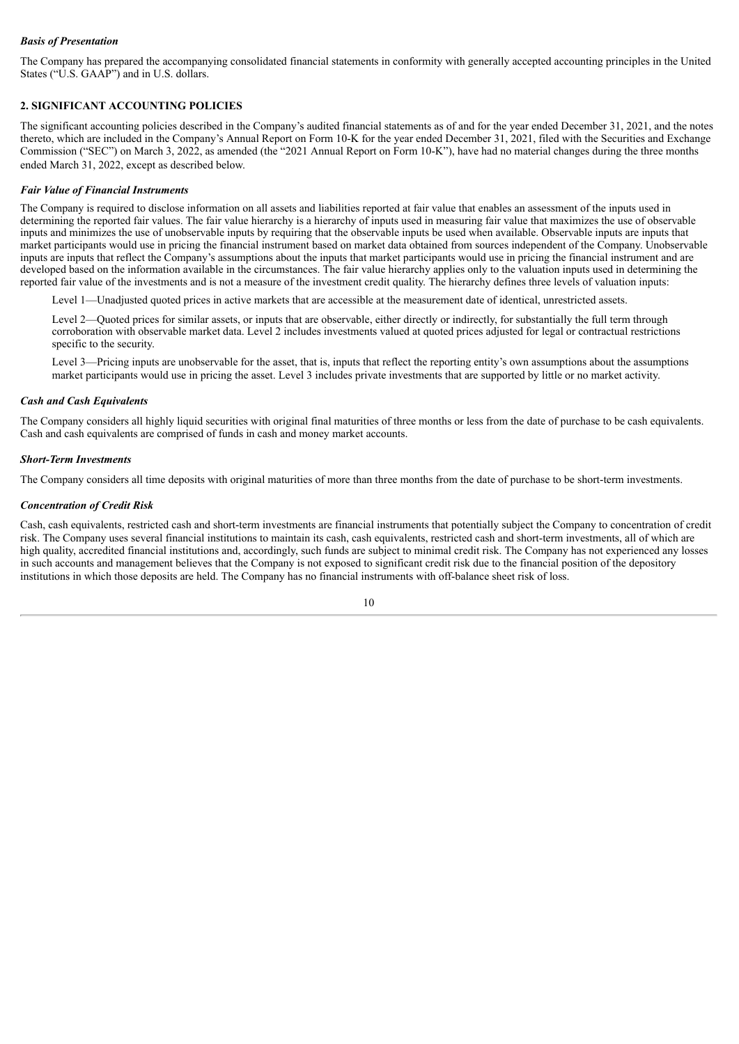***Basis of Presentation***

The Company has prepared the accompanying consolidated financial statements in conformity with generally accepted accounting principles in the United States ("U.S. GAAP") and in U.S. dollars.

## 2. SIGNIFICANT ACCOUNTING POLICIES

The significant accounting policies described in the Company's audited financial statements as of and for the year ended December 31, 2021, and the notes thereto, which are included in the Company's Annual Report on Form 10-K for the year ended December 31, 2021, filed with the Securities and Exchange Commission ("SEC") on March 3, 2022, as amended (the "2021 Annual Report on Form 10-K"), have had no material changes during the three months ended March 31, 2022, except as described below.

***Fair Value of Financial Instruments***

The Company is required to disclose information on all assets and liabilities reported at fair value that enables an assessment of the inputs used in determining the reported fair values. The fair value hierarchy is a hierarchy of inputs used in measuring fair value that maximizes the use of observable inputs and minimizes the use of unobservable inputs by requiring that the observable inputs be used when available. Observable inputs are inputs that market participants would use in pricing the financial instrument based on market data obtained from sources independent of the Company. Unobservable inputs are inputs that reflect the Company's assumptions about the inputs that market participants would use in pricing the financial instrument and are developed based on the information available in the circumstances. The fair value hierarchy applies only to the valuation inputs used in determining the reported fair value of the investments and is not a measure of the investment credit quality. The hierarchy defines three levels of valuation inputs:

Level 1—Unadjusted quoted prices in active markets that are accessible at the measurement date of identical, unrestricted assets.

Level 2—Quoted prices for similar assets, or inputs that are observable, either directly or indirectly, for substantially the full term through corroboration with observable market data. Level 2 includes investments valued at quoted prices adjusted for legal or contractual restrictions specific to the security.

Level 3—Pricing inputs are unobservable for the asset, that is, inputs that reflect the reporting entity's own assumptions about the assumptions market participants would use in pricing the asset. Level 3 includes private investments that are supported by little or no market activity.

***Cash and Cash Equivalents***

The Company considers all highly liquid securities with original final maturities of three months or less from the date of purchase to be cash equivalents. Cash and cash equivalents are comprised of funds in cash and money market accounts.

***Short-Term Investments***

The Company considers all time deposits with original maturities of more than three months from the date of purchase to be short-term investments.

***Concentration of Credit Risk***

Cash, cash equivalents, restricted cash and short-term investments are financial instruments that potentially subject the Company to concentration of credit risk. The Company uses several financial institutions to maintain its cash, cash equivalents, restricted cash and short-term investments, all of which are high quality, accredited financial institutions and, accordingly, such funds are subject to minimal credit risk. The Company has not experienced any losses in such accounts and management believes that the Company is not exposed to significant credit risk due to the financial position of the depository institutions in which those deposits are held. The Company has no financial instruments with off-balance sheet risk of loss.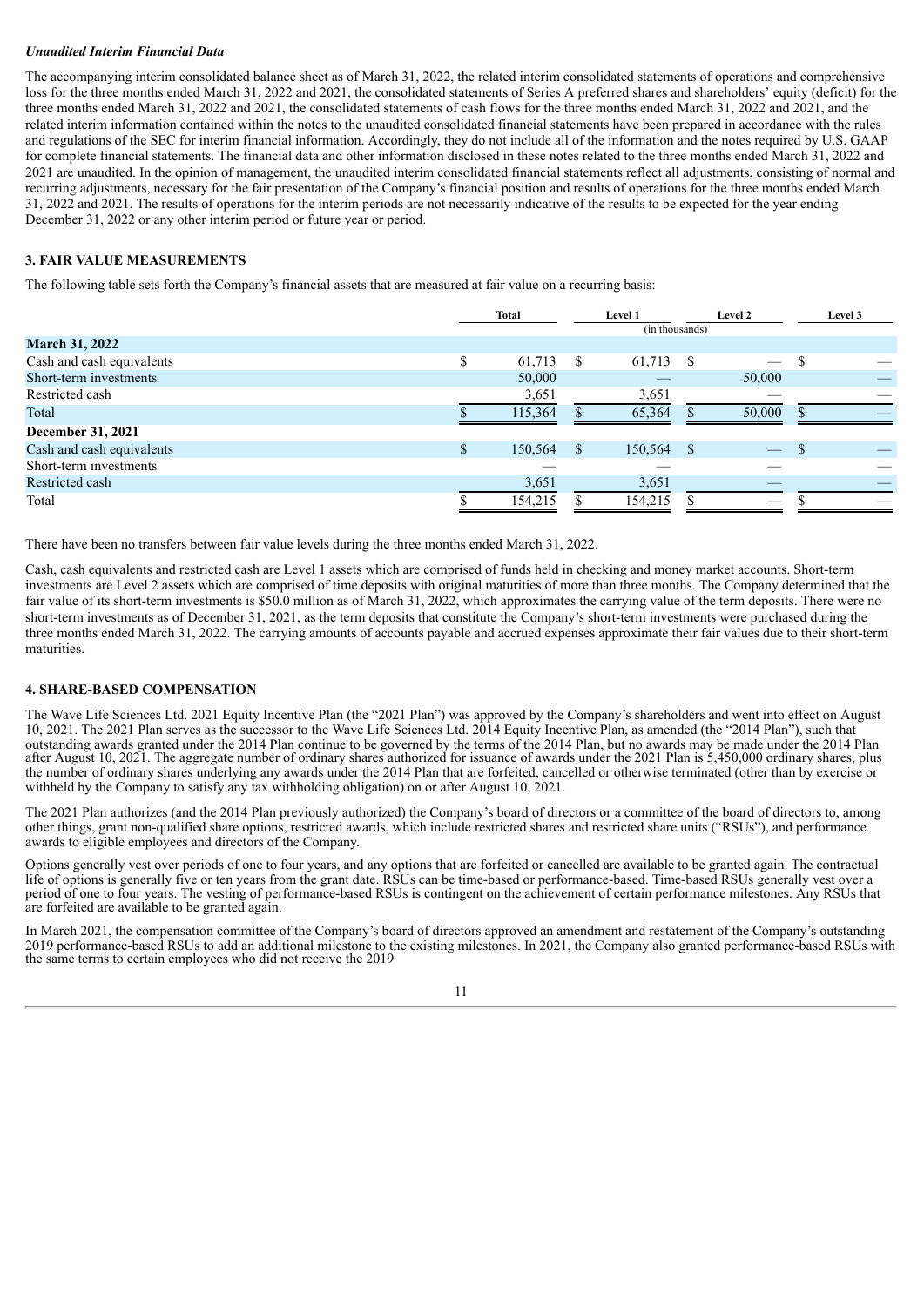***Unaudited Interim Financial Data***

The accompanying interim consolidated balance sheet as of March 31, 2022, the related interim consolidated statements of operations and comprehensive loss for the three months ended March 31, 2022 and 2021, the consolidated statements of Series A preferred shares and shareholders' equity (deficit) for the three months ended March 31, 2022 and 2021, the consolidated statements of cash flows for the three months ended March 31, 2022 and 2021, and the related interim information contained within the notes to the unaudited consolidated financial statements have been prepared in accordance with the rules and regulations of the SEC for interim financial information. Accordingly, they do not include all of the information and the notes required by U.S. GAAP for complete financial statements. The financial data and other information disclosed in these notes related to the three months ended March 31, 2022 and 2021 are unaudited. In the opinion of management, the unaudited interim consolidated financial statements reflect all adjustments, consisting of normal and recurring adjustments, necessary for the fair presentation of the Company's financial position and results of operations for the three months ended March 31, 2022 and 2021. The results of operations for the interim periods are not necessarily indicative of the results to be expected for the year ending December 31, 2022 or any other interim period or future year or period.

**3. FAIR VALUE MEASUREMENTS**

The following table sets forth the Company's financial assets that are measured at fair value on a recurring basis:

| | Total | Level 1 | Level 2 | Level 3 |
|---|---|---|---|---|
| | | (in thousands) | | |
| **March 31, 2022** | | | | |
| Cash and cash equivalents | $ 61,713 | $ 61,713 | $ — | $ — |
| Short-term investments | 50,000 | — | 50,000 | — |
| Restricted cash | 3,651 | 3,651 | — | — |
| Total | $ 115,364 | $ 65,364 | $ 50,000 | $ — |
| **December 31, 2021** | | | | |
| Cash and cash equivalents | $ 150,564 | $ 150,564 | $ — | $ — |
| Short-term investments | — | — | — | — |
| Restricted cash | 3,651 | 3,651 | — | — |
| Total | $ 154,215 | $ 154,215 | $ — | $ — |

There have been no transfers between fair value levels during the three months ended March 31, 2022.

Cash, cash equivalents and restricted cash are Level 1 assets which are comprised of funds held in checking and money market accounts. Short-term investments are Level 2 assets which are comprised of time deposits with original maturities of more than three months. The Company determined that the fair value of its short-term investments is $50.0 million as of March 31, 2022, which approximates the carrying value of the term deposits. There were no short-term investments as of December 31, 2021, as the term deposits that constitute the Company's short-term investments were purchased during the three months ended March 31, 2022. The carrying amounts of accounts payable and accrued expenses approximate their fair values due to their short-term maturities.

**4. SHARE-BASED COMPENSATION**

The Wave Life Sciences Ltd. 2021 Equity Incentive Plan (the "2021 Plan") was approved by the Company's shareholders and went into effect on August 10, 2021. The 2021 Plan serves as the successor to the Wave Life Sciences Ltd. 2014 Equity Incentive Plan, as amended (the "2014 Plan"), such that outstanding awards granted under the 2014 Plan continue to be governed by the terms of the 2014 Plan, but no awards may be made under the 2014 Plan after August 10, 2021. The aggregate number of ordinary shares authorized for issuance of awards under the 2021 Plan is 5,450,000 ordinary shares, plus the number of ordinary shares underlying any awards under the 2014 Plan that are forfeited, cancelled or otherwise terminated (other than by exercise or withheld by the Company to satisfy any tax withholding obligation) on or after August 10, 2021.

The 2021 Plan authorizes (and the 2014 Plan previously authorized) the Company's board of directors or a committee of the board of directors to, among other things, grant non-qualified share options, restricted awards, which include restricted shares and restricted share units ("RSUs"), and performance awards to eligible employees and directors of the Company.

Options generally vest over periods of one to four years, and any options that are forfeited or cancelled are available to be granted again. The contractual life of options is generally five or ten years from the grant date. RSUs can be time-based or performance-based. Time-based RSUs generally vest over a period of one to four years. The vesting of performance-based RSUs is contingent on the achievement of certain performance milestones. Any RSUs that are forfeited are available to be granted again.

In March 2021, the compensation committee of the Company's board of directors approved an amendment and restatement of the Company's outstanding 2019 performance-based RSUs to add an additional milestone to the existing milestones. In 2021, the Company also granted performance-based RSUs with the same terms to certain employees who did not receive the 2019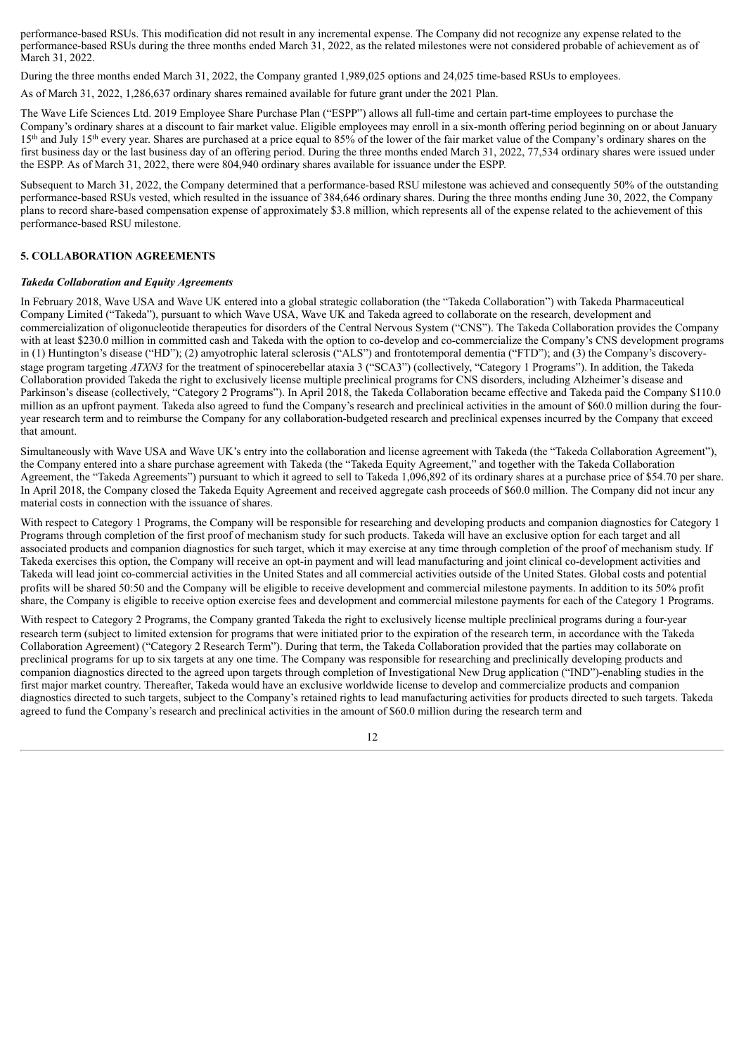performance-based RSUs. This modification did not result in any incremental expense. The Company did not recognize any expense related to the performance-based RSUs during the three months ended March 31, 2022, as the related milestones were not considered probable of achievement as of March 31, 2022.

During the three months ended March 31, 2022, the Company granted 1,989,025 options and 24,025 time-based RSUs to employees.

As of March 31, 2022, 1,286,637 ordinary shares remained available for future grant under the 2021 Plan.

The Wave Life Sciences Ltd. 2019 Employee Share Purchase Plan ("ESPP") allows all full-time and certain part-time employees to purchase the Company's ordinary shares at a discount to fair market value. Eligible employees may enroll in a six-month offering period beginning on or about January 15th and July 15th every year. Shares are purchased at a price equal to 85% of the lower of the fair market value of the Company's ordinary shares on the first business day or the last business day of an offering period. During the three months ended March 31, 2022, 77,534 ordinary shares were issued under the ESPP. As of March 31, 2022, there were 804,940 ordinary shares available for issuance under the ESPP.

Subsequent to March 31, 2022, the Company determined that a performance-based RSU milestone was achieved and consequently 50% of the outstanding performance-based RSUs vested, which resulted in the issuance of 384,646 ordinary shares. During the three months ending June 30, 2022, the Company plans to record share-based compensation expense of approximately $3.8 million, which represents all of the expense related to the achievement of this performance-based RSU milestone.

## 5. COLLABORATION AGREEMENTS

### *Takeda Collaboration and Equity Agreements*

In February 2018, Wave USA and Wave UK entered into a global strategic collaboration (the "Takeda Collaboration") with Takeda Pharmaceutical Company Limited ("Takeda"), pursuant to which Wave USA, Wave UK and Takeda agreed to collaborate on the research, development and commercialization of oligonucleotide therapeutics for disorders of the Central Nervous System ("CNS"). The Takeda Collaboration provides the Company with at least $230.0 million in committed cash and Takeda with the option to co-develop and co-commercialize the Company's CNS development programs in (1) Huntington's disease ("HD"); (2) amyotrophic lateral sclerosis ("ALS") and frontotemporal dementia ("FTD"); and (3) the Company's discovery-stage program targeting *ATXN3* for the treatment of spinocerebellar ataxia 3 ("SCA3") (collectively, "Category 1 Programs"). In addition, the Takeda Collaboration provided Takeda the right to exclusively license multiple preclinical programs for CNS disorders, including Alzheimer's disease and Parkinson's disease (collectively, "Category 2 Programs"). In April 2018, the Takeda Collaboration became effective and Takeda paid the Company $110.0 million as an upfront payment. Takeda also agreed to fund the Company's research and preclinical activities in the amount of $60.0 million during the four-year research term and to reimburse the Company for any collaboration-budgeted research and preclinical expenses incurred by the Company that exceed that amount.

Simultaneously with Wave USA and Wave UK's entry into the collaboration and license agreement with Takeda (the "Takeda Collaboration Agreement"), the Company entered into a share purchase agreement with Takeda (the "Takeda Equity Agreement," and together with the Takeda Collaboration Agreement, the "Takeda Agreements") pursuant to which it agreed to sell to Takeda 1,096,892 of its ordinary shares at a purchase price of $54.70 per share. In April 2018, the Company closed the Takeda Equity Agreement and received aggregate cash proceeds of $60.0 million. The Company did not incur any material costs in connection with the issuance of shares.

With respect to Category 1 Programs, the Company will be responsible for researching and developing products and companion diagnostics for Category 1 Programs through completion of the first proof of mechanism study for such products. Takeda will have an exclusive option for each target and all associated products and companion diagnostics for such target, which it may exercise at any time through completion of the proof of mechanism study. If Takeda exercises this option, the Company will receive an opt-in payment and will lead manufacturing and joint clinical co-development activities and Takeda will lead joint co-commercial activities in the United States and all commercial activities outside of the United States. Global costs and potential profits will be shared 50:50 and the Company will be eligible to receive development and commercial milestone payments. In addition to its 50% profit share, the Company is eligible to receive option exercise fees and development and commercial milestone payments for each of the Category 1 Programs.

With respect to Category 2 Programs, the Company granted Takeda the right to exclusively license multiple preclinical programs during a four-year research term (subject to limited extension for programs that were initiated prior to the expiration of the research term, in accordance with the Takeda Collaboration Agreement) ("Category 2 Research Term"). During that term, the Takeda Collaboration provided that the parties may collaborate on preclinical programs for up to six targets at any one time. The Company was responsible for researching and preclinically developing products and companion diagnostics directed to the agreed upon targets through completion of Investigational New Drug application ("IND")-enabling studies in the first major market country. Thereafter, Takeda would have an exclusive worldwide license to develop and commercialize products and companion diagnostics directed to such targets, subject to the Company's retained rights to lead manufacturing activities for products directed to such targets. Takeda agreed to fund the Company's research and preclinical activities in the amount of $60.0 million during the research term and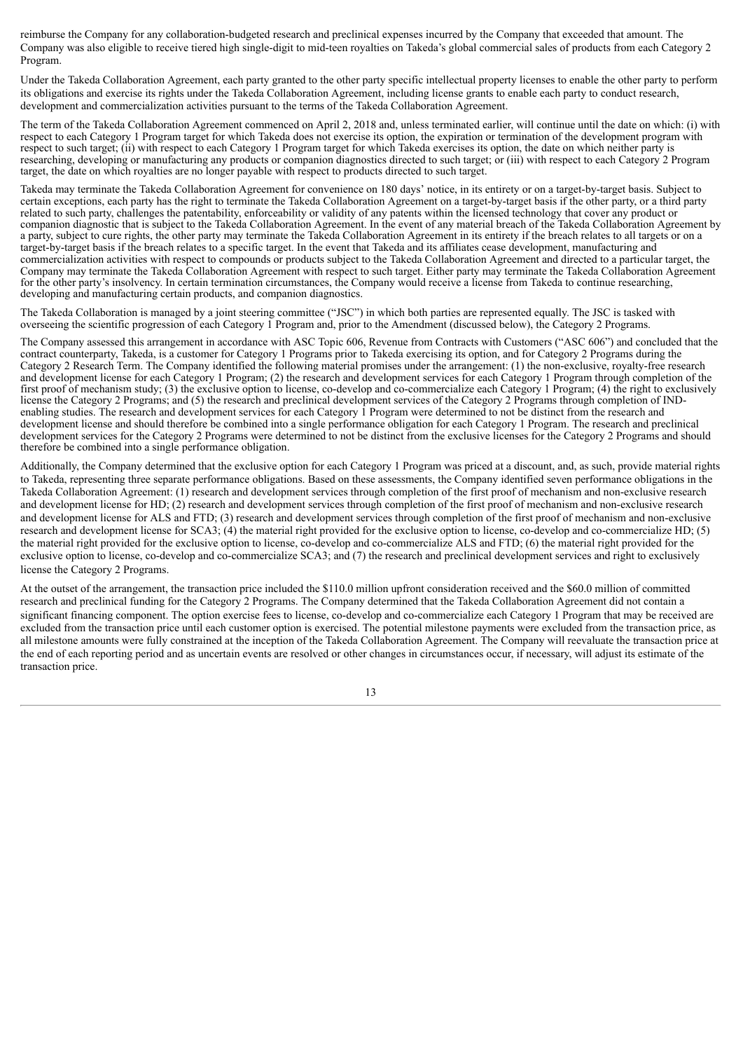reimburse the Company for any collaboration-budgeted research and preclinical expenses incurred by the Company that exceeded that amount. The Company was also eligible to receive tiered high single-digit to mid-teen royalties on Takeda's global commercial sales of products from each Category 2 Program.

Under the Takeda Collaboration Agreement, each party granted to the other party specific intellectual property licenses to enable the other party to perform its obligations and exercise its rights under the Takeda Collaboration Agreement, including license grants to enable each party to conduct research, development and commercialization activities pursuant to the terms of the Takeda Collaboration Agreement.

The term of the Takeda Collaboration Agreement commenced on April 2, 2018 and, unless terminated earlier, will continue until the date on which: (i) with respect to each Category 1 Program target for which Takeda does not exercise its option, the expiration or termination of the development program with respect to such target; (ii) with respect to each Category 1 Program target for which Takeda exercises its option, the date on which neither party is researching, developing or manufacturing any products or companion diagnostics directed to such target; or (iii) with respect to each Category 2 Program target, the date on which royalties are no longer payable with respect to products directed to such target.

Takeda may terminate the Takeda Collaboration Agreement for convenience on 180 days' notice, in its entirety or on a target-by-target basis. Subject to certain exceptions, each party has the right to terminate the Takeda Collaboration Agreement on a target-by-target basis if the other party, or a third party related to such party, challenges the patentability, enforceability or validity of any patents within the licensed technology that cover any product or companion diagnostic that is subject to the Takeda Collaboration Agreement. In the event of any material breach of the Takeda Collaboration Agreement by a party, subject to cure rights, the other party may terminate the Takeda Collaboration Agreement in its entirety if the breach relates to all targets or on a target-by-target basis if the breach relates to a specific target. In the event that Takeda and its affiliates cease development, manufacturing and commercialization activities with respect to compounds or products subject to the Takeda Collaboration Agreement and directed to a particular target, the Company may terminate the Takeda Collaboration Agreement with respect to such target. Either party may terminate the Takeda Collaboration Agreement for the other party's insolvency. In certain termination circumstances, the Company would receive a license from Takeda to continue researching, developing and manufacturing certain products, and companion diagnostics.

The Takeda Collaboration is managed by a joint steering committee ("JSC") in which both parties are represented equally. The JSC is tasked with overseeing the scientific progression of each Category 1 Program and, prior to the Amendment (discussed below), the Category 2 Programs.

The Company assessed this arrangement in accordance with ASC Topic 606, Revenue from Contracts with Customers ("ASC 606") and concluded that the contract counterparty, Takeda, is a customer for Category 1 Programs prior to Takeda exercising its option, and for Category 2 Programs during the Category 2 Research Term. The Company identified the following material promises under the arrangement: (1) the non-exclusive, royalty-free research and development license for each Category 1 Program; (2) the research and development services for each Category 1 Program through completion of the first proof of mechanism study; (3) the exclusive option to license, co-develop and co-commercialize each Category 1 Program; (4) the right to exclusively license the Category 2 Programs; and (5) the research and preclinical development services of the Category 2 Programs through completion of IND-enabling studies. The research and development services for each Category 1 Program were determined to not be distinct from the research and development license and should therefore be combined into a single performance obligation for each Category 1 Program. The research and preclinical development services for the Category 2 Programs were determined to not be distinct from the exclusive licenses for the Category 2 Programs and should therefore be combined into a single performance obligation.

Additionally, the Company determined that the exclusive option for each Category 1 Program was priced at a discount, and, as such, provide material rights to Takeda, representing three separate performance obligations. Based on these assessments, the Company identified seven performance obligations in the Takeda Collaboration Agreement: (1) research and development services through completion of the first proof of mechanism and non-exclusive research and development license for HD; (2) research and development services through completion of the first proof of mechanism and non-exclusive research and development license for ALS and FTD; (3) research and development services through completion of the first proof of mechanism and non-exclusive research and development license for SCA3; (4) the material right provided for the exclusive option to license, co-develop and co-commercialize HD; (5) the material right provided for the exclusive option to license, co-develop and co-commercialize ALS and FTD; (6) the material right provided for the exclusive option to license, co-develop and co-commercialize SCA3; and (7) the research and preclinical development services and right to exclusively license the Category 2 Programs.

At the outset of the arrangement, the transaction price included the $110.0 million upfront consideration received and the $60.0 million of committed research and preclinical funding for the Category 2 Programs. The Company determined that the Takeda Collaboration Agreement did not contain a significant financing component. The option exercise fees to license, co-develop and co-commercialize each Category 1 Program that may be received are excluded from the transaction price until each customer option is exercised. The potential milestone payments were excluded from the transaction price, as all milestone amounts were fully constrained at the inception of the Takeda Collaboration Agreement. The Company will reevaluate the transaction price at the end of each reporting period and as uncertain events are resolved or other changes in circumstances occur, if necessary, will adjust its estimate of the transaction price.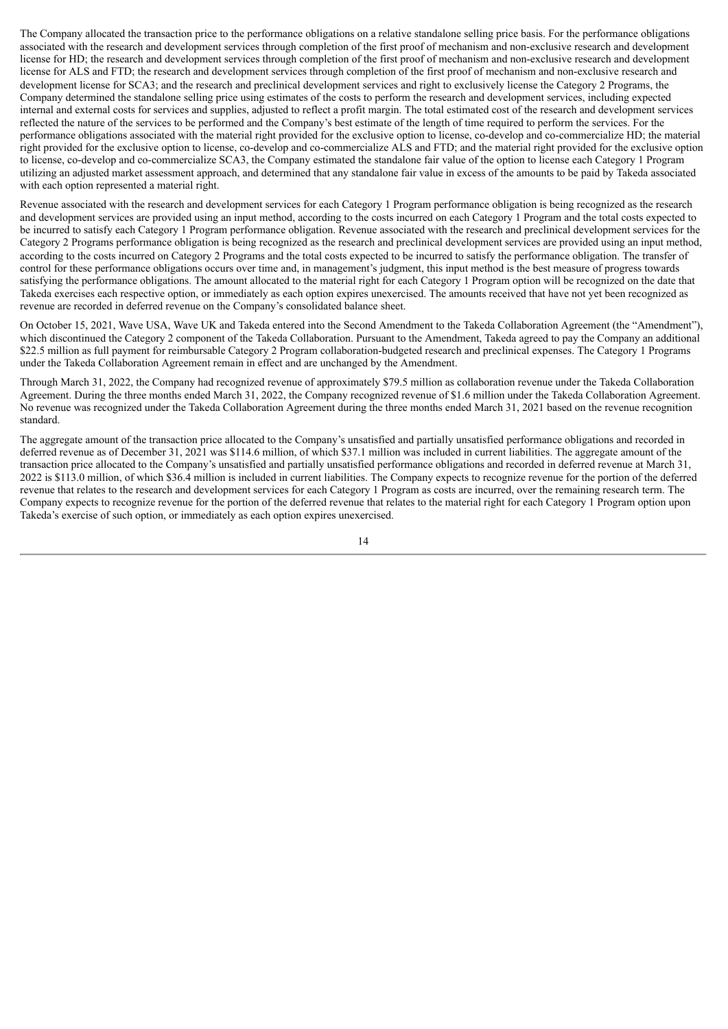The Company allocated the transaction price to the performance obligations on a relative standalone selling price basis. For the performance obligations associated with the research and development services through completion of the first proof of mechanism and non-exclusive research and development license for HD; the research and development services through completion of the first proof of mechanism and non-exclusive research and development license for ALS and FTD; the research and development services through completion of the first proof of mechanism and non-exclusive research and development license for SCA3; and the research and preclinical development services and right to exclusively license the Category 2 Programs, the Company determined the standalone selling price using estimates of the costs to perform the research and development services, including expected internal and external costs for services and supplies, adjusted to reflect a profit margin. The total estimated cost of the research and development services reflected the nature of the services to be performed and the Company's best estimate of the length of time required to perform the services. For the performance obligations associated with the material right provided for the exclusive option to license, co-develop and co-commercialize HD; the material right provided for the exclusive option to license, co-develop and co-commercialize ALS and FTD; and the material right provided for the exclusive option to license, co-develop and co-commercialize SCA3, the Company estimated the standalone fair value of the option to license each Category 1 Program utilizing an adjusted market assessment approach, and determined that any standalone fair value in excess of the amounts to be paid by Takeda associated with each option represented a material right.

Revenue associated with the research and development services for each Category 1 Program performance obligation is being recognized as the research and development services are provided using an input method, according to the costs incurred on each Category 1 Program and the total costs expected to be incurred to satisfy each Category 1 Program performance obligation. Revenue associated with the research and preclinical development services for the Category 2 Programs performance obligation is being recognized as the research and preclinical development services are provided using an input method, according to the costs incurred on Category 2 Programs and the total costs expected to be incurred to satisfy the performance obligation. The transfer of control for these performance obligations occurs over time and, in management's judgment, this input method is the best measure of progress towards satisfying the performance obligations. The amount allocated to the material right for each Category 1 Program option will be recognized on the date that Takeda exercises each respective option, or immediately as each option expires unexercised. The amounts received that have not yet been recognized as revenue are recorded in deferred revenue on the Company's consolidated balance sheet.

On October 15, 2021, Wave USA, Wave UK and Takeda entered into the Second Amendment to the Takeda Collaboration Agreement (the "Amendment"), which discontinued the Category 2 component of the Takeda Collaboration. Pursuant to the Amendment, Takeda agreed to pay the Company an additional $22.5 million as full payment for reimbursable Category 2 Program collaboration-budgeted research and preclinical expenses. The Category 1 Programs under the Takeda Collaboration Agreement remain in effect and are unchanged by the Amendment.

Through March 31, 2022, the Company had recognized revenue of approximately $79.5 million as collaboration revenue under the Takeda Collaboration Agreement. During the three months ended March 31, 2022, the Company recognized revenue of $1.6 million under the Takeda Collaboration Agreement. No revenue was recognized under the Takeda Collaboration Agreement during the three months ended March 31, 2021 based on the revenue recognition standard.

The aggregate amount of the transaction price allocated to the Company's unsatisfied and partially unsatisfied performance obligations and recorded in deferred revenue as of December 31, 2021 was $114.6 million, of which $37.1 million was included in current liabilities. The aggregate amount of the transaction price allocated to the Company's unsatisfied and partially unsatisfied performance obligations and recorded in deferred revenue at March 31, 2022 is $113.0 million, of which $36.4 million is included in current liabilities. The Company expects to recognize revenue for the portion of the deferred revenue that relates to the research and development services for each Category 1 Program as costs are incurred, over the remaining research term. The Company expects to recognize revenue for the portion of the deferred revenue that relates to the material right for each Category 1 Program option upon Takeda's exercise of such option, or immediately as each option expires unexercised.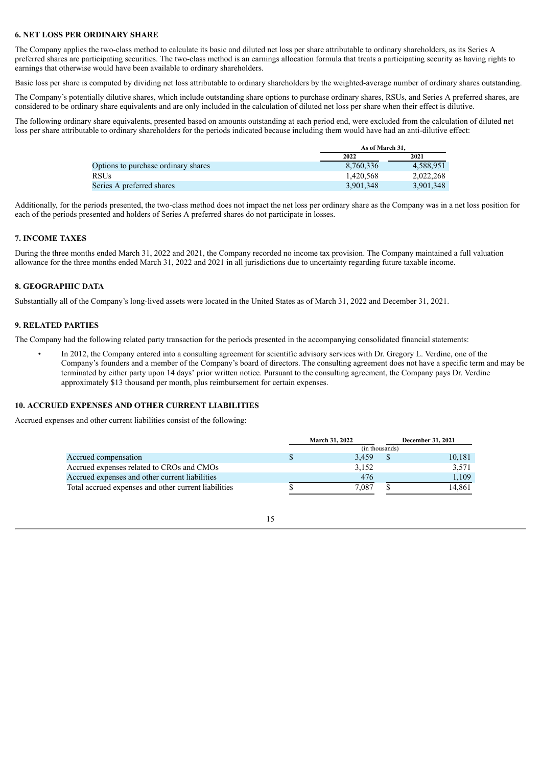### 6. NET LOSS PER ORDINARY SHARE

The Company applies the two-class method to calculate its basic and diluted net loss per share attributable to ordinary shareholders, as its Series A preferred shares are participating securities. The two-class method is an earnings allocation formula that treats a participating security as having rights to earnings that otherwise would have been available to ordinary shareholders.

Basic loss per share is computed by dividing net loss attributable to ordinary shareholders by the weighted-average number of ordinary shares outstanding.

The Company's potentially dilutive shares, which include outstanding share options to purchase ordinary shares, RSUs, and Series A preferred shares, are considered to be ordinary share equivalents and are only included in the calculation of diluted net loss per share when their effect is dilutive.

The following ordinary share equivalents, presented based on amounts outstanding at each period end, were excluded from the calculation of diluted net loss per share attributable to ordinary shareholders for the periods indicated because including them would have had an anti-dilutive effect:

| | As of March 31, | |
|---|---|---|
| | 2022 | 2021 |
| Options to purchase ordinary shares | 8,760,336 | 4,588,951 |
| RSUs | 1,420,568 | 2,022,268 |
| Series A preferred shares | 3,901,348 | 3,901,348 |

Additionally, for the periods presented, the two-class method does not impact the net loss per ordinary share as the Company was in a net loss position for each of the periods presented and holders of Series A preferred shares do not participate in losses.

### 7. INCOME TAXES

During the three months ended March 31, 2022 and 2021, the Company recorded no income tax provision. The Company maintained a full valuation allowance for the three months ended March 31, 2022 and 2021 in all jurisdictions due to uncertainty regarding future taxable income.

### 8. GEOGRAPHIC DATA

Substantially all of the Company's long-lived assets were located in the United States as of March 31, 2022 and December 31, 2021.

### 9. RELATED PARTIES

The Company had the following related party transaction for the periods presented in the accompanying consolidated financial statements:

- In 2012, the Company entered into a consulting agreement for scientific advisory services with Dr. Gregory L. Verdine, one of the Company's founders and a member of the Company's board of directors. The consulting agreement does not have a specific term and may be terminated by either party upon 14 days' prior written notice. Pursuant to the consulting agreement, the Company pays Dr. Verdine approximately $13 thousand per month, plus reimbursement for certain expenses.

### 10. ACCRUED EXPENSES AND OTHER CURRENT LIABILITIES

Accrued expenses and other current liabilities consist of the following:

| | March 31, 2022 | December 31, 2021 |
|---|---|---|
| | (in thousands) | |
| Accrued compensation | $ 3,459 | $ 10,181 |
| Accrued expenses related to CROs and CMOs | 3,152 | 3,571 |
| Accrued expenses and other current liabilities | 476 | 1,109 |
| Total accrued expenses and other current liabilities | $ 7,087 | $ 14,861 |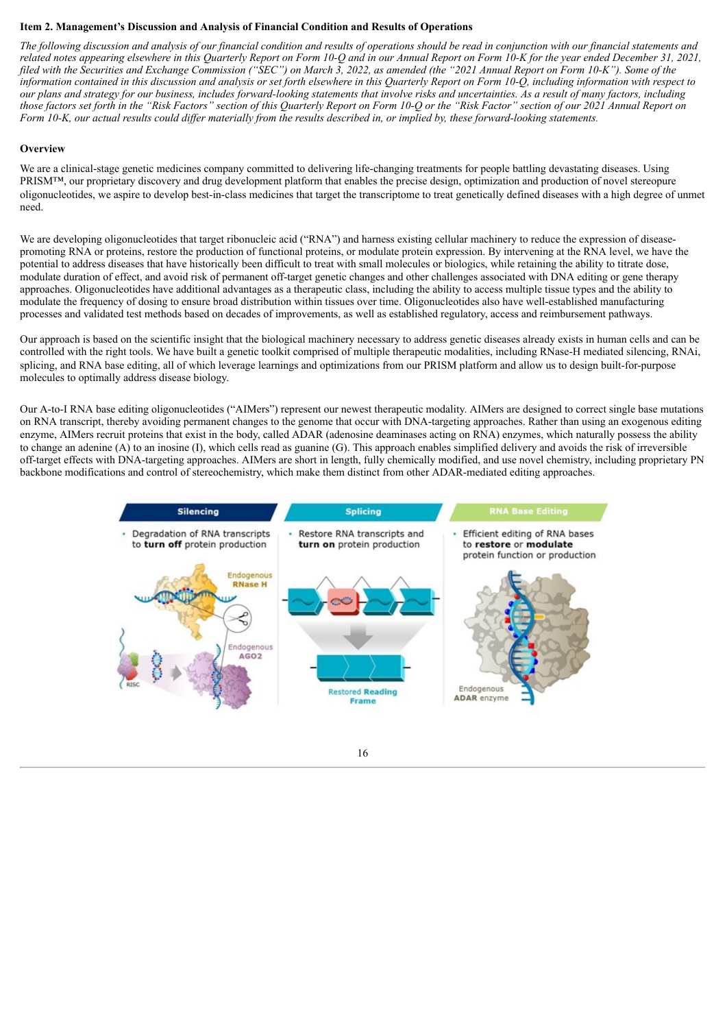**Item 2. Management's Discussion and Analysis of Financial Condition and Results of Operations**

*The following discussion and analysis of our financial condition and results of operations should be read in conjunction with our financial statements and related notes appearing elsewhere in this Quarterly Report on Form 10-Q and in our Annual Report on Form 10-K for the year ended December 31, 2021, filed with the Securities and Exchange Commission ("SEC") on March 3, 2022, as amended (the "2021 Annual Report on Form 10-K"). Some of the information contained in this discussion and analysis or set forth elsewhere in this Quarterly Report on Form 10-Q, including information with respect to our plans and strategy for our business, includes forward-looking statements that involve risks and uncertainties. As a result of many factors, including those factors set forth in the "Risk Factors" section of this Quarterly Report on Form 10-Q or the "Risk Factor" section of our 2021 Annual Report on Form 10-K, our actual results could differ materially from the results described in, or implied by, these forward-looking statements.*

**Overview**

We are a clinical-stage genetic medicines company committed to delivering life-changing treatments for people battling devastating diseases. Using PRISM™, our proprietary discovery and drug development platform that enables the precise design, optimization and production of novel stereopure oligonucleotides, we aspire to develop best-in-class medicines that target the transcriptome to treat genetically defined diseases with a high degree of unmet need.

We are developing oligonucleotides that target ribonucleic acid ("RNA") and harness existing cellular machinery to reduce the expression of disease-promoting RNA or proteins, restore the production of functional proteins, or modulate protein expression. By intervening at the RNA level, we have the potential to address diseases that have historically been difficult to treat with small molecules or biologics, while retaining the ability to titrate dose, modulate duration of effect, and avoid risk of permanent off-target genetic changes and other challenges associated with DNA editing or gene therapy approaches. Oligonucleotides have additional advantages as a therapeutic class, including the ability to access multiple tissue types and the ability to modulate the frequency of dosing to ensure broad distribution within tissues over time. Oligonucleotides also have well-established manufacturing processes and validated test methods based on decades of improvements, as well as established regulatory, access and reimbursement pathways.

Our approach is based on the scientific insight that the biological machinery necessary to address genetic diseases already exists in human cells and can be controlled with the right tools. We have built a genetic toolkit comprised of multiple therapeutic modalities, including RNase-H mediated silencing, RNAi, splicing, and RNA base editing, all of which leverage learnings and optimizations from our PRISM platform and allow us to design built-for-purpose molecules to optimally address disease biology.

Our A-to-I RNA base editing oligonucleotides ("AIMers") represent our newest therapeutic modality. AIMers are designed to correct single base mutations on RNA transcript, thereby avoiding permanent changes to the genome that occur with DNA-targeting approaches. Rather than using an exogenous editing enzyme, AIMers recruit proteins that exist in the body, called ADAR (adenosine deaminases acting on RNA) enzymes, which naturally possess the ability to change an adenine (A) to an inosine (I), which cells read as guanine (G). This approach enables simplified delivery and avoids the risk of irreversible off-target effects with DNA-targeting approaches. AIMers are short in length, fully chemically modified, and use novel chemistry, including proprietary PN backbone modifications and control of stereochemistry, which make them distinct from other ADAR-mediated editing approaches.

| Silencing | Splicing | RNA Base Editing |
|---|---|---|
| • Degradation of RNA transcripts to **turn off** protein production | • Restore RNA transcripts and **turn on** protein production | • Efficient editing of RNA bases to **restore** or **modulate** protein function or production |
| Endogenous RNase H; Endogenous AGO2; RISC | Restored Reading Frame | Endogenous ADAR enzyme |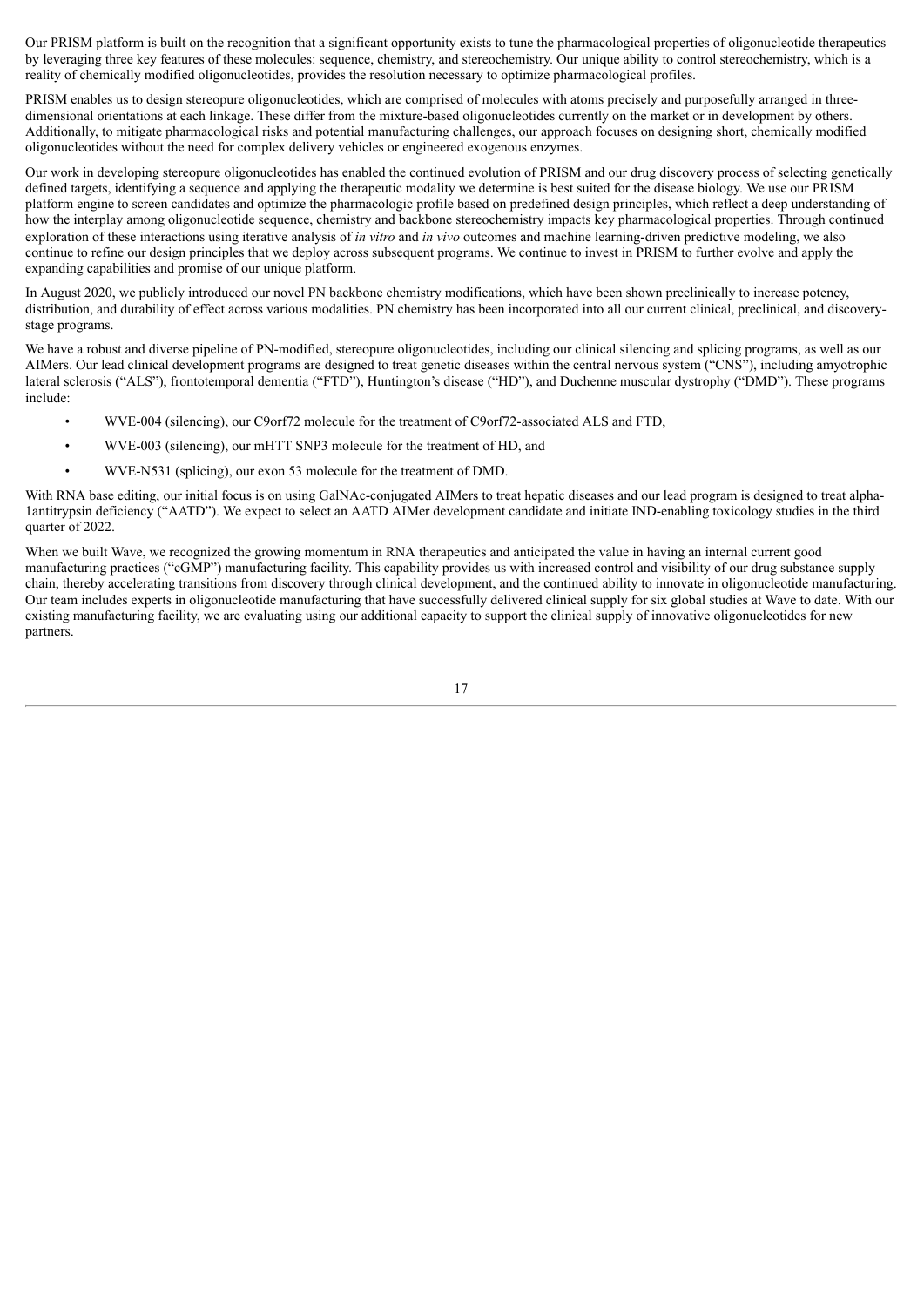Our PRISM platform is built on the recognition that a significant opportunity exists to tune the pharmacological properties of oligonucleotide therapeutics by leveraging three key features of these molecules: sequence, chemistry, and stereochemistry. Our unique ability to control stereochemistry, which is a reality of chemically modified oligonucleotides, provides the resolution necessary to optimize pharmacological profiles.

PRISM enables us to design stereopure oligonucleotides, which are comprised of molecules with atoms precisely and purposefully arranged in three-dimensional orientations at each linkage. These differ from the mixture-based oligonucleotides currently on the market or in development by others. Additionally, to mitigate pharmacological risks and potential manufacturing challenges, our approach focuses on designing short, chemically modified oligonucleotides without the need for complex delivery vehicles or engineered exogenous enzymes.

Our work in developing stereopure oligonucleotides has enabled the continued evolution of PRISM and our drug discovery process of selecting genetically defined targets, identifying a sequence and applying the therapeutic modality we determine is best suited for the disease biology. We use our PRISM platform engine to screen candidates and optimize the pharmacologic profile based on predefined design principles, which reflect a deep understanding of how the interplay among oligonucleotide sequence, chemistry and backbone stereochemistry impacts key pharmacological properties. Through continued exploration of these interactions using iterative analysis of *in vitro* and *in vivo* outcomes and machine learning-driven predictive modeling, we also continue to refine our design principles that we deploy across subsequent programs. We continue to invest in PRISM to further evolve and apply the expanding capabilities and promise of our unique platform.

In August 2020, we publicly introduced our novel PN backbone chemistry modifications, which have been shown preclinically to increase potency, distribution, and durability of effect across various modalities. PN chemistry has been incorporated into all our current clinical, preclinical, and discovery-stage programs.

We have a robust and diverse pipeline of PN-modified, stereopure oligonucleotides, including our clinical silencing and splicing programs, as well as our AIMers. Our lead clinical development programs are designed to treat genetic diseases within the central nervous system ("CNS"), including amyotrophic lateral sclerosis ("ALS"), frontotemporal dementia ("FTD"), Huntington's disease ("HD"), and Duchenne muscular dystrophy ("DMD"). These programs include:

- WVE-004 (silencing), our C9orf72 molecule for the treatment of C9orf72-associated ALS and FTD,
- WVE-003 (silencing), our mHTT SNP3 molecule for the treatment of HD, and
- WVE-N531 (splicing), our exon 53 molecule for the treatment of DMD.

With RNA base editing, our initial focus is on using GalNAc-conjugated AIMers to treat hepatic diseases and our lead program is designed to treat alpha-1antitrypsin deficiency ("AATD"). We expect to select an AATD AIMer development candidate and initiate IND-enabling toxicology studies in the third quarter of 2022.

When we built Wave, we recognized the growing momentum in RNA therapeutics and anticipated the value in having an internal current good manufacturing practices ("cGMP") manufacturing facility. This capability provides us with increased control and visibility of our drug substance supply chain, thereby accelerating transitions from discovery through clinical development, and the continued ability to innovate in oligonucleotide manufacturing. Our team includes experts in oligonucleotide manufacturing that have successfully delivered clinical supply for six global studies at Wave to date. With our existing manufacturing facility, we are evaluating using our additional capacity to support the clinical supply of innovative oligonucleotides for new partners.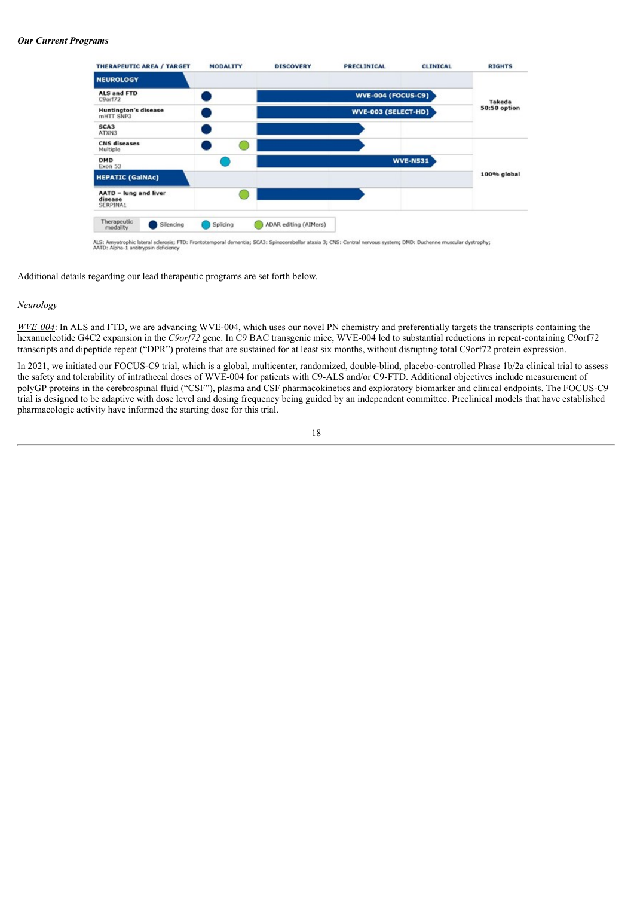***Our Current Programs***

| THERAPEUTIC AREA / TARGET | MODALITY | DISCOVERY | PRECLINICAL | CLINICAL | RIGHTS |
|---|---|---|---|---|---|
| **NEUROLOGY** | | | | | |
| **ALS and FTD** C9orf72 | Silencing | | | WVE-004 (FOCUS-C9) | Takeda 50:50 option |
| **Huntington's disease** mHTT SNP3 | Silencing | | | WVE-003 (SELECT-HD) | Takeda 50:50 option |
| **SCA3** ATXN3 | Silencing | | | | Takeda 50:50 option |
| **CNS diseases** Multiple | Silencing; ADAR editing (AIMers) | | | | 100% global |
| **DMD** Exon 53 | Splicing | | | WVE-N531 | 100% global |
| **HEPATIC (GalNAc)** | | | | | |
| **AATD – lung and liver disease** SERPINA1 | ADAR editing (AIMers) | | | | 100% global |

Therapeutic modality: Silencing; Splicing; ADAR editing (AIMers)

ALS: Amyotrophic lateral sclerosis; FTD: Frontotemporal dementia; SCA3: Spinocerebellar ataxia 3; CNS: Central nervous system; DMD: Duchenne muscular dystrophy; AATD: Alpha-1 antitrypsin deficiency

Additional details regarding our lead therapeutic programs are set forth below.

*Neurology*

*WVE-004*: In ALS and FTD, we are advancing WVE-004, which uses our novel PN chemistry and preferentially targets the transcripts containing the hexanucleotide G4C2 expansion in the *C9orf72* gene. In C9 BAC transgenic mice, WVE-004 led to substantial reductions in repeat-containing C9orf72 transcripts and dipeptide repeat ("DPR") proteins that are sustained for at least six months, without disrupting total C9orf72 protein expression.

In 2021, we initiated our FOCUS-C9 trial, which is a global, multicenter, randomized, double-blind, placebo-controlled Phase 1b/2a clinical trial to assess the safety and tolerability of intrathecal doses of WVE-004 for patients with C9-ALS and/or C9-FTD. Additional objectives include measurement of polyGP proteins in the cerebrospinal fluid ("CSF"), plasma and CSF pharmacokinetics and exploratory biomarker and clinical endpoints. The FOCUS-C9 trial is designed to be adaptive with dose level and dosing frequency being guided by an independent committee. Preclinical models that have established pharmacologic activity have informed the starting dose for this trial.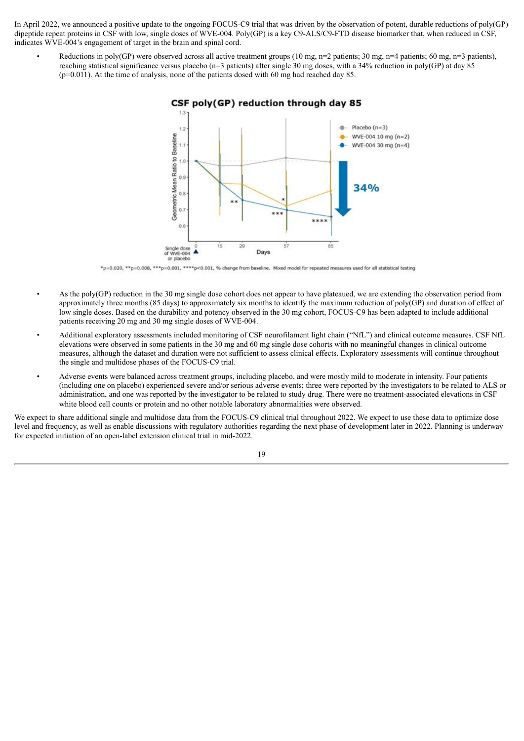In April 2022, we announced a positive update to the ongoing FOCUS-C9 trial that was driven by the observation of potent, durable reductions of poly(GP) dipeptide repeat proteins in CSF with low, single doses of WVE-004. Poly(GP) is a key C9-ALS/C9-FTD disease biomarker that, when reduced in CSF, indicates WVE-004's engagement of target in the brain and spinal cord.

- Reductions in poly(GP) were observed across all active treatment groups (10 mg, n=2 patients; 30 mg, n=4 patients; 60 mg, n=3 patients), reaching statistical significance versus placebo (n=3 patients) after single 30 mg doses, with a 34% reduction in poly(GP) at day 85 ($p=0.011$). At the time of analysis, none of the patients dosed with 60 mg had reached day 85.

**CSF poly(GP) reduction through day 85**

*p=0.020, **p=0.008, ***p=0.001, ****p<0.001, % change from baseline. Mixed model for repeated measures used for all statistical testing

- As the poly(GP) reduction in the 30 mg single dose cohort does not appear to have plateaued, we are extending the observation period from approximately three months (85 days) to approximately six months to identify the maximum reduction of poly(GP) and duration of effect of low single doses. Based on the durability and potency observed in the 30 mg cohort, FOCUS-C9 has been adapted to include additional patients receiving 20 mg and 30 mg single doses of WVE-004.
- Additional exploratory assessments included monitoring of CSF neurofilament light chain ("NfL") and clinical outcome measures. CSF NfL elevations were observed in some patients in the 30 mg and 60 mg single dose cohorts with no meaningful changes in clinical outcome measures, although the dataset and duration were not sufficient to assess clinical effects. Exploratory assessments will continue throughout the single and multidose phases of the FOCUS-C9 trial.
- Adverse events were balanced across treatment groups, including placebo, and were mostly mild to moderate in intensity. Four patients (including one on placebo) experienced severe and/or serious adverse events; three were reported by the investigators to be related to ALS or administration, and one was reported by the investigator to be related to study drug. There were no treatment-associated elevations in CSF white blood cell counts or protein and no other notable laboratory abnormalities were observed.

We expect to share additional single and multidose data from the FOCUS-C9 clinical trial throughout 2022. We expect to use these data to optimize dose level and frequency, as well as enable discussions with regulatory authorities regarding the next phase of development later in 2022. Planning is underway for expected initiation of an open-label extension clinical trial in mid-2022.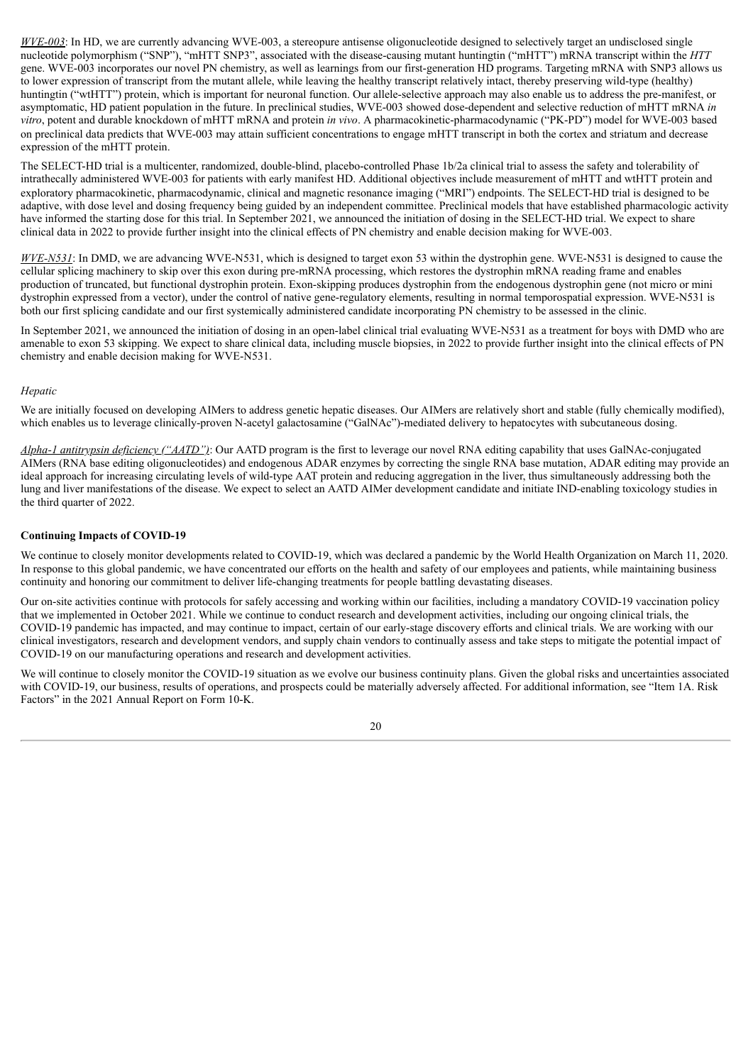*WVE-003*: In HD, we are currently advancing WVE-003, a stereopure antisense oligonucleotide designed to selectively target an undisclosed single nucleotide polymorphism ("SNP"), "mHTT SNP3", associated with the disease-causing mutant huntingtin ("mHTT") mRNA transcript within the *HTT* gene. WVE-003 incorporates our novel PN chemistry, as well as learnings from our first-generation HD programs. Targeting mRNA with SNP3 allows us to lower expression of transcript from the mutant allele, while leaving the healthy transcript relatively intact, thereby preserving wild-type (healthy) huntingtin ("wtHTT") protein, which is important for neuronal function. Our allele-selective approach may also enable us to address the pre-manifest, or asymptomatic, HD patient population in the future. In preclinical studies, WVE-003 showed dose-dependent and selective reduction of mHTT mRNA *in vitro*, potent and durable knockdown of mHTT mRNA and protein *in vivo*. A pharmacokinetic-pharmacodynamic ("PK-PD") model for WVE-003 based on preclinical data predicts that WVE-003 may attain sufficient concentrations to engage mHTT transcript in both the cortex and striatum and decrease expression of the mHTT protein.

The SELECT-HD trial is a multicenter, randomized, double-blind, placebo-controlled Phase 1b/2a clinical trial to assess the safety and tolerability of intrathecally administered WVE-003 for patients with early manifest HD. Additional objectives include measurement of mHTT and wtHTT protein and exploratory pharmacokinetic, pharmacodynamic, clinical and magnetic resonance imaging ("MRI") endpoints. The SELECT-HD trial is designed to be adaptive, with dose level and dosing frequency being guided by an independent committee. Preclinical models that have established pharmacologic activity have informed the starting dose for this trial. In September 2021, we announced the initiation of dosing in the SELECT-HD trial. We expect to share clinical data in 2022 to provide further insight into the clinical effects of PN chemistry and enable decision making for WVE-003.

*WVE-N531*: In DMD, we are advancing WVE-N531, which is designed to target exon 53 within the dystrophin gene. WVE-N531 is designed to cause the cellular splicing machinery to skip over this exon during pre-mRNA processing, which restores the dystrophin mRNA reading frame and enables production of truncated, but functional dystrophin protein. Exon-skipping produces dystrophin from the endogenous dystrophin gene (not micro or mini dystrophin expressed from a vector), under the control of native gene-regulatory elements, resulting in normal temporospatial expression. WVE-N531 is both our first splicing candidate and our first systemically administered candidate incorporating PN chemistry to be assessed in the clinic.

In September 2021, we announced the initiation of dosing in an open-label clinical trial evaluating WVE-N531 as a treatment for boys with DMD who are amenable to exon 53 skipping. We expect to share clinical data, including muscle biopsies, in 2022 to provide further insight into the clinical effects of PN chemistry and enable decision making for WVE-N531.

*Hepatic*

We are initially focused on developing AIMers to address genetic hepatic diseases. Our AIMers are relatively short and stable (fully chemically modified), which enables us to leverage clinically-proven N-acetyl galactosamine ("GalNAc")-mediated delivery to hepatocytes with subcutaneous dosing.

*Alpha-1 antitrypsin deficiency ("AATD")*: Our AATD program is the first to leverage our novel RNA editing capability that uses GalNAc-conjugated AIMers (RNA base editing oligonucleotides) and endogenous ADAR enzymes by correcting the single RNA base mutation, ADAR editing may provide an ideal approach for increasing circulating levels of wild-type AAT protein and reducing aggregation in the liver, thus simultaneously addressing both the lung and liver manifestations of the disease. We expect to select an AATD AIMer development candidate and initiate IND-enabling toxicology studies in the third quarter of 2022.

**Continuing Impacts of COVID-19**

We continue to closely monitor developments related to COVID-19, which was declared a pandemic by the World Health Organization on March 11, 2020. In response to this global pandemic, we have concentrated our efforts on the health and safety of our employees and patients, while maintaining business continuity and honoring our commitment to deliver life-changing treatments for people battling devastating diseases.

Our on-site activities continue with protocols for safely accessing and working within our facilities, including a mandatory COVID-19 vaccination policy that we implemented in October 2021. While we continue to conduct research and development activities, including our ongoing clinical trials, the COVID-19 pandemic has impacted, and may continue to impact, certain of our early-stage discovery efforts and clinical trials. We are working with our clinical investigators, research and development vendors, and supply chain vendors to continually assess and take steps to mitigate the potential impact of COVID-19 on our manufacturing operations and research and development activities.

We will continue to closely monitor the COVID-19 situation as we evolve our business continuity plans. Given the global risks and uncertainties associated with COVID-19, our business, results of operations, and prospects could be materially adversely affected. For additional information, see "Item 1A. Risk Factors" in the 2021 Annual Report on Form 10-K.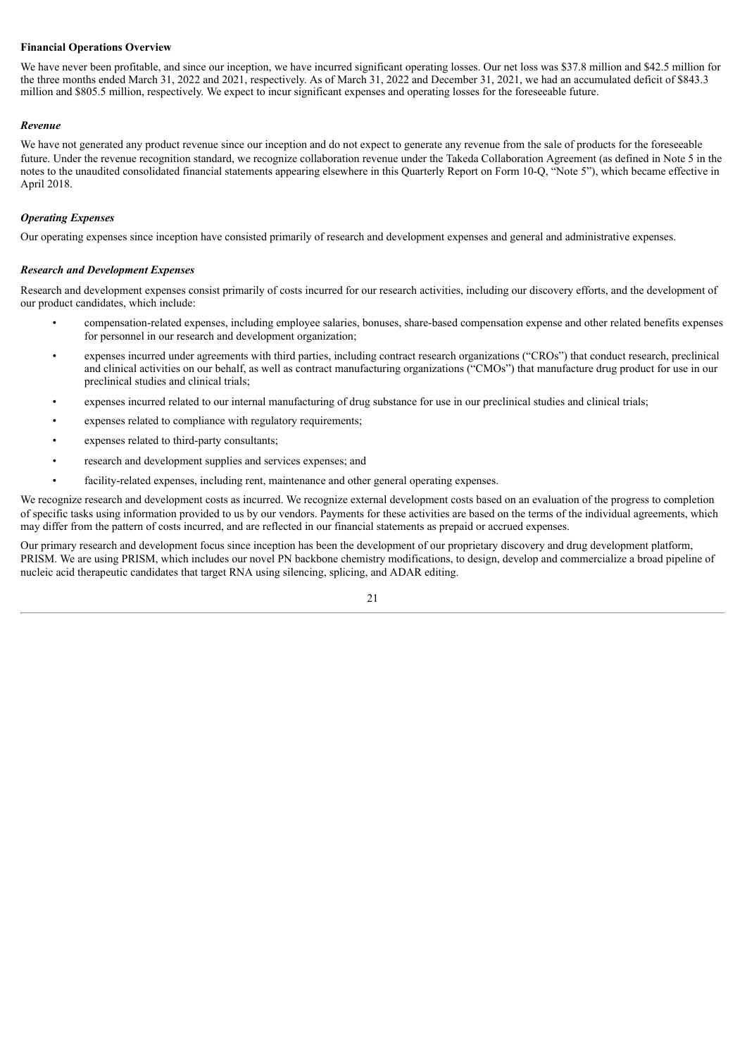**Financial Operations Overview**

We have never been profitable, and since our inception, we have incurred significant operating losses. Our net loss was $37.8 million and $42.5 million for the three months ended March 31, 2022 and 2021, respectively. As of March 31, 2022 and December 31, 2021, we had an accumulated deficit of $843.3 million and $805.5 million, respectively. We expect to incur significant expenses and operating losses for the foreseeable future.

***Revenue***

We have not generated any product revenue since our inception and do not expect to generate any revenue from the sale of products for the foreseeable future. Under the revenue recognition standard, we recognize collaboration revenue under the Takeda Collaboration Agreement (as defined in Note 5 in the notes to the unaudited consolidated financial statements appearing elsewhere in this Quarterly Report on Form 10-Q, "Note 5"), which became effective in April 2018.

***Operating Expenses***

Our operating expenses since inception have consisted primarily of research and development expenses and general and administrative expenses.

***Research and Development Expenses***

Research and development expenses consist primarily of costs incurred for our research activities, including our discovery efforts, and the development of our product candidates, which include:

- compensation-related expenses, including employee salaries, bonuses, share-based compensation expense and other related benefits expenses for personnel in our research and development organization;
- expenses incurred under agreements with third parties, including contract research organizations ("CROs") that conduct research, preclinical and clinical activities on our behalf, as well as contract manufacturing organizations ("CMOs") that manufacture drug product for use in our preclinical studies and clinical trials;
- expenses incurred related to our internal manufacturing of drug substance for use in our preclinical studies and clinical trials;
- expenses related to compliance with regulatory requirements;
- expenses related to third-party consultants;
- research and development supplies and services expenses; and
- facility-related expenses, including rent, maintenance and other general operating expenses.

We recognize research and development costs as incurred. We recognize external development costs based on an evaluation of the progress to completion of specific tasks using information provided to us by our vendors. Payments for these activities are based on the terms of the individual agreements, which may differ from the pattern of costs incurred, and are reflected in our financial statements as prepaid or accrued expenses.

Our primary research and development focus since inception has been the development of our proprietary discovery and drug development platform, PRISM. We are using PRISM, which includes our novel PN backbone chemistry modifications, to design, develop and commercialize a broad pipeline of nucleic acid therapeutic candidates that target RNA using silencing, splicing, and ADAR editing.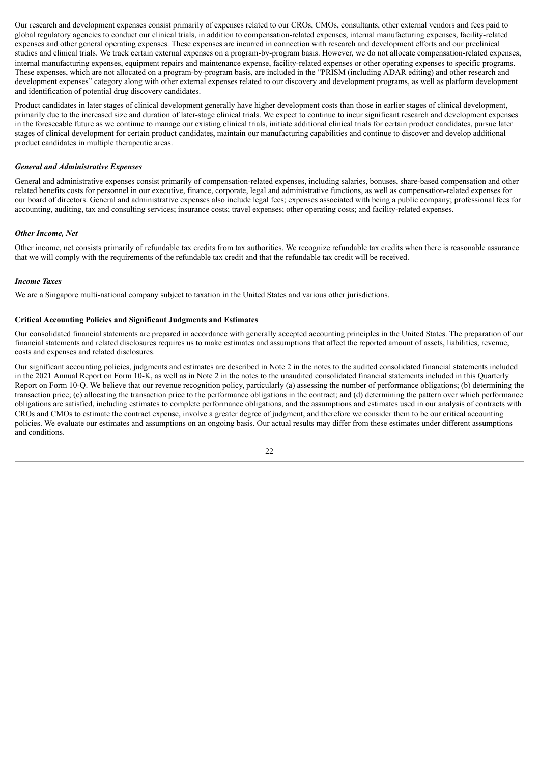Our research and development expenses consist primarily of expenses related to our CROs, CMOs, consultants, other external vendors and fees paid to global regulatory agencies to conduct our clinical trials, in addition to compensation-related expenses, internal manufacturing expenses, facility-related expenses and other general operating expenses. These expenses are incurred in connection with research and development efforts and our preclinical studies and clinical trials. We track certain external expenses on a program-by-program basis. However, we do not allocate compensation-related expenses, internal manufacturing expenses, equipment repairs and maintenance expense, facility-related expenses or other operating expenses to specific programs. These expenses, which are not allocated on a program-by-program basis, are included in the "PRISM (including ADAR editing) and other research and development expenses" category along with other external expenses related to our discovery and development programs, as well as platform development and identification of potential drug discovery candidates.

Product candidates in later stages of clinical development generally have higher development costs than those in earlier stages of clinical development, primarily due to the increased size and duration of later-stage clinical trials. We expect to continue to incur significant research and development expenses in the foreseeable future as we continue to manage our existing clinical trials, initiate additional clinical trials for certain product candidates, pursue later stages of clinical development for certain product candidates, maintain our manufacturing capabilities and continue to discover and develop additional product candidates in multiple therapeutic areas.

### *General and Administrative Expenses*

General and administrative expenses consist primarily of compensation-related expenses, including salaries, bonuses, share-based compensation and other related benefits costs for personnel in our executive, finance, corporate, legal and administrative functions, as well as compensation-related expenses for our board of directors. General and administrative expenses also include legal fees; expenses associated with being a public company; professional fees for accounting, auditing, tax and consulting services; insurance costs; travel expenses; other operating costs; and facility-related expenses.

### *Other Income, Net*

Other income, net consists primarily of refundable tax credits from tax authorities. We recognize refundable tax credits when there is reasonable assurance that we will comply with the requirements of the refundable tax credit and that the refundable tax credit will be received.

### *Income Taxes*

We are a Singapore multi-national company subject to taxation in the United States and various other jurisdictions.

### **Critical Accounting Policies and Significant Judgments and Estimates**

Our consolidated financial statements are prepared in accordance with generally accepted accounting principles in the United States. The preparation of our financial statements and related disclosures requires us to make estimates and assumptions that affect the reported amount of assets, liabilities, revenue, costs and expenses and related disclosures.

Our significant accounting policies, judgments and estimates are described in Note 2 in the notes to the audited consolidated financial statements included in the 2021 Annual Report on Form 10-K, as well as in Note 2 in the notes to the unaudited consolidated financial statements included in this Quarterly Report on Form 10-Q. We believe that our revenue recognition policy, particularly (a) assessing the number of performance obligations; (b) determining the transaction price; (c) allocating the transaction price to the performance obligations in the contract; and (d) determining the pattern over which performance obligations are satisfied, including estimates to complete performance obligations, and the assumptions and estimates used in our analysis of contracts with CROs and CMOs to estimate the contract expense, involve a greater degree of judgment, and therefore we consider them to be our critical accounting policies. We evaluate our estimates and assumptions on an ongoing basis. Our actual results may differ from these estimates under different assumptions and conditions.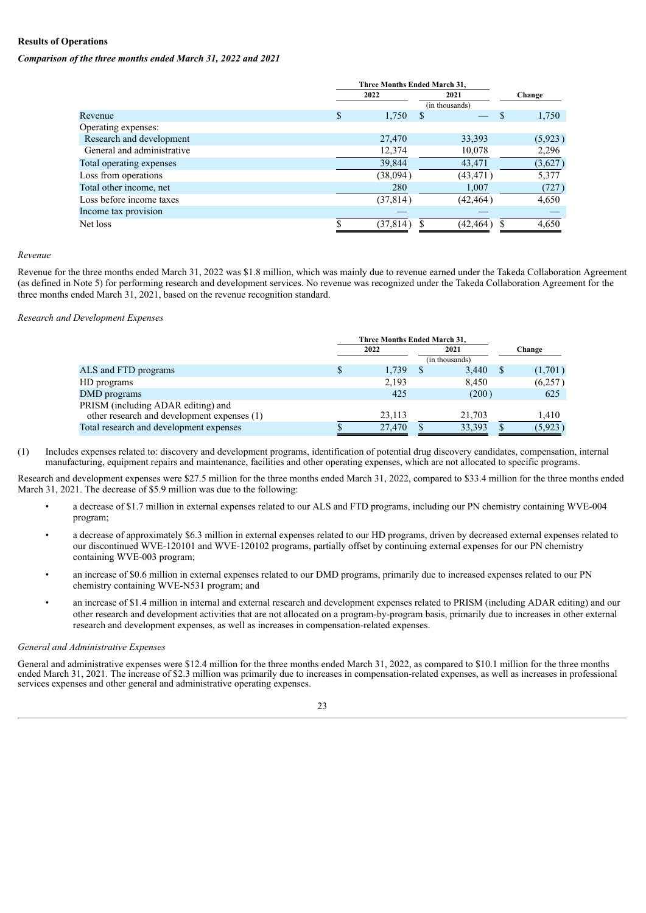**Results of Operations**

***Comparison of the three months ended March 31, 2022 and 2021***

| | Three Months Ended March 31, | | |
|---|---|---|---|
| | 2022 | 2021 | Change |
| | | (in thousands) | |
| Revenue | $ 1,750 | $ — | $ 1,750 |
| Operating expenses: | | | |
| Research and development | 27,470 | 33,393 | (5,923) |
| General and administrative | 12,374 | 10,078 | 2,296 |
| Total operating expenses | 39,844 | 43,471 | (3,627) |
| Loss from operations | (38,094) | (43,471) | 5,377 |
| Total other income, net | 280 | 1,007 | (727) |
| Loss before income taxes | (37,814) | (42,464) | 4,650 |
| Income tax provision | — | — | — |
| Net loss | $ (37,814) | $ (42,464) | $ 4,650 |

*Revenue*

Revenue for the three months ended March 31, 2022 was $1.8 million, which was mainly due to revenue earned under the Takeda Collaboration Agreement (as defined in Note 5) for performing research and development services. No revenue was recognized under the Takeda Collaboration Agreement for the three months ended March 31, 2021, based on the revenue recognition standard.

*Research and Development Expenses*

| | Three Months Ended March 31, | | |
|---|---|---|---|
| | 2022 | 2021 | Change |
| | | (in thousands) | |
| ALS and FTD programs | $ 1,739 | $ 3,440 | $ (1,701) |
| HD programs | 2,193 | 8,450 | (6,257) |
| DMD programs | 425 | (200) | 625 |
| PRISM (including ADAR editing) and other research and development expenses (1) | 23,113 | 21,703 | 1,410 |
| Total research and development expenses | $ 27,470 | $ 33,393 | $ (5,923) |

(1) Includes expenses related to: discovery and development programs, identification of potential drug discovery candidates, compensation, internal manufacturing, equipment repairs and maintenance, facilities and other operating expenses, which are not allocated to specific programs.

Research and development expenses were $27.5 million for the three months ended March 31, 2022, compared to $33.4 million for the three months ended March 31, 2021. The decrease of $5.9 million was due to the following:

- a decrease of $1.7 million in external expenses related to our ALS and FTD programs, including our PN chemistry containing WVE-004 program;
- a decrease of approximately $6.3 million in external expenses related to our HD programs, driven by decreased external expenses related to our discontinued WVE-120101 and WVE-120102 programs, partially offset by continuing external expenses for our PN chemistry containing WVE-003 program;
- an increase of $0.6 million in external expenses related to our DMD programs, primarily due to increased expenses related to our PN chemistry containing WVE-N531 program; and
- an increase of $1.4 million in internal and external research and development expenses related to PRISM (including ADAR editing) and our other research and development activities that are not allocated on a program-by-program basis, primarily due to increases in other external research and development expenses, as well as increases in compensation-related expenses.

*General and Administrative Expenses*

General and administrative expenses were $12.4 million for the three months ended March 31, 2022, as compared to $10.1 million for the three months ended March 31, 2021. The increase of $2.3 million was primarily due to increases in compensation-related expenses, as well as increases in professional services expenses and other general and administrative operating expenses.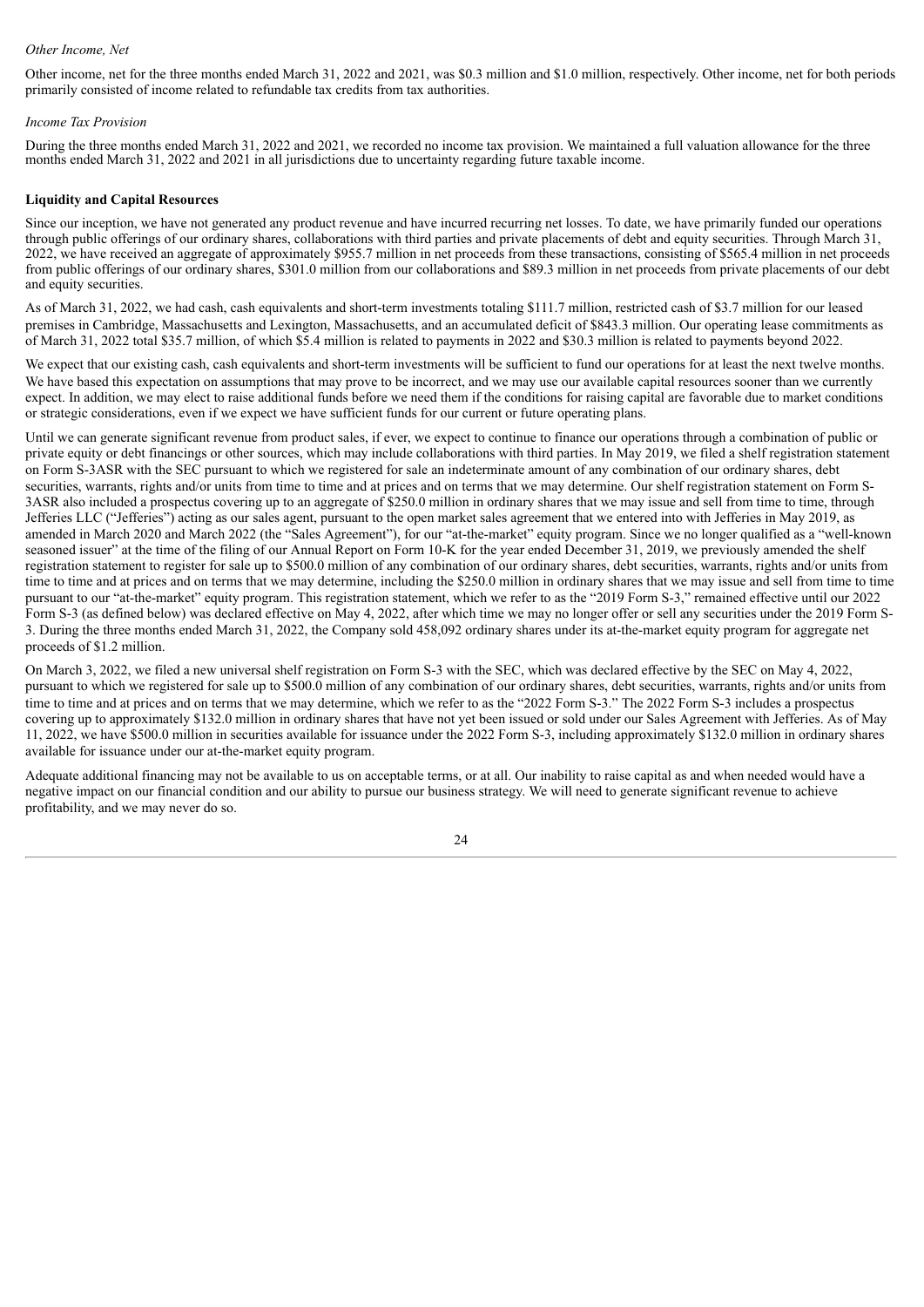*Other Income, Net*

Other income, net for the three months ended March 31, 2022 and 2021, was $0.3 million and $1.0 million, respectively. Other income, net for both periods primarily consisted of income related to refundable tax credits from tax authorities.

*Income Tax Provision*

During the three months ended March 31, 2022 and 2021, we recorded no income tax provision. We maintained a full valuation allowance for the three months ended March 31, 2022 and 2021 in all jurisdictions due to uncertainty regarding future taxable income.

**Liquidity and Capital Resources**

Since our inception, we have not generated any product revenue and have incurred recurring net losses. To date, we have primarily funded our operations through public offerings of our ordinary shares, collaborations with third parties and private placements of debt and equity securities. Through March 31, 2022, we have received an aggregate of approximately $955.7 million in net proceeds from these transactions, consisting of $565.4 million in net proceeds from public offerings of our ordinary shares, $301.0 million from our collaborations and $89.3 million in net proceeds from private placements of our debt and equity securities.

As of March 31, 2022, we had cash, cash equivalents and short-term investments totaling $111.7 million, restricted cash of $3.7 million for our leased premises in Cambridge, Massachusetts and Lexington, Massachusetts, and an accumulated deficit of $843.3 million. Our operating lease commitments as of March 31, 2022 total $35.7 million, of which $5.4 million is related to payments in 2022 and $30.3 million is related to payments beyond 2022.

We expect that our existing cash, cash equivalents and short-term investments will be sufficient to fund our operations for at least the next twelve months. We have based this expectation on assumptions that may prove to be incorrect, and we may use our available capital resources sooner than we currently expect. In addition, we may elect to raise additional funds before we need them if the conditions for raising capital are favorable due to market conditions or strategic considerations, even if we expect we have sufficient funds for our current or future operating plans.

Until we can generate significant revenue from product sales, if ever, we expect to continue to finance our operations through a combination of public or private equity or debt financings or other sources, which may include collaborations with third parties. In May 2019, we filed a shelf registration statement on Form S-3ASR with the SEC pursuant to which we registered for sale an indeterminate amount of any combination of our ordinary shares, debt securities, warrants, rights and/or units from time to time and at prices and on terms that we may determine. Our shelf registration statement on Form S-3ASR also included a prospectus covering up to an aggregate of $250.0 million in ordinary shares that we may issue and sell from time to time, through Jefferies LLC ("Jefferies") acting as our sales agent, pursuant to the open market sales agreement that we entered into with Jefferies in May 2019, as amended in March 2020 and March 2022 (the "Sales Agreement"), for our "at-the-market" equity program. Since we no longer qualified as a "well-known seasoned issuer" at the time of the filing of our Annual Report on Form 10-K for the year ended December 31, 2019, we previously amended the shelf registration statement to register for sale up to $500.0 million of any combination of our ordinary shares, debt securities, warrants, rights and/or units from time to time and at prices and on terms that we may determine, including the $250.0 million in ordinary shares that we may issue and sell from time to time pursuant to our "at-the-market" equity program. This registration statement, which we refer to as the "2019 Form S-3," remained effective until our 2022 Form S-3 (as defined below) was declared effective on May 4, 2022, after which time we may no longer offer or sell any securities under the 2019 Form S-3. During the three months ended March 31, 2022, the Company sold 458,092 ordinary shares under its at-the-market equity program for aggregate net proceeds of $1.2 million.

On March 3, 2022, we filed a new universal shelf registration on Form S-3 with the SEC, which was declared effective by the SEC on May 4, 2022, pursuant to which we registered for sale up to $500.0 million of any combination of our ordinary shares, debt securities, warrants, rights and/or units from time to time and at prices and on terms that we may determine, which we refer to as the "2022 Form S-3." The 2022 Form S-3 includes a prospectus covering up to approximately $132.0 million in ordinary shares that have not yet been issued or sold under our Sales Agreement with Jefferies. As of May 11, 2022, we have $500.0 million in securities available for issuance under the 2022 Form S-3, including approximately $132.0 million in ordinary shares available for issuance under our at-the-market equity program.

Adequate additional financing may not be available to us on acceptable terms, or at all. Our inability to raise capital as and when needed would have a negative impact on our financial condition and our ability to pursue our business strategy. We will need to generate significant revenue to achieve profitability, and we may never do so.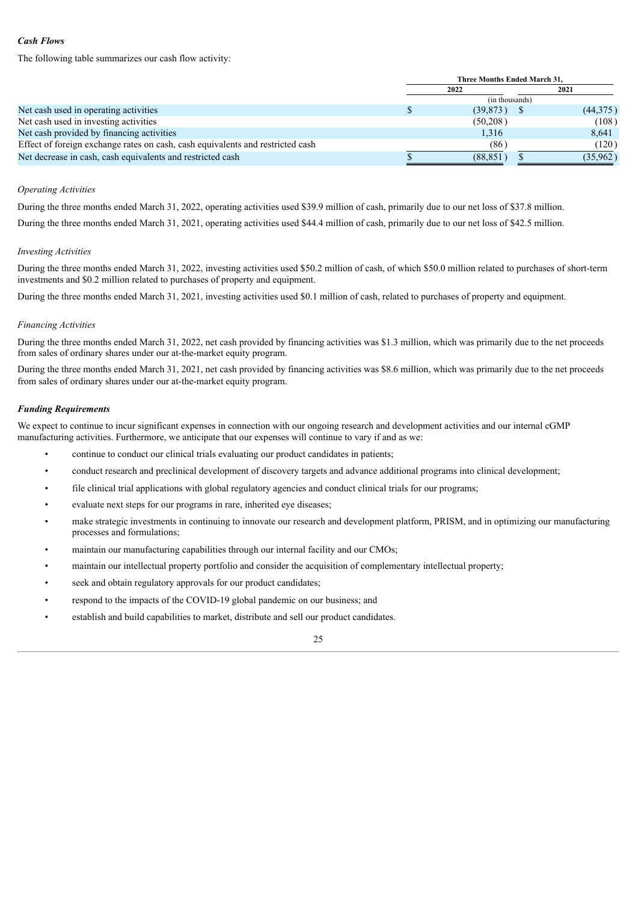***Cash Flows***

The following table summarizes our cash flow activity:

| | Three Months Ended March 31, | |
|---|---|---|
| | 2022 | 2021 |
| | (in thousands) | |
| Net cash used in operating activities | $ (39,873) | $ (44,375) |
| Net cash used in investing activities | (50,208) | (108) |
| Net cash provided by financing activities | 1,316 | 8,641 |
| Effect of foreign exchange rates on cash, cash equivalents and restricted cash | (86) | (120) |
| Net decrease in cash, cash equivalents and restricted cash | $ (88,851) | $ (35,962) |

*Operating Activities*

During the three months ended March 31, 2022, operating activities used $39.9 million of cash, primarily due to our net loss of $37.8 million.

During the three months ended March 31, 2021, operating activities used $44.4 million of cash, primarily due to our net loss of $42.5 million.

*Investing Activities*

During the three months ended March 31, 2022, investing activities used $50.2 million of cash, of which $50.0 million related to purchases of short-term investments and $0.2 million related to purchases of property and equipment.

During the three months ended March 31, 2021, investing activities used $0.1 million of cash, related to purchases of property and equipment.

*Financing Activities*

During the three months ended March 31, 2022, net cash provided by financing activities was $1.3 million, which was primarily due to the net proceeds from sales of ordinary shares under our at-the-market equity program.

During the three months ended March 31, 2021, net cash provided by financing activities was $8.6 million, which was primarily due to the net proceeds from sales of ordinary shares under our at-the-market equity program.

***Funding Requirements***

We expect to continue to incur significant expenses in connection with our ongoing research and development activities and our internal cGMP manufacturing activities. Furthermore, we anticipate that our expenses will continue to vary if and as we:

- continue to conduct our clinical trials evaluating our product candidates in patients;
- conduct research and preclinical development of discovery targets and advance additional programs into clinical development;
- file clinical trial applications with global regulatory agencies and conduct clinical trials for our programs;
- evaluate next steps for our programs in rare, inherited eye diseases;
- make strategic investments in continuing to innovate our research and development platform, PRISM, and in optimizing our manufacturing processes and formulations;
- maintain our manufacturing capabilities through our internal facility and our CMOs;
- maintain our intellectual property portfolio and consider the acquisition of complementary intellectual property;
- seek and obtain regulatory approvals for our product candidates;
- respond to the impacts of the COVID-19 global pandemic on our business; and
- establish and build capabilities to market, distribute and sell our product candidates.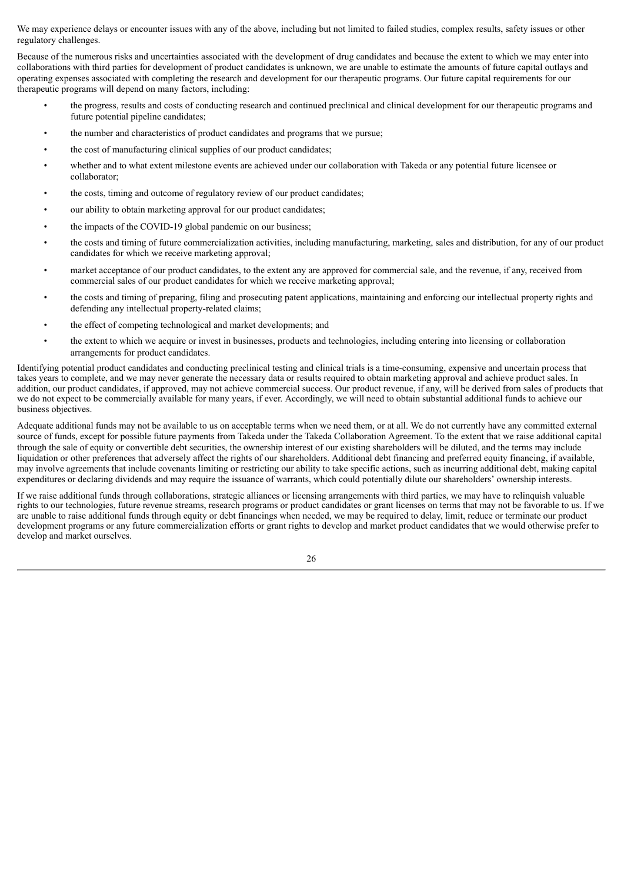We may experience delays or encounter issues with any of the above, including but not limited to failed studies, complex results, safety issues or other regulatory challenges.

Because of the numerous risks and uncertainties associated with the development of drug candidates and because the extent to which we may enter into collaborations with third parties for development of product candidates is unknown, we are unable to estimate the amounts of future capital outlays and operating expenses associated with completing the research and development for our therapeutic programs. Our future capital requirements for our therapeutic programs will depend on many factors, including:

- the progress, results and costs of conducting research and continued preclinical and clinical development for our therapeutic programs and future potential pipeline candidates;
- the number and characteristics of product candidates and programs that we pursue;
- the cost of manufacturing clinical supplies of our product candidates;
- whether and to what extent milestone events are achieved under our collaboration with Takeda or any potential future licensee or collaborator;
- the costs, timing and outcome of regulatory review of our product candidates;
- our ability to obtain marketing approval for our product candidates;
- the impacts of the COVID-19 global pandemic on our business;
- the costs and timing of future commercialization activities, including manufacturing, marketing, sales and distribution, for any of our product candidates for which we receive marketing approval;
- market acceptance of our product candidates, to the extent any are approved for commercial sale, and the revenue, if any, received from commercial sales of our product candidates for which we receive marketing approval;
- the costs and timing of preparing, filing and prosecuting patent applications, maintaining and enforcing our intellectual property rights and defending any intellectual property-related claims;
- the effect of competing technological and market developments; and
- the extent to which we acquire or invest in businesses, products and technologies, including entering into licensing or collaboration arrangements for product candidates.

Identifying potential product candidates and conducting preclinical testing and clinical trials is a time-consuming, expensive and uncertain process that takes years to complete, and we may never generate the necessary data or results required to obtain marketing approval and achieve product sales. In addition, our product candidates, if approved, may not achieve commercial success. Our product revenue, if any, will be derived from sales of products that we do not expect to be commercially available for many years, if ever. Accordingly, we will need to obtain substantial additional funds to achieve our business objectives.

Adequate additional funds may not be available to us on acceptable terms when we need them, or at all. We do not currently have any committed external source of funds, except for possible future payments from Takeda under the Takeda Collaboration Agreement. To the extent that we raise additional capital through the sale of equity or convertible debt securities, the ownership interest of our existing shareholders will be diluted, and the terms may include liquidation or other preferences that adversely affect the rights of our shareholders. Additional debt financing and preferred equity financing, if available, may involve agreements that include covenants limiting or restricting our ability to take specific actions, such as incurring additional debt, making capital expenditures or declaring dividends and may require the issuance of warrants, which could potentially dilute our shareholders' ownership interests.

If we raise additional funds through collaborations, strategic alliances or licensing arrangements with third parties, we may have to relinquish valuable rights to our technologies, future revenue streams, research programs or product candidates or grant licenses on terms that may not be favorable to us. If we are unable to raise additional funds through equity or debt financings when needed, we may be required to delay, limit, reduce or terminate our product development programs or any future commercialization efforts or grant rights to develop and market product candidates that we would otherwise prefer to develop and market ourselves.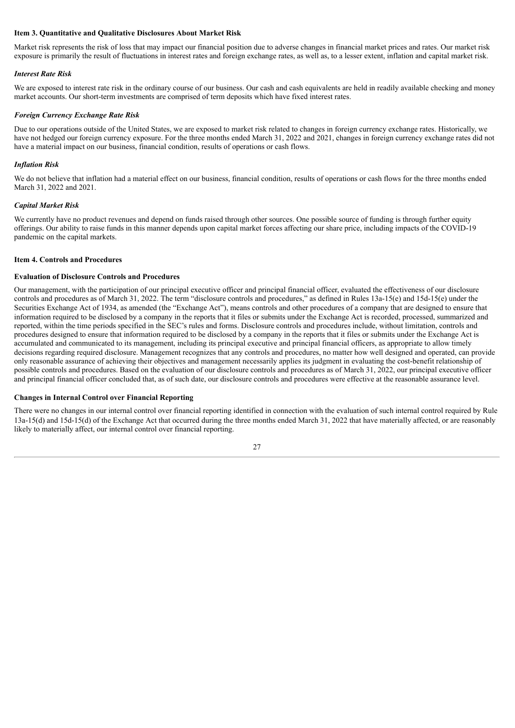## Item 3. Quantitative and Qualitative Disclosures About Market Risk

Market risk represents the risk of loss that may impact our financial position due to adverse changes in financial market prices and rates. Our market risk exposure is primarily the result of fluctuations in interest rates and foreign exchange rates, as well as, to a lesser extent, inflation and capital market risk.

### *Interest Rate Risk*

We are exposed to interest rate risk in the ordinary course of our business. Our cash and cash equivalents are held in readily available checking and money market accounts. Our short-term investments are comprised of term deposits which have fixed interest rates.

### *Foreign Currency Exchange Rate Risk*

Due to our operations outside of the United States, we are exposed to market risk related to changes in foreign currency exchange rates. Historically, we have not hedged our foreign currency exposure. For the three months ended March 31, 2022 and 2021, changes in foreign currency exchange rates did not have a material impact on our business, financial condition, results of operations or cash flows.

### *Inflation Risk*

We do not believe that inflation had a material effect on our business, financial condition, results of operations or cash flows for the three months ended March 31, 2022 and 2021.

### *Capital Market Risk*

We currently have no product revenues and depend on funds raised through other sources. One possible source of funding is through further equity offerings. Our ability to raise funds in this manner depends upon capital market forces affecting our share price, including impacts of the COVID-19 pandemic on the capital markets.

## Item 4. Controls and Procedures

### Evaluation of Disclosure Controls and Procedures

Our management, with the participation of our principal executive officer and principal financial officer, evaluated the effectiveness of our disclosure controls and procedures as of March 31, 2022. The term "disclosure controls and procedures," as defined in Rules 13a-15(e) and 15d-15(e) under the Securities Exchange Act of 1934, as amended (the "Exchange Act"), means controls and other procedures of a company that are designed to ensure that information required to be disclosed by a company in the reports that it files or submits under the Exchange Act is recorded, processed, summarized and reported, within the time periods specified in the SEC's rules and forms. Disclosure controls and procedures include, without limitation, controls and procedures designed to ensure that information required to be disclosed by a company in the reports that it files or submits under the Exchange Act is accumulated and communicated to its management, including its principal executive and principal financial officers, as appropriate to allow timely decisions regarding required disclosure. Management recognizes that any controls and procedures, no matter how well designed and operated, can provide only reasonable assurance of achieving their objectives and management necessarily applies its judgment in evaluating the cost-benefit relationship of possible controls and procedures. Based on the evaluation of our disclosure controls and procedures as of March 31, 2022, our principal executive officer and principal financial officer concluded that, as of such date, our disclosure controls and procedures were effective at the reasonable assurance level.

### Changes in Internal Control over Financial Reporting

There were no changes in our internal control over financial reporting identified in connection with the evaluation of such internal control required by Rule 13a-15(d) and 15d-15(d) of the Exchange Act that occurred during the three months ended March 31, 2022 that have materially affected, or are reasonably likely to materially affect, our internal control over financial reporting.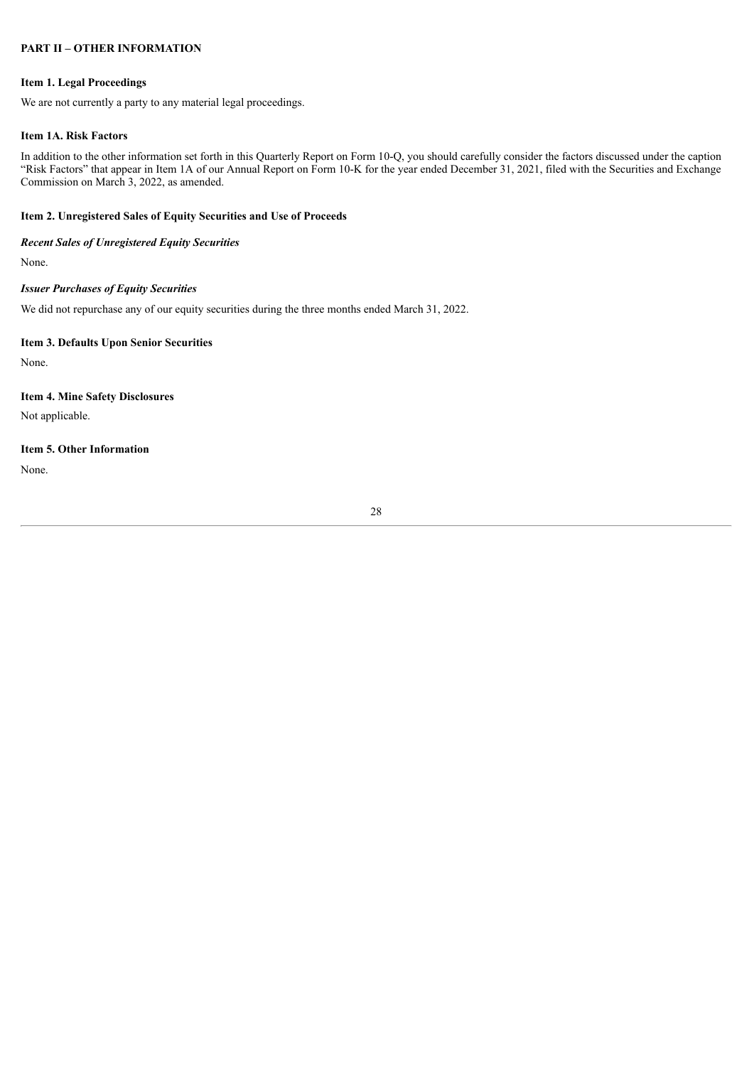## PART II – OTHER INFORMATION

### Item 1. Legal Proceedings

We are not currently a party to any material legal proceedings.

### Item 1A. Risk Factors

In addition to the other information set forth in this Quarterly Report on Form 10-Q, you should carefully consider the factors discussed under the caption "Risk Factors" that appear in Item 1A of our Annual Report on Form 10-K for the year ended December 31, 2021, filed with the Securities and Exchange Commission on March 3, 2022, as amended.

### Item 2. Unregistered Sales of Equity Securities and Use of Proceeds

***Recent Sales of Unregistered Equity Securities***

None.

***Issuer Purchases of Equity Securities***

We did not repurchase any of our equity securities during the three months ended March 31, 2022.

### Item 3. Defaults Upon Senior Securities

None.

### Item 4. Mine Safety Disclosures

Not applicable.

### Item 5. Other Information

None.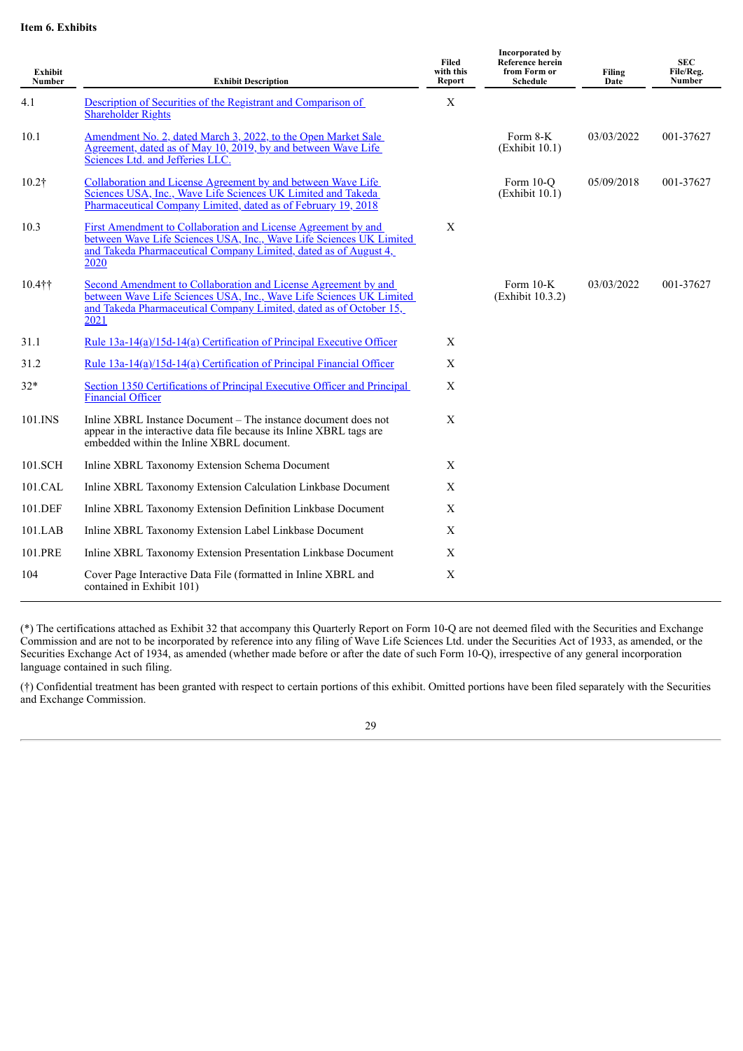**Item 6. Exhibits**

| Exhibit Number | Exhibit Description | Filed with this Report | Incorporated by Reference herein from Form or Schedule | Filing Date | SEC File/Reg. Number |
|---|---|---|---|---|---|
| 4.1 | Description of Securities of the Registrant and Comparison of Shareholder Rights | X | | | |
| 10.1 | Amendment No. 2, dated March 3, 2022, to the Open Market Sale Agreement, dated as of May 10, 2019, by and between Wave Life Sciences Ltd. and Jefferies LLC. | | Form 8-K (Exhibit 10.1) | 03/03/2022 | 001-37627 |
| 10.2† | Collaboration and License Agreement by and between Wave Life Sciences USA, Inc., Wave Life Sciences UK Limited and Takeda Pharmaceutical Company Limited, dated as of February 19, 2018 | | Form 10-Q (Exhibit 10.1) | 05/09/2018 | 001-37627 |
| 10.3 | First Amendment to Collaboration and License Agreement by and between Wave Life Sciences USA, Inc., Wave Life Sciences UK Limited and Takeda Pharmaceutical Company Limited, dated as of August 4, 2020 | X | | | |
| 10.4†† | Second Amendment to Collaboration and License Agreement by and between Wave Life Sciences USA, Inc., Wave Life Sciences UK Limited and Takeda Pharmaceutical Company Limited, dated as of October 15, 2021 | | Form 10-K (Exhibit 10.3.2) | 03/03/2022 | 001-37627 |
| 31.1 | Rule 13a-14(a)/15d-14(a) Certification of Principal Executive Officer | X | | | |
| 31.2 | Rule 13a-14(a)/15d-14(a) Certification of Principal Financial Officer | X | | | |
| 32* | Section 1350 Certifications of Principal Executive Officer and Principal Financial Officer | X | | | |
| 101.INS | Inline XBRL Instance Document – The instance document does not appear in the interactive data file because its Inline XBRL tags are embedded within the Inline XBRL document. | X | | | |
| 101.SCH | Inline XBRL Taxonomy Extension Schema Document | X | | | |
| 101.CAL | Inline XBRL Taxonomy Extension Calculation Linkbase Document | X | | | |
| 101.DEF | Inline XBRL Taxonomy Extension Definition Linkbase Document | X | | | |
| 101.LAB | Inline XBRL Taxonomy Extension Label Linkbase Document | X | | | |
| 101.PRE | Inline XBRL Taxonomy Extension Presentation Linkbase Document | X | | | |
| 104 | Cover Page Interactive Data File (formatted in Inline XBRL and contained in Exhibit 101) | X | | | |

(*) The certifications attached as Exhibit 32 that accompany this Quarterly Report on Form 10-Q are not deemed filed with the Securities and Exchange Commission and are not to be incorporated by reference into any filing of Wave Life Sciences Ltd. under the Securities Act of 1933, as amended, or the Securities Exchange Act of 1934, as amended (whether made before or after the date of such Form 10-Q), irrespective of any general incorporation language contained in such filing.

(†) Confidential treatment has been granted with respect to certain portions of this exhibit. Omitted portions have been filed separately with the Securities and Exchange Commission.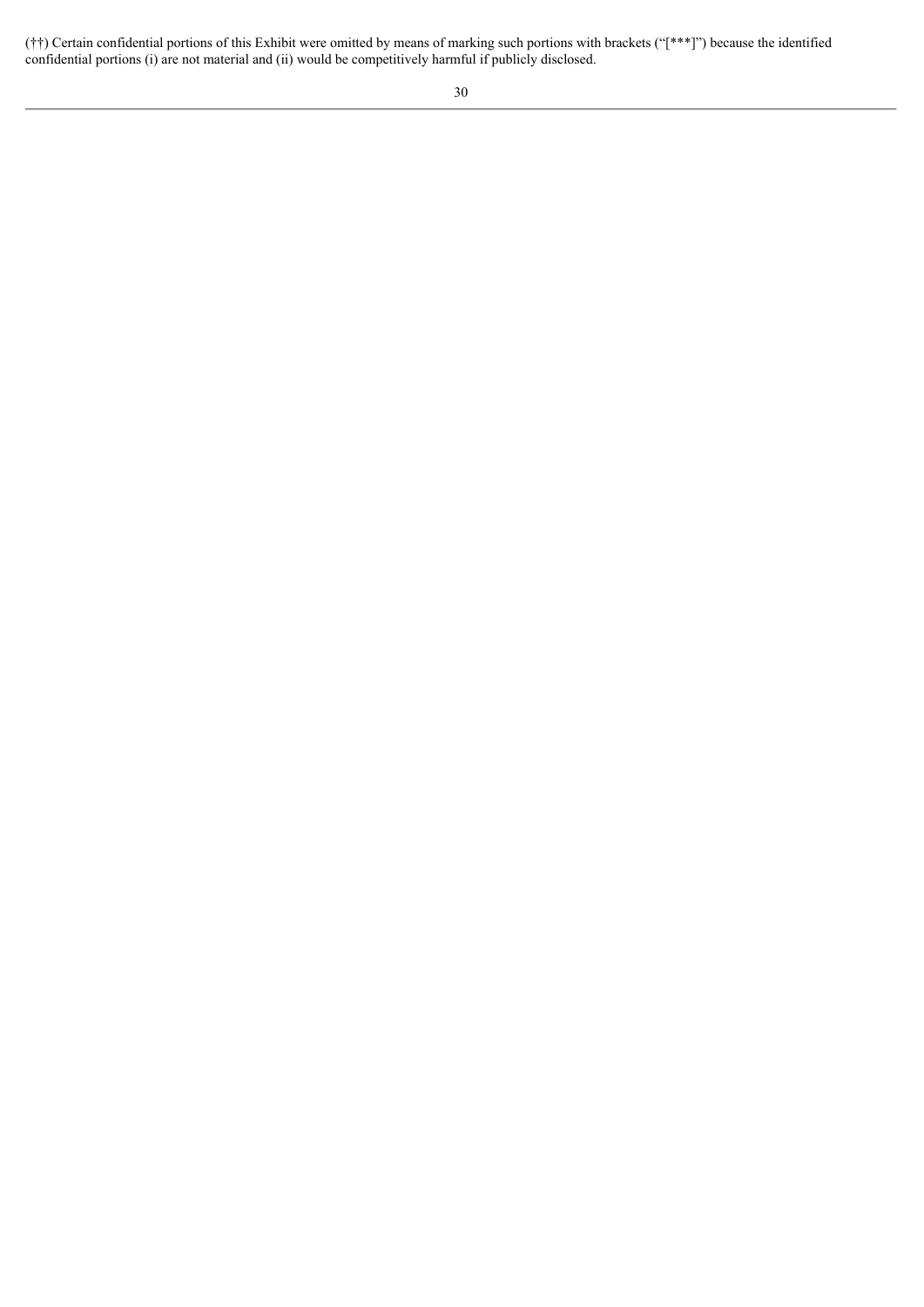(††) Certain confidential portions of this Exhibit were omitted by means of marking such portions with brackets ("[***]") because the identified confidential portions (i) are not material and (ii) would be competitively harmful if publicly disclosed.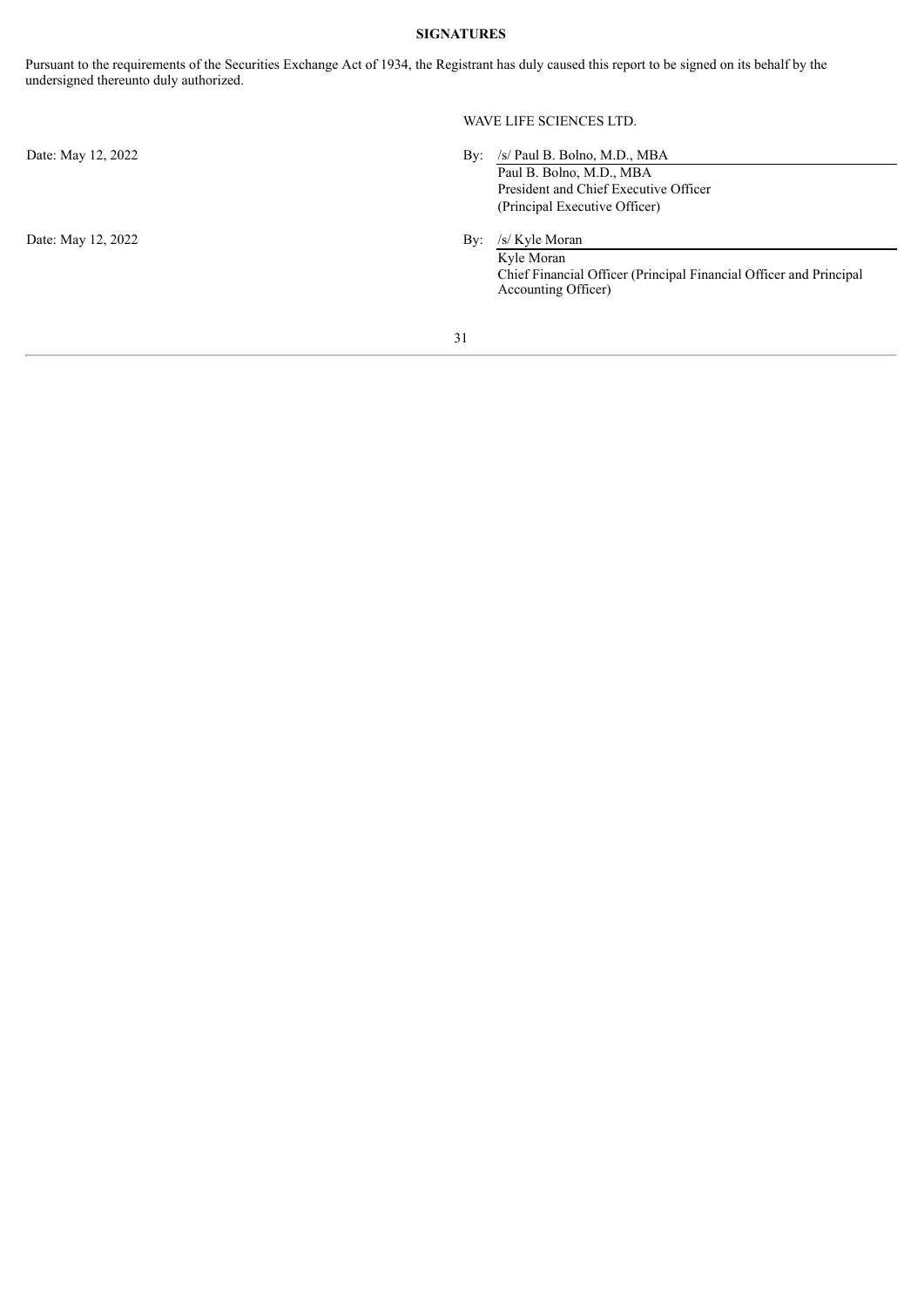**SIGNATURES**

Pursuant to the requirements of the Securities Exchange Act of 1934, the Registrant has duly caused this report to be signed on its behalf by the undersigned thereunto duly authorized.

WAVE LIFE SCIENCES LTD.

| | |
|---|---|
| Date: May 12, 2022 | By: /s/ Paul B. Bolno, M.D., MBA<br>Paul B. Bolno, M.D., MBA<br>President and Chief Executive Officer<br>(Principal Executive Officer) |
| Date: May 12, 2022 | By: /s/ Kyle Moran<br>Kyle Moran<br>Chief Financial Officer (Principal Financial Officer and Principal Accounting Officer) |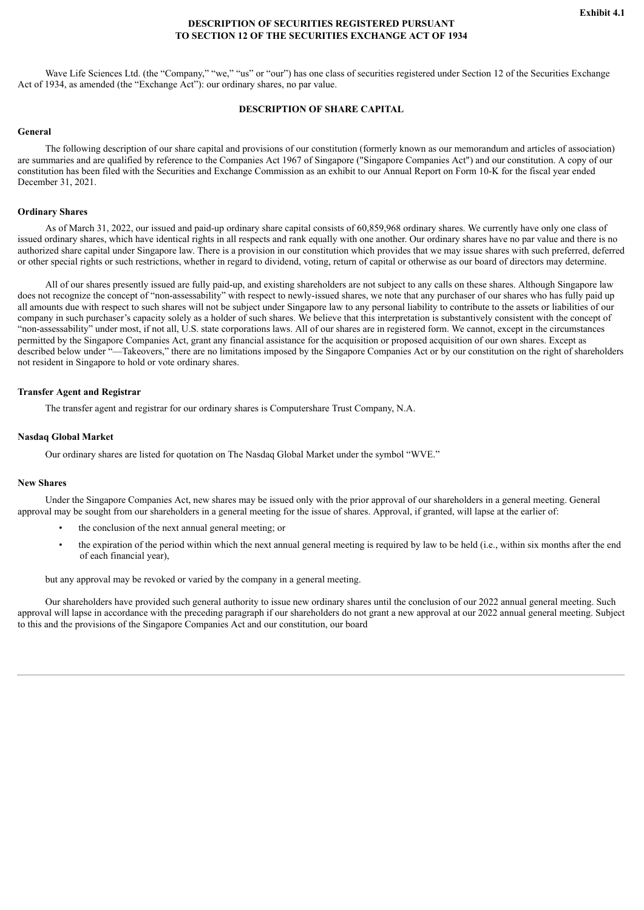**Exhibit 4.1**

# DESCRIPTION OF SECURITIES REGISTERED PURSUANT TO SECTION 12 OF THE SECURITIES EXCHANGE ACT OF 1934

Wave Life Sciences Ltd. (the "Company," "we," "us" or "our") has one class of securities registered under Section 12 of the Securities Exchange Act of 1934, as amended (the "Exchange Act"): our ordinary shares, no par value.

## DESCRIPTION OF SHARE CAPITAL

### General

The following description of our share capital and provisions of our constitution (formerly known as our memorandum and articles of association) are summaries and are qualified by reference to the Companies Act 1967 of Singapore ("Singapore Companies Act") and our constitution. A copy of our constitution has been filed with the Securities and Exchange Commission as an exhibit to our Annual Report on Form 10-K for the fiscal year ended December 31, 2021.

### Ordinary Shares

As of March 31, 2022, our issued and paid-up ordinary share capital consists of 60,859,968 ordinary shares. We currently have only one class of issued ordinary shares, which have identical rights in all respects and rank equally with one another. Our ordinary shares have no par value and there is no authorized share capital under Singapore law. There is a provision in our constitution which provides that we may issue shares with such preferred, deferred or other special rights or such restrictions, whether in regard to dividend, voting, return of capital or otherwise as our board of directors may determine.

All of our shares presently issued are fully paid-up, and existing shareholders are not subject to any calls on these shares. Although Singapore law does not recognize the concept of "non-assessability" with respect to newly-issued shares, we note that any purchaser of our shares who has fully paid up all amounts due with respect to such shares will not be subject under Singapore law to any personal liability to contribute to the assets or liabilities of our company in such purchaser's capacity solely as a holder of such shares. We believe that this interpretation is substantively consistent with the concept of "non-assessability" under most, if not all, U.S. state corporations laws. All of our shares are in registered form. We cannot, except in the circumstances permitted by the Singapore Companies Act, grant any financial assistance for the acquisition or proposed acquisition of our own shares. Except as described below under "—Takeovers," there are no limitations imposed by the Singapore Companies Act or by our constitution on the right of shareholders not resident in Singapore to hold or vote ordinary shares.

### Transfer Agent and Registrar

The transfer agent and registrar for our ordinary shares is Computershare Trust Company, N.A.

### Nasdaq Global Market

Our ordinary shares are listed for quotation on The Nasdaq Global Market under the symbol "WVE."

### New Shares

Under the Singapore Companies Act, new shares may be issued only with the prior approval of our shareholders in a general meeting. General approval may be sought from our shareholders in a general meeting for the issue of shares. Approval, if granted, will lapse at the earlier of:

- the conclusion of the next annual general meeting; or
- the expiration of the period within which the next annual general meeting is required by law to be held (i.e., within six months after the end of each financial year),

but any approval may be revoked or varied by the company in a general meeting.

Our shareholders have provided such general authority to issue new ordinary shares until the conclusion of our 2022 annual general meeting. Such approval will lapse in accordance with the preceding paragraph if our shareholders do not grant a new approval at our 2022 annual general meeting. Subject to this and the provisions of the Singapore Companies Act and our constitution, our board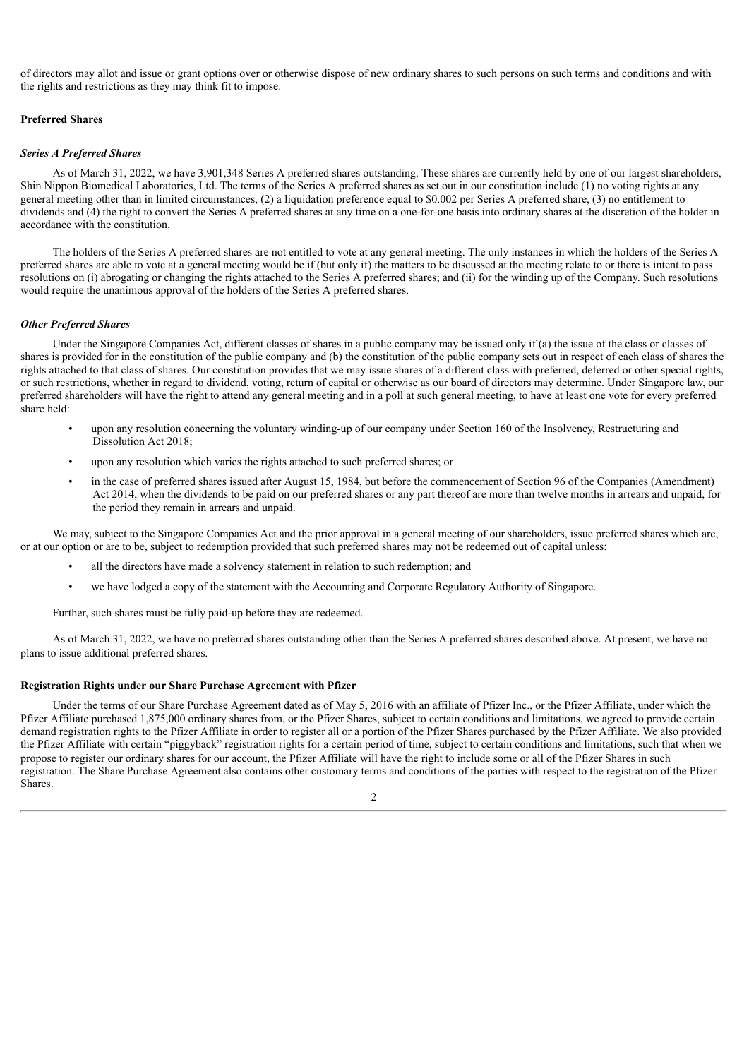of directors may allot and issue or grant options over or otherwise dispose of new ordinary shares to such persons on such terms and conditions and with the rights and restrictions as they may think fit to impose.

## Preferred Shares

### *Series A Preferred Shares*

As of March 31, 2022, we have 3,901,348 Series A preferred shares outstanding. These shares are currently held by one of our largest shareholders, Shin Nippon Biomedical Laboratories, Ltd. The terms of the Series A preferred shares as set out in our constitution include (1) no voting rights at any general meeting other than in limited circumstances, (2) a liquidation preference equal to \$0.002 per Series A preferred share, (3) no entitlement to dividends and (4) the right to convert the Series A preferred shares at any time on a one-for-one basis into ordinary shares at the discretion of the holder in accordance with the constitution.

The holders of the Series A preferred shares are not entitled to vote at any general meeting. The only instances in which the holders of the Series A preferred shares are able to vote at a general meeting would be if (but only if) the matters to be discussed at the meeting relate to or there is intent to pass resolutions on (i) abrogating or changing the rights attached to the Series A preferred shares; and (ii) for the winding up of the Company. Such resolutions would require the unanimous approval of the holders of the Series A preferred shares.

### *Other Preferred Shares*

Under the Singapore Companies Act, different classes of shares in a public company may be issued only if (a) the issue of the class or classes of shares is provided for in the constitution of the public company and (b) the constitution of the public company sets out in respect of each class of shares the rights attached to that class of shares. Our constitution provides that we may issue shares of a different class with preferred, deferred or other special rights, or such restrictions, whether in regard to dividend, voting, return of capital or otherwise as our board of directors may determine. Under Singapore law, our preferred shareholders will have the right to attend any general meeting and in a poll at such general meeting, to have at least one vote for every preferred share held:

- upon any resolution concerning the voluntary winding-up of our company under Section 160 of the Insolvency, Restructuring and Dissolution Act 2018;
- upon any resolution which varies the rights attached to such preferred shares; or
- in the case of preferred shares issued after August 15, 1984, but before the commencement of Section 96 of the Companies (Amendment) Act 2014, when the dividends to be paid on our preferred shares or any part thereof are more than twelve months in arrears and unpaid, for the period they remain in arrears and unpaid.

We may, subject to the Singapore Companies Act and the prior approval in a general meeting of our shareholders, issue preferred shares which are, or at our option or are to be, subject to redemption provided that such preferred shares may not be redeemed out of capital unless:

- all the directors have made a solvency statement in relation to such redemption; and
- we have lodged a copy of the statement with the Accounting and Corporate Regulatory Authority of Singapore.

Further, such shares must be fully paid-up before they are redeemed.

As of March 31, 2022, we have no preferred shares outstanding other than the Series A preferred shares described above. At present, we have no plans to issue additional preferred shares.

## Registration Rights under our Share Purchase Agreement with Pfizer

Under the terms of our Share Purchase Agreement dated as of May 5, 2016 with an affiliate of Pfizer Inc., or the Pfizer Affiliate, under which the Pfizer Affiliate purchased 1,875,000 ordinary shares from, or the Pfizer Shares, subject to certain conditions and limitations, we agreed to provide certain demand registration rights to the Pfizer Affiliate in order to register all or a portion of the Pfizer Shares purchased by the Pfizer Affiliate. We also provided the Pfizer Affiliate with certain "piggyback" registration rights for a certain period of time, subject to certain conditions and limitations, such that when we propose to register our ordinary shares for our account, the Pfizer Affiliate will have the right to include some or all of the Pfizer Shares in such registration. The Share Purchase Agreement also contains other customary terms and conditions of the parties with respect to the registration of the Pfizer Shares.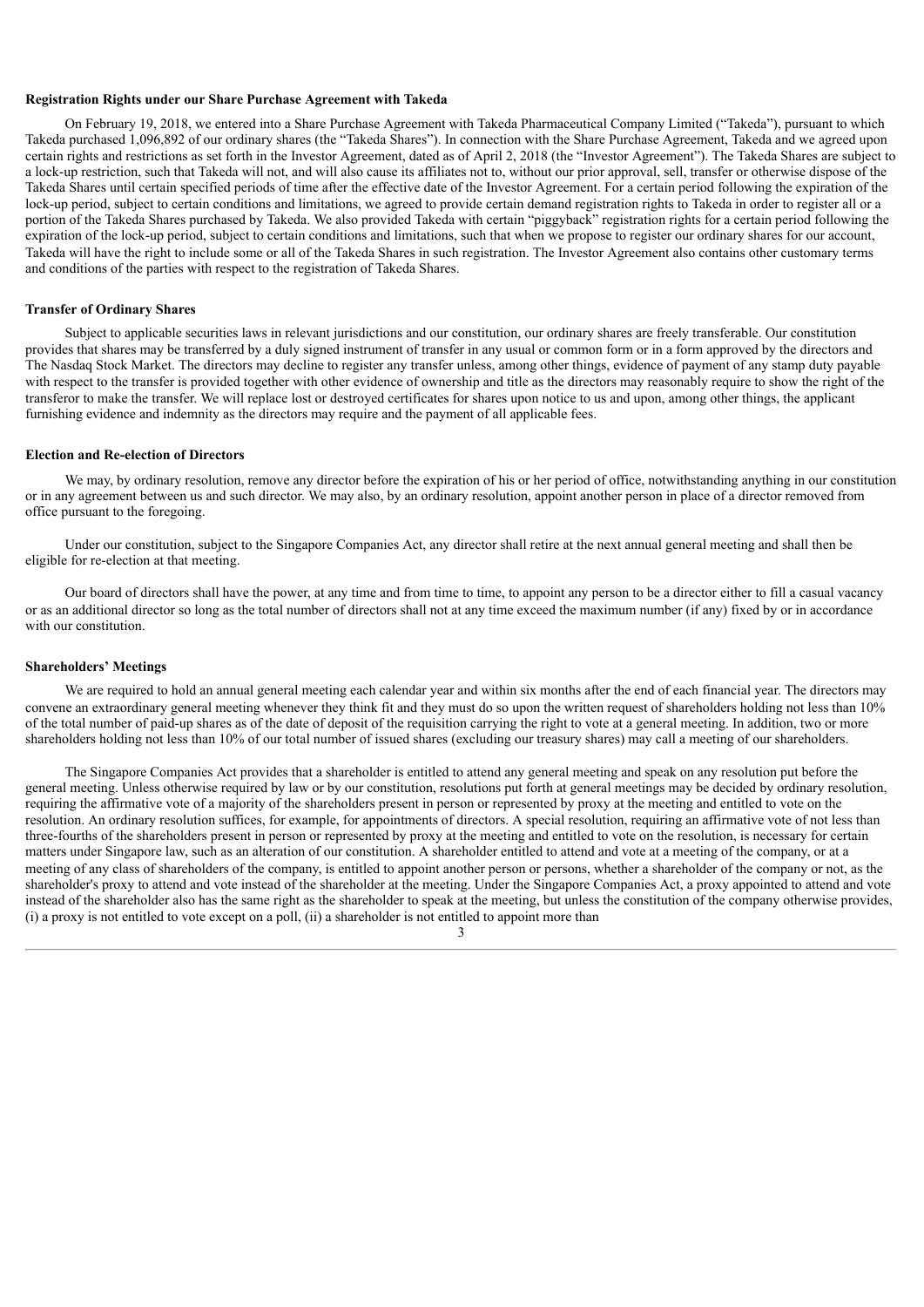**Registration Rights under our Share Purchase Agreement with Takeda**

On February 19, 2018, we entered into a Share Purchase Agreement with Takeda Pharmaceutical Company Limited ("Takeda"), pursuant to which Takeda purchased 1,096,892 of our ordinary shares (the "Takeda Shares"). In connection with the Share Purchase Agreement, Takeda and we agreed upon certain rights and restrictions as set forth in the Investor Agreement, dated as of April 2, 2018 (the "Investor Agreement"). The Takeda Shares are subject to a lock-up restriction, such that Takeda will not, and will also cause its affiliates not to, without our prior approval, sell, transfer or otherwise dispose of the Takeda Shares until certain specified periods of time after the effective date of the Investor Agreement. For a certain period following the expiration of the lock-up period, subject to certain conditions and limitations, we agreed to provide certain demand registration rights to Takeda in order to register all or a portion of the Takeda Shares purchased by Takeda. We also provided Takeda with certain "piggyback" registration rights for a certain period following the expiration of the lock-up period, subject to certain conditions and limitations, such that when we propose to register our ordinary shares for our account, Takeda will have the right to include some or all of the Takeda Shares in such registration. The Investor Agreement also contains other customary terms and conditions of the parties with respect to the registration of Takeda Shares.

**Transfer of Ordinary Shares**

Subject to applicable securities laws in relevant jurisdictions and our constitution, our ordinary shares are freely transferable. Our constitution provides that shares may be transferred by a duly signed instrument of transfer in any usual or common form or in a form approved by the directors and The Nasdaq Stock Market. The directors may decline to register any transfer unless, among other things, evidence of payment of any stamp duty payable with respect to the transfer is provided together with other evidence of ownership and title as the directors may reasonably require to show the right of the transferor to make the transfer. We will replace lost or destroyed certificates for shares upon notice to us and upon, among other things, the applicant furnishing evidence and indemnity as the directors may require and the payment of all applicable fees.

**Election and Re-election of Directors**

We may, by ordinary resolution, remove any director before the expiration of his or her period of office, notwithstanding anything in our constitution or in any agreement between us and such director. We may also, by an ordinary resolution, appoint another person in place of a director removed from office pursuant to the foregoing.

Under our constitution, subject to the Singapore Companies Act, any director shall retire at the next annual general meeting and shall then be eligible for re-election at that meeting.

Our board of directors shall have the power, at any time and from time to time, to appoint any person to be a director either to fill a casual vacancy or as an additional director so long as the total number of directors shall not at any time exceed the maximum number (if any) fixed by or in accordance with our constitution.

**Shareholders' Meetings**

We are required to hold an annual general meeting each calendar year and within six months after the end of each financial year. The directors may convene an extraordinary general meeting whenever they think fit and they must do so upon the written request of shareholders holding not less than 10% of the total number of paid-up shares as of the date of deposit of the requisition carrying the right to vote at a general meeting. In addition, two or more shareholders holding not less than 10% of our total number of issued shares (excluding our treasury shares) may call a meeting of our shareholders.

The Singapore Companies Act provides that a shareholder is entitled to attend any general meeting and speak on any resolution put before the general meeting. Unless otherwise required by law or by our constitution, resolutions put forth at general meetings may be decided by ordinary resolution, requiring the affirmative vote of a majority of the shareholders present in person or represented by proxy at the meeting and entitled to vote on the resolution. An ordinary resolution suffices, for example, for appointments of directors. A special resolution, requiring an affirmative vote of not less than three-fourths of the shareholders present in person or represented by proxy at the meeting and entitled to vote on the resolution, is necessary for certain matters under Singapore law, such as an alteration of our constitution. A shareholder entitled to attend and vote at a meeting of the company, or at a meeting of any class of shareholders of the company, is entitled to appoint another person or persons, whether a shareholder of the company or not, as the shareholder's proxy to attend and vote instead of the shareholder at the meeting. Under the Singapore Companies Act, a proxy appointed to attend and vote instead of the shareholder also has the same right as the shareholder to speak at the meeting, but unless the constitution of the company otherwise provides, (i) a proxy is not entitled to vote except on a poll, (ii) a shareholder is not entitled to appoint more than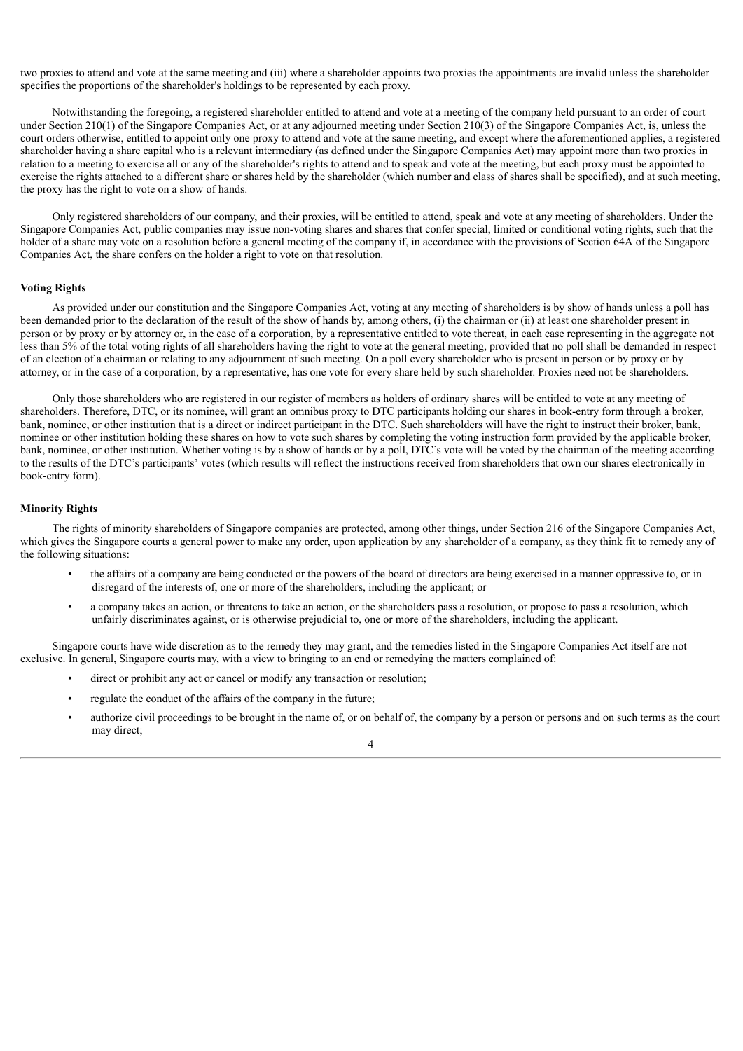two proxies to attend and vote at the same meeting and (iii) where a shareholder appoints two proxies the appointments are invalid unless the shareholder specifies the proportions of the shareholder's holdings to be represented by each proxy.

Notwithstanding the foregoing, a registered shareholder entitled to attend and vote at a meeting of the company held pursuant to an order of court under Section 210(1) of the Singapore Companies Act, or at any adjourned meeting under Section 210(3) of the Singapore Companies Act, is, unless the court orders otherwise, entitled to appoint only one proxy to attend and vote at the same meeting, and except where the aforementioned applies, a registered shareholder having a share capital who is a relevant intermediary (as defined under the Singapore Companies Act) may appoint more than two proxies in relation to a meeting to exercise all or any of the shareholder's rights to attend and to speak and vote at the meeting, but each proxy must be appointed to exercise the rights attached to a different share or shares held by the shareholder (which number and class of shares shall be specified), and at such meeting, the proxy has the right to vote on a show of hands.

Only registered shareholders of our company, and their proxies, will be entitled to attend, speak and vote at any meeting of shareholders. Under the Singapore Companies Act, public companies may issue non-voting shares and shares that confer special, limited or conditional voting rights, such that the holder of a share may vote on a resolution before a general meeting of the company if, in accordance with the provisions of Section 64A of the Singapore Companies Act, the share confers on the holder a right to vote on that resolution.

**Voting Rights**

As provided under our constitution and the Singapore Companies Act, voting at any meeting of shareholders is by show of hands unless a poll has been demanded prior to the declaration of the result of the show of hands by, among others, (i) the chairman or (ii) at least one shareholder present in person or by proxy or by attorney or, in the case of a corporation, by a representative entitled to vote thereat, in each case representing in the aggregate not less than 5% of the total voting rights of all shareholders having the right to vote at the general meeting, provided that no poll shall be demanded in respect of an election of a chairman or relating to any adjournment of such meeting. On a poll every shareholder who is present in person or by proxy or by attorney, or in the case of a corporation, by a representative, has one vote for every share held by such shareholder. Proxies need not be shareholders.

Only those shareholders who are registered in our register of members as holders of ordinary shares will be entitled to vote at any meeting of shareholders. Therefore, DTC, or its nominee, will grant an omnibus proxy to DTC participants holding our shares in book-entry form through a broker, bank, nominee, or other institution that is a direct or indirect participant in the DTC. Such shareholders will have the right to instruct their broker, bank, nominee or other institution holding these shares on how to vote such shares by completing the voting instruction form provided by the applicable broker, bank, nominee, or other institution. Whether voting is by a show of hands or by a poll, DTC's vote will be voted by the chairman of the meeting according to the results of the DTC's participants' votes (which results will reflect the instructions received from shareholders that own our shares electronically in book-entry form).

**Minority Rights**

The rights of minority shareholders of Singapore companies are protected, among other things, under Section 216 of the Singapore Companies Act, which gives the Singapore courts a general power to make any order, upon application by any shareholder of a company, as they think fit to remedy any of the following situations:

- the affairs of a company are being conducted or the powers of the board of directors are being exercised in a manner oppressive to, or in disregard of the interests of, one or more of the shareholders, including the applicant; or
- a company takes an action, or threatens to take an action, or the shareholders pass a resolution, or propose to pass a resolution, which unfairly discriminates against, or is otherwise prejudicial to, one or more of the shareholders, including the applicant.

Singapore courts have wide discretion as to the remedy they may grant, and the remedies listed in the Singapore Companies Act itself are not exclusive. In general, Singapore courts may, with a view to bringing to an end or remedying the matters complained of:

- direct or prohibit any act or cancel or modify any transaction or resolution;
- regulate the conduct of the affairs of the company in the future;
- authorize civil proceedings to be brought in the name of, or on behalf of, the company by a person or persons and on such terms as the court may direct;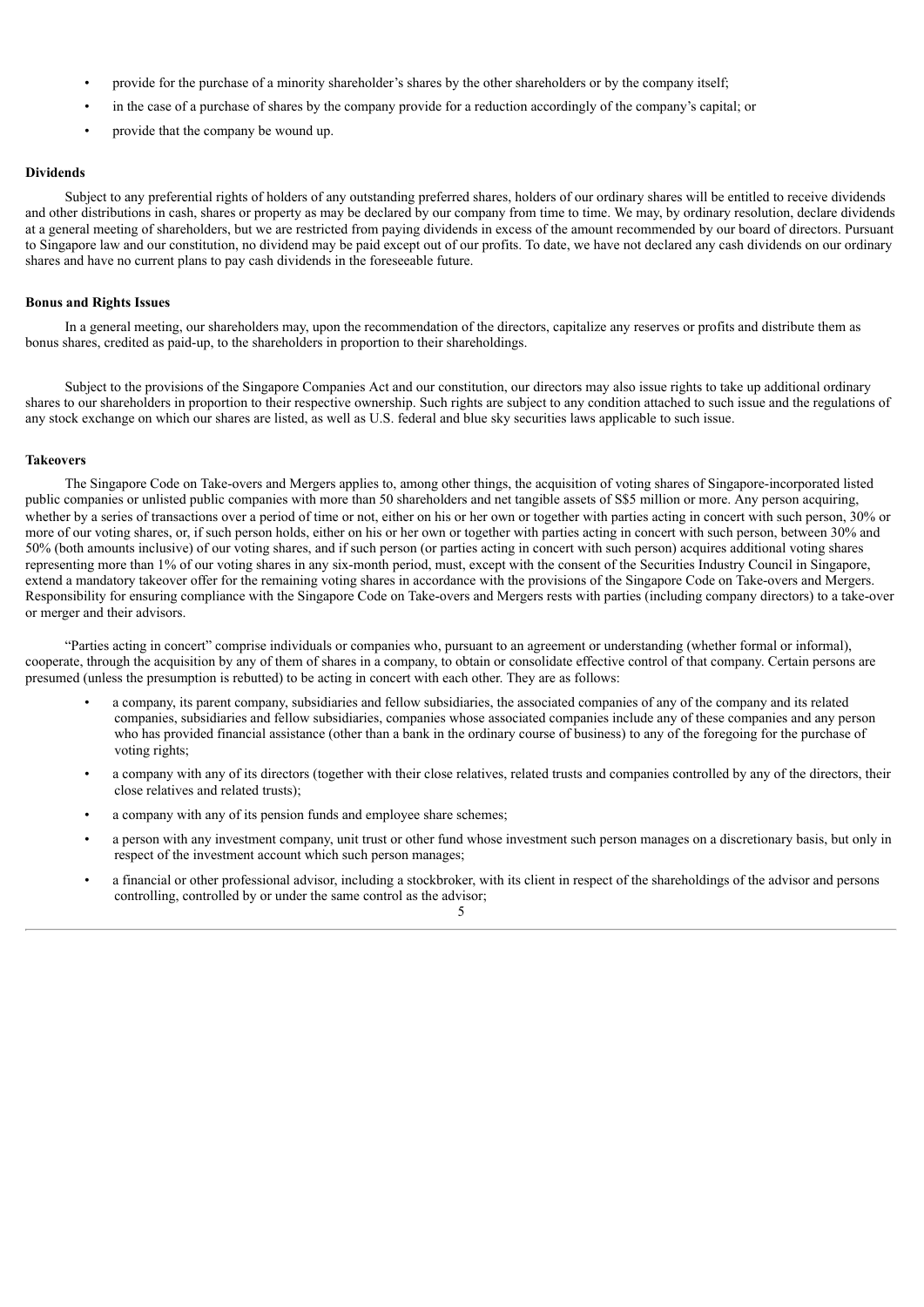- provide for the purchase of a minority shareholder's shares by the other shareholders or by the company itself;
- in the case of a purchase of shares by the company provide for a reduction accordingly of the company's capital; or
- provide that the company be wound up.

**Dividends**

Subject to any preferential rights of holders of any outstanding preferred shares, holders of our ordinary shares will be entitled to receive dividends and other distributions in cash, shares or property as may be declared by our company from time to time. We may, by ordinary resolution, declare dividends at a general meeting of shareholders, but we are restricted from paying dividends in excess of the amount recommended by our board of directors. Pursuant to Singapore law and our constitution, no dividend may be paid except out of our profits. To date, we have not declared any cash dividends on our ordinary shares and have no current plans to pay cash dividends in the foreseeable future.

**Bonus and Rights Issues**

In a general meeting, our shareholders may, upon the recommendation of the directors, capitalize any reserves or profits and distribute them as bonus shares, credited as paid-up, to the shareholders in proportion to their shareholdings.

Subject to the provisions of the Singapore Companies Act and our constitution, our directors may also issue rights to take up additional ordinary shares to our shareholders in proportion to their respective ownership. Such rights are subject to any condition attached to such issue and the regulations of any stock exchange on which our shares are listed, as well as U.S. federal and blue sky securities laws applicable to such issue.

**Takeovers**

The Singapore Code on Take-overs and Mergers applies to, among other things, the acquisition of voting shares of Singapore-incorporated listed public companies or unlisted public companies with more than 50 shareholders and net tangible assets of S$5 million or more. Any person acquiring, whether by a series of transactions over a period of time or not, either on his or her own or together with parties acting in concert with such person, 30% or more of our voting shares, or, if such person holds, either on his or her own or together with parties acting in concert with such person, between 30% and 50% (both amounts inclusive) of our voting shares, and if such person (or parties acting in concert with such person) acquires additional voting shares representing more than 1% of our voting shares in any six-month period, must, except with the consent of the Securities Industry Council in Singapore, extend a mandatory takeover offer for the remaining voting shares in accordance with the provisions of the Singapore Code on Take-overs and Mergers. Responsibility for ensuring compliance with the Singapore Code on Take-overs and Mergers rests with parties (including company directors) to a take-over or merger and their advisors.

"Parties acting in concert" comprise individuals or companies who, pursuant to an agreement or understanding (whether formal or informal), cooperate, through the acquisition by any of them of shares in a company, to obtain or consolidate effective control of that company. Certain persons are presumed (unless the presumption is rebutted) to be acting in concert with each other. They are as follows:

- a company, its parent company, subsidiaries and fellow subsidiaries, the associated companies of any of the company and its related companies, subsidiaries and fellow subsidiaries, companies whose associated companies include any of these companies and any person who has provided financial assistance (other than a bank in the ordinary course of business) to any of the foregoing for the purchase of voting rights;
- a company with any of its directors (together with their close relatives, related trusts and companies controlled by any of the directors, their close relatives and related trusts);
- a company with any of its pension funds and employee share schemes;
- a person with any investment company, unit trust or other fund whose investment such person manages on a discretionary basis, but only in respect of the investment account which such person manages;
- a financial or other professional advisor, including a stockbroker, with its client in respect of the shareholdings of the advisor and persons controlling, controlled by or under the same control as the advisor;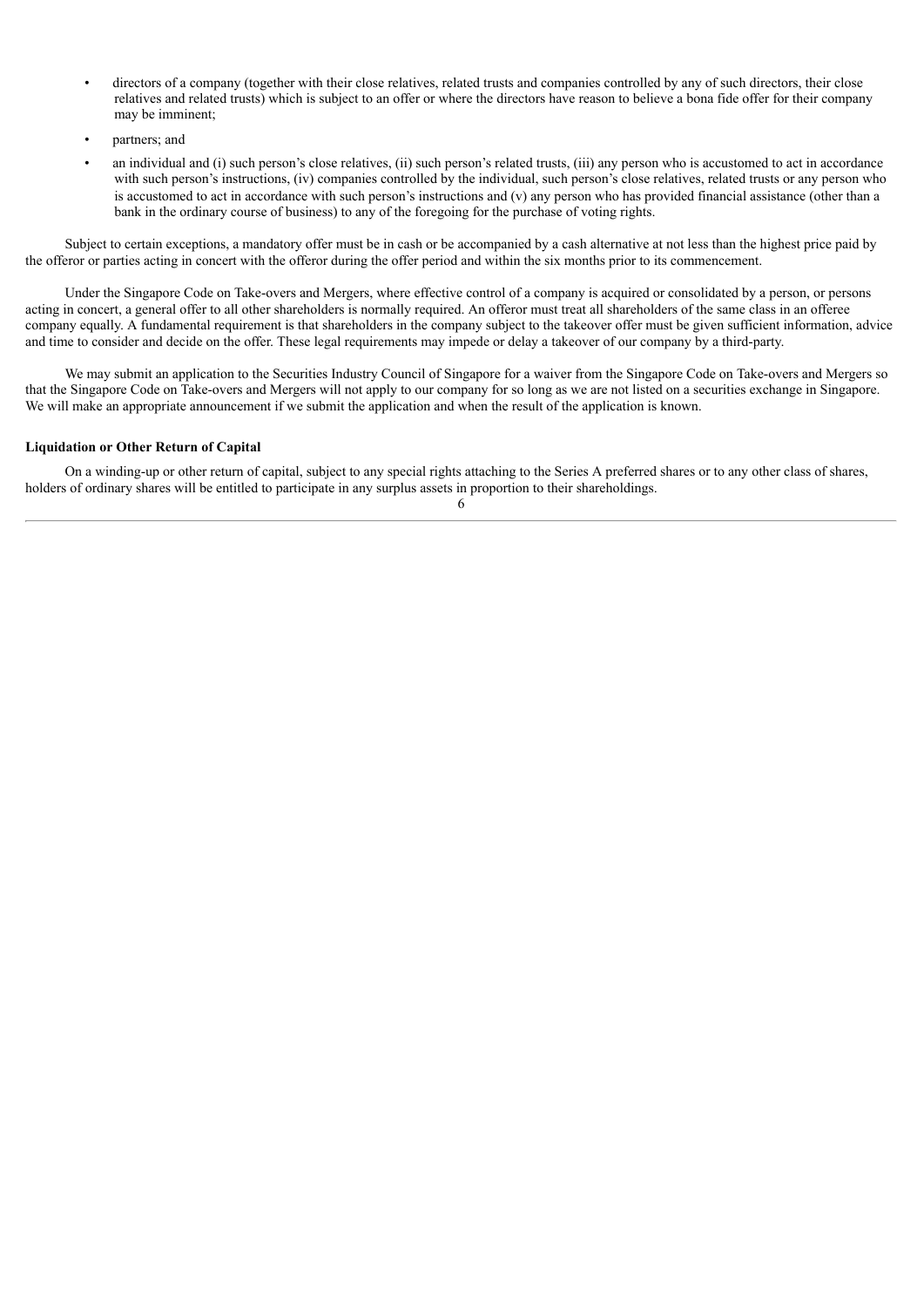- directors of a company (together with their close relatives, related trusts and companies controlled by any of such directors, their close relatives and related trusts) which is subject to an offer or where the directors have reason to believe a bona fide offer for their company may be imminent;
- partners; and
- an individual and (i) such person's close relatives, (ii) such person's related trusts, (iii) any person who is accustomed to act in accordance with such person's instructions, (iv) companies controlled by the individual, such person's close relatives, related trusts or any person who is accustomed to act in accordance with such person's instructions and (v) any person who has provided financial assistance (other than a bank in the ordinary course of business) to any of the foregoing for the purchase of voting rights.

Subject to certain exceptions, a mandatory offer must be in cash or be accompanied by a cash alternative at not less than the highest price paid by the offeror or parties acting in concert with the offeror during the offer period and within the six months prior to its commencement.

Under the Singapore Code on Take-overs and Mergers, where effective control of a company is acquired or consolidated by a person, or persons acting in concert, a general offer to all other shareholders is normally required. An offeror must treat all shareholders of the same class in an offeree company equally. A fundamental requirement is that shareholders in the company subject to the takeover offer must be given sufficient information, advice and time to consider and decide on the offer. These legal requirements may impede or delay a takeover of our company by a third-party.

We may submit an application to the Securities Industry Council of Singapore for a waiver from the Singapore Code on Take-overs and Mergers so that the Singapore Code on Take-overs and Mergers will not apply to our company for so long as we are not listed on a securities exchange in Singapore. We will make an appropriate announcement if we submit the application and when the result of the application is known.

**Liquidation or Other Return of Capital**

On a winding-up or other return of capital, subject to any special rights attaching to the Series A preferred shares or to any other class of shares, holders of ordinary shares will be entitled to participate in any surplus assets in proportion to their shareholdings.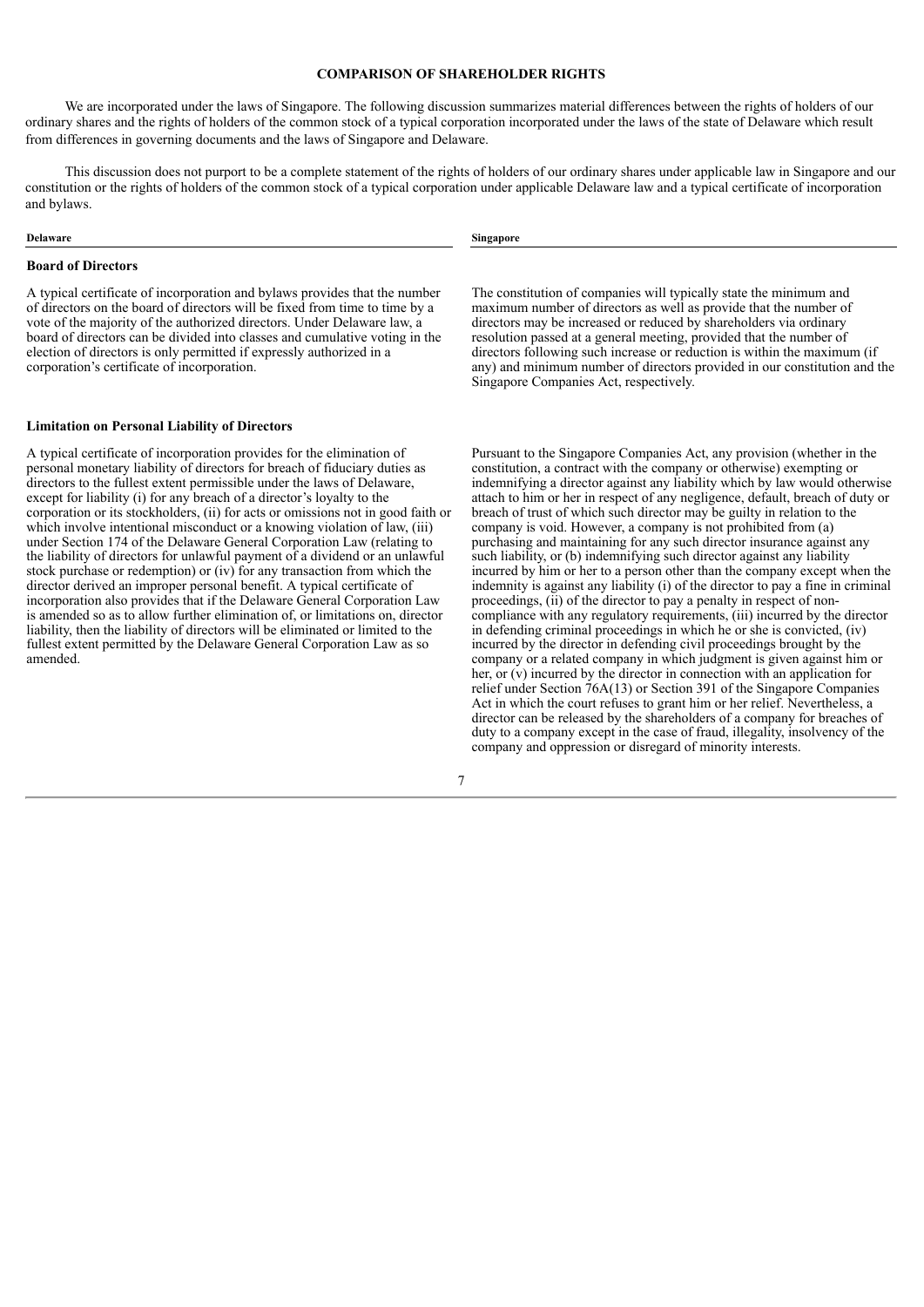## COMPARISON OF SHAREHOLDER RIGHTS

We are incorporated under the laws of Singapore. The following discussion summarizes material differences between the rights of holders of our ordinary shares and the rights of holders of the common stock of a typical corporation incorporated under the laws of the state of Delaware which result from differences in governing documents and the laws of Singapore and Delaware.

This discussion does not purport to be a complete statement of the rights of holders of our ordinary shares under applicable law in Singapore and our constitution or the rights of holders of the common stock of a typical corporation under applicable Delaware law and a typical certificate of incorporation and bylaws.

| Delaware | Singapore |
| --- | --- |
| **Board of Directors** | |
| A typical certificate of incorporation and bylaws provides that the number of directors on the board of directors will be fixed from time to time by a vote of the majority of the authorized directors. Under Delaware law, a board of directors can be divided into classes and cumulative voting in the election of directors is only permitted if expressly authorized in a corporation's certificate of incorporation. | The constitution of companies will typically state the minimum and maximum number of directors as well as provide that the number of directors may be increased or reduced by shareholders via ordinary resolution passed at a general meeting, provided that the number of directors following such increase or reduction is within the maximum (if any) and minimum number of directors provided in our constitution and the Singapore Companies Act, respectively. |
| **Limitation on Personal Liability of Directors** | |
| A typical certificate of incorporation provides for the elimination of personal monetary liability of directors for breach of fiduciary duties as directors to the fullest extent permissible under the laws of Delaware, except for liability (i) for any breach of a director's loyalty to the corporation or its stockholders, (ii) for acts or omissions not in good faith or which involve intentional misconduct or a knowing violation of law, (iii) under Section 174 of the Delaware General Corporation Law (relating to the liability of directors for unlawful payment of a dividend or an unlawful stock purchase or redemption) or (iv) for any transaction from which the director derived an improper personal benefit. A typical certificate of incorporation also provides that if the Delaware General Corporation Law is amended so as to allow further elimination of, or limitations on, director liability, then the liability of directors will be eliminated or limited to the fullest extent permitted by the Delaware General Corporation Law as so amended. | Pursuant to the Singapore Companies Act, any provision (whether in the constitution, a contract with the company or otherwise) exempting or indemnifying a director against any liability which by law would otherwise attach to him or her in respect of any negligence, default, breach of duty or breach of trust of which such director may be guilty in relation to the company is void. However, a company is not prohibited from (a) purchasing and maintaining for any such director insurance against any such liability, or (b) indemnifying such director against any liability incurred by him or her to a person other than the company except when the indemnity is against any liability (i) of the director to pay a fine in criminal proceedings, (ii) of the director to pay a penalty in respect of non-compliance with any regulatory requirements, (iii) incurred by the director in defending criminal proceedings in which he or she is convicted, (iv) incurred by the director in defending civil proceedings brought by the company or a related company in which judgment is given against him or her, or (v) incurred by the director in connection with an application for relief under Section 76A(13) or Section 391 of the Singapore Companies Act in which the court refuses to grant him or her relief. Nevertheless, a director can be released by the shareholders of a company for breaches of duty to a company except in the case of fraud, illegality, insolvency of the company and oppression or disregard of minority interests. |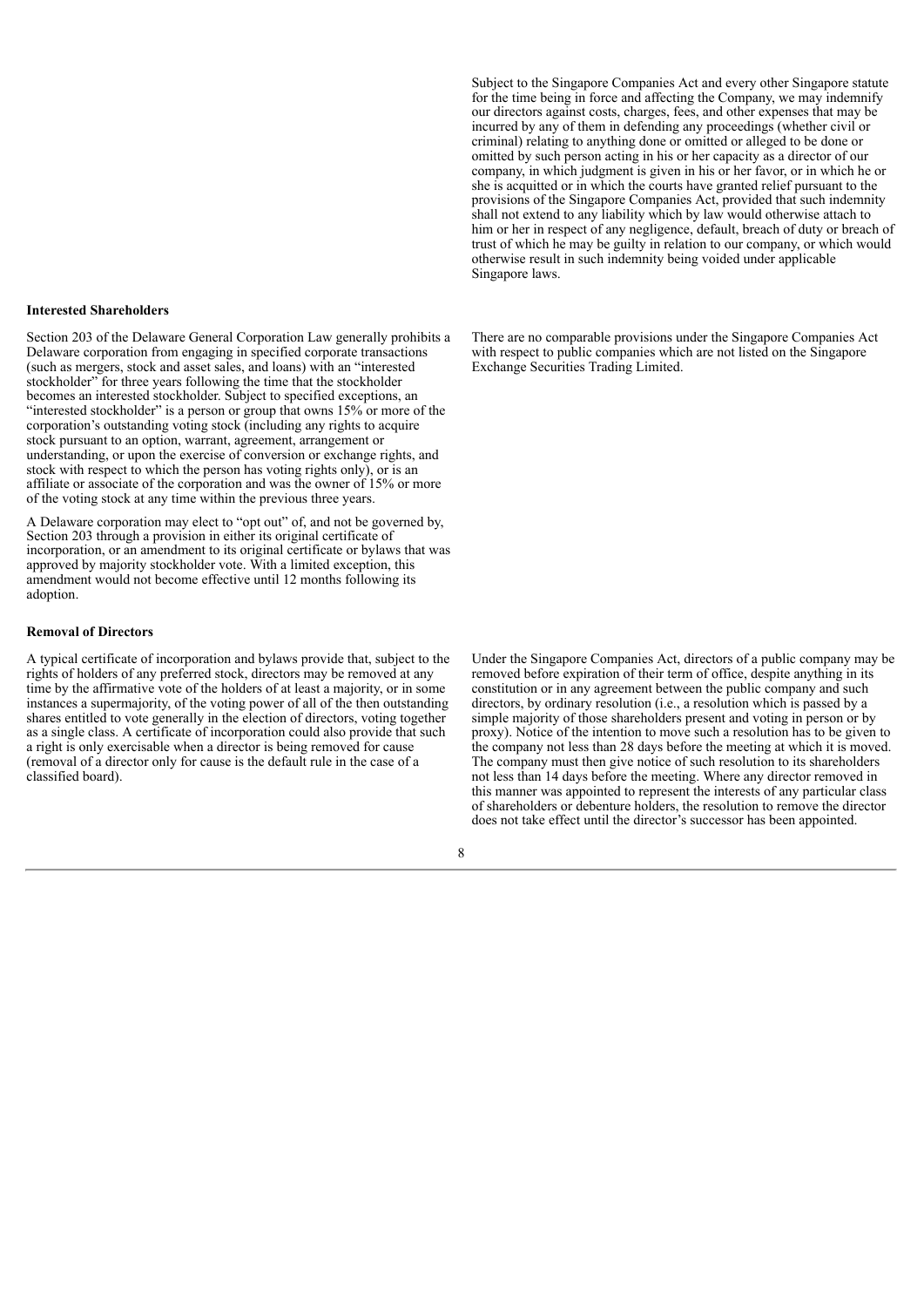Subject to the Singapore Companies Act and every other Singapore statute for the time being in force and affecting the Company, we may indemnify our directors against costs, charges, fees, and other expenses that may be incurred by any of them in defending any proceedings (whether civil or criminal) relating to anything done or omitted or alleged to be done or omitted by such person acting in his or her capacity as a director of our company, in which judgment is given in his or her favor, or in which he or she is acquitted or in which the courts have granted relief pursuant to the provisions of the Singapore Companies Act, provided that such indemnity shall not extend to any liability which by law would otherwise attach to him or her in respect of any negligence, default, breach of duty or breach of trust of which he may be guilty in relation to our company, or which would otherwise result in such indemnity being voided under applicable Singapore laws.

**Interested Shareholders**

Section 203 of the Delaware General Corporation Law generally prohibits a Delaware corporation from engaging in specified corporate transactions (such as mergers, stock and asset sales, and loans) with an "interested stockholder" for three years following the time that the stockholder becomes an interested stockholder. Subject to specified exceptions, an "interested stockholder" is a person or group that owns 15% or more of the corporation's outstanding voting stock (including any rights to acquire stock pursuant to an option, warrant, agreement, arrangement or understanding, or upon the exercise of conversion or exchange rights, and stock with respect to which the person has voting rights only), or is an affiliate or associate of the corporation and was the owner of 15% or more of the voting stock at any time within the previous three years.

A Delaware corporation may elect to "opt out" of, and not be governed by, Section 203 through a provision in either its original certificate of incorporation, or an amendment to its original certificate or bylaws that was approved by majority stockholder vote. With a limited exception, this amendment would not become effective until 12 months following its adoption.

There are no comparable provisions under the Singapore Companies Act with respect to public companies which are not listed on the Singapore Exchange Securities Trading Limited.

**Removal of Directors**

A typical certificate of incorporation and bylaws provide that, subject to the rights of holders of any preferred stock, directors may be removed at any time by the affirmative vote of the holders of at least a majority, or in some instances a supermajority, of the voting power of all of the then outstanding shares entitled to vote generally in the election of directors, voting together as a single class. A certificate of incorporation could also provide that such a right is only exercisable when a director is being removed for cause (removal of a director only for cause is the default rule in the case of a classified board).

Under the Singapore Companies Act, directors of a public company may be removed before expiration of their term of office, despite anything in its constitution or in any agreement between the public company and such directors, by ordinary resolution (i.e., a resolution which is passed by a simple majority of those shareholders present and voting in person or by proxy). Notice of the intention to move such a resolution has to be given to the company not less than 28 days before the meeting at which it is moved. The company must then give notice of such resolution to its shareholders not less than 14 days before the meeting. Where any director removed in this manner was appointed to represent the interests of any particular class of shareholders or debenture holders, the resolution to remove the director does not take effect until the director's successor has been appointed.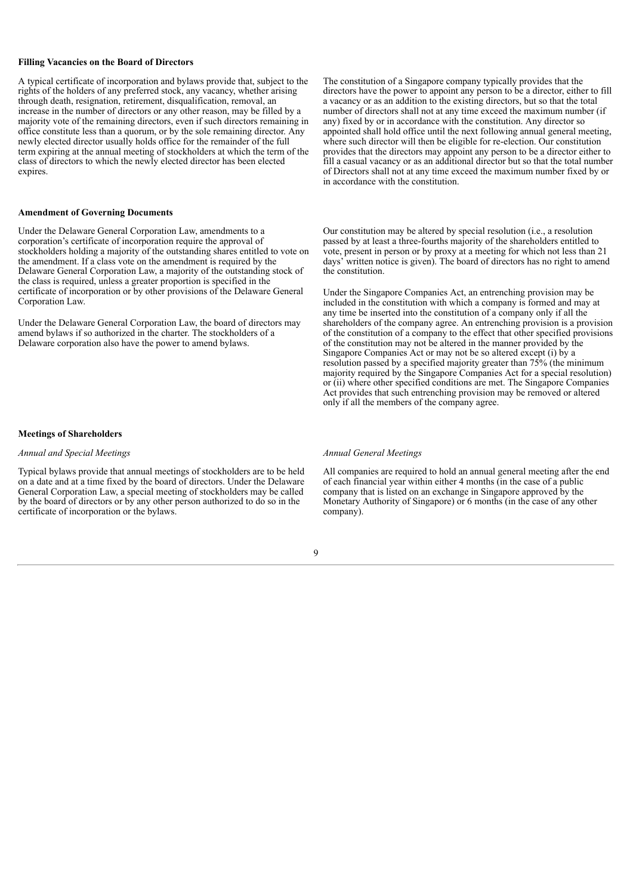**Filling Vacancies on the Board of Directors**

A typical certificate of incorporation and bylaws provide that, subject to the rights of the holders of any preferred stock, any vacancy, whether arising through death, resignation, retirement, disqualification, removal, an increase in the number of directors or any other reason, may be filled by a majority vote of the remaining directors, even if such directors remaining in office constitute less than a quorum, or by the sole remaining director. Any newly elected director usually holds office for the remainder of the full term expiring at the annual meeting of stockholders at which the term of the class of directors to which the newly elected director has been elected expires.

The constitution of a Singapore company typically provides that the directors have the power to appoint any person to be a director, either to fill a vacancy or as an addition to the existing directors, but so that the total number of directors shall not at any time exceed the maximum number (if any) fixed by or in accordance with the constitution. Any director so appointed shall hold office until the next following annual general meeting, where such director will then be eligible for re-election. Our constitution provides that the directors may appoint any person to be a director either to fill a casual vacancy or as an additional director but so that the total number of Directors shall not at any time exceed the maximum number fixed by or in accordance with the constitution.

**Amendment of Governing Documents**

Under the Delaware General Corporation Law, amendments to a corporation's certificate of incorporation require the approval of stockholders holding a majority of the outstanding shares entitled to vote on the amendment. If a class vote on the amendment is required by the Delaware General Corporation Law, a majority of the outstanding stock of the class is required, unless a greater proportion is specified in the certificate of incorporation or by other provisions of the Delaware General Corporation Law.

Under the Delaware General Corporation Law, the board of directors may amend bylaws if so authorized in the charter. The stockholders of a Delaware corporation also have the power to amend bylaws.

Our constitution may be altered by special resolution (i.e., a resolution passed by at least a three-fourths majority of the shareholders entitled to vote, present in person or by proxy at a meeting for which not less than 21 days' written notice is given). The board of directors has no right to amend the constitution.

Under the Singapore Companies Act, an entrenching provision may be included in the constitution with which a company is formed and may at any time be inserted into the constitution of a company only if all the shareholders of the company agree. An entrenching provision is a provision of the constitution of a company to the effect that other specified provisions of the constitution may not be altered in the manner provided by the Singapore Companies Act or may not be so altered except (i) by a resolution passed by a specified majority greater than 75% (the minimum majority required by the Singapore Companies Act for a special resolution) or (ii) where other specified conditions are met. The Singapore Companies Act provides that such entrenching provision may be removed or altered only if all the members of the company agree.

**Meetings of Shareholders**

*Annual and Special Meetings*

Typical bylaws provide that annual meetings of stockholders are to be held on a date and at a time fixed by the board of directors. Under the Delaware General Corporation Law, a special meeting of stockholders may be called by the board of directors or by any other person authorized to do so in the certificate of incorporation or the bylaws.

*Annual General Meetings*

All companies are required to hold an annual general meeting after the end of each financial year within either 4 months (in the case of a public company that is listed on an exchange in Singapore approved by the Monetary Authority of Singapore) or 6 months (in the case of any other company).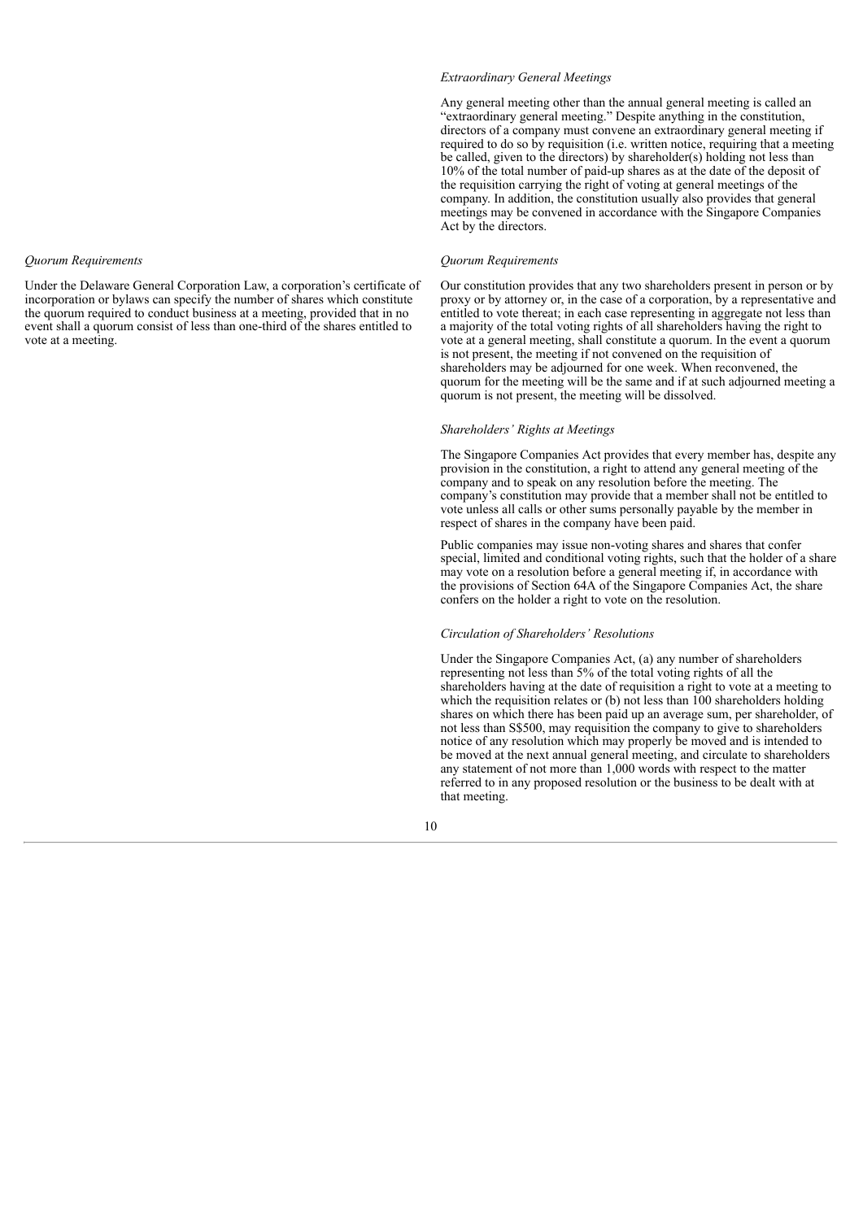*Extraordinary General Meetings*

Any general meeting other than the annual general meeting is called an "extraordinary general meeting." Despite anything in the constitution, directors of a company must convene an extraordinary general meeting if required to do so by requisition (i.e. written notice, requiring that a meeting be called, given to the directors) by shareholder(s) holding not less than 10% of the total number of paid-up shares as at the date of the deposit of the requisition carrying the right of voting at general meetings of the company. In addition, the constitution usually also provides that general meetings may be convened in accordance with the Singapore Companies Act by the directors.

*Quorum Requirements*

Under the Delaware General Corporation Law, a corporation's certificate of incorporation or bylaws can specify the number of shares which constitute the quorum required to conduct business at a meeting, provided that in no event shall a quorum consist of less than one-third of the shares entitled to vote at a meeting.

*Quorum Requirements*

Our constitution provides that any two shareholders present in person or by proxy or by attorney or, in the case of a corporation, by a representative and entitled to vote thereat; in each case representing in aggregate not less than a majority of the total voting rights of all shareholders having the right to vote at a general meeting, shall constitute a quorum. In the event a quorum is not present, the meeting if not convened on the requisition of shareholders may be adjourned for one week. When reconvened, the quorum for the meeting will be the same and if at such adjourned meeting a quorum is not present, the meeting will be dissolved.

*Shareholders' Rights at Meetings*

The Singapore Companies Act provides that every member has, despite any provision in the constitution, a right to attend any general meeting of the company and to speak on any resolution before the meeting. The company's constitution may provide that a member shall not be entitled to vote unless all calls or other sums personally payable by the member in respect of shares in the company have been paid.

Public companies may issue non-voting shares and shares that confer special, limited and conditional voting rights, such that the holder of a share may vote on a resolution before a general meeting if, in accordance with the provisions of Section 64A of the Singapore Companies Act, the share confers on the holder a right to vote on the resolution.

*Circulation of Shareholders' Resolutions*

Under the Singapore Companies Act, (a) any number of shareholders representing not less than 5% of the total voting rights of all the shareholders having at the date of requisition a right to vote at a meeting to which the requisition relates or (b) not less than 100 shareholders holding shares on which there has been paid up an average sum, per shareholder, of not less than S$500, may requisition the company to give to shareholders notice of any resolution which may properly be moved and is intended to be moved at the next annual general meeting, and circulate to shareholders any statement of not more than 1,000 words with respect to the matter referred to in any proposed resolution or the business to be dealt with at that meeting.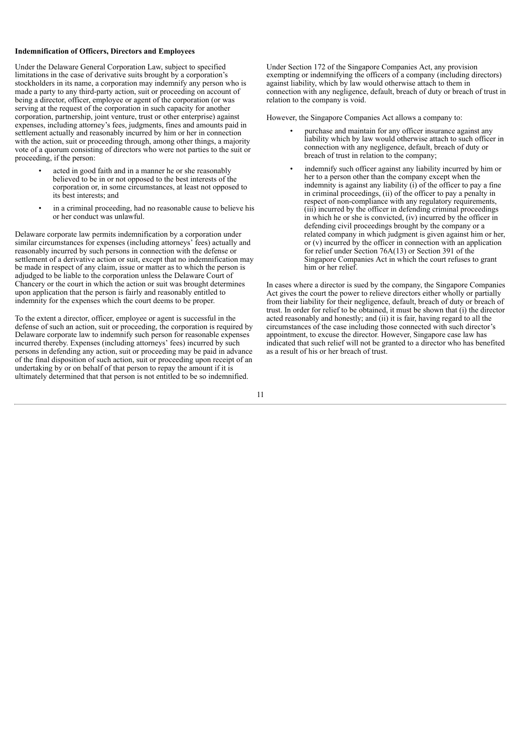**Indemnification of Officers, Directors and Employees**

Under the Delaware General Corporation Law, subject to specified limitations in the case of derivative suits brought by a corporation's stockholders in its name, a corporation may indemnify any person who is made a party to any third-party action, suit or proceeding on account of being a director, officer, employee or agent of the corporation (or was serving at the request of the corporation in such capacity for another corporation, partnership, joint venture, trust or other enterprise) against expenses, including attorney's fees, judgments, fines and amounts paid in settlement actually and reasonably incurred by him or her in connection with the action, suit or proceeding through, among other things, a majority vote of a quorum consisting of directors who were not parties to the suit or proceeding, if the person:

- acted in good faith and in a manner he or she reasonably believed to be in or not opposed to the best interests of the corporation or, in some circumstances, at least not opposed to its best interests; and
- in a criminal proceeding, had no reasonable cause to believe his or her conduct was unlawful.

Delaware corporate law permits indemnification by a corporation under similar circumstances for expenses (including attorneys' fees) actually and reasonably incurred by such persons in connection with the defense or settlement of a derivative action or suit, except that no indemnification may be made in respect of any claim, issue or matter as to which the person is adjudged to be liable to the corporation unless the Delaware Court of Chancery or the court in which the action or suit was brought determines upon application that the person is fairly and reasonably entitled to indemnity for the expenses which the court deems to be proper.

To the extent a director, officer, employee or agent is successful in the defense of such an action, suit or proceeding, the corporation is required by Delaware corporate law to indemnify such person for reasonable expenses incurred thereby. Expenses (including attorneys' fees) incurred by such persons in defending any action, suit or proceeding may be paid in advance of the final disposition of such action, suit or proceeding upon receipt of an undertaking by or on behalf of that person to repay the amount if it is ultimately determined that that person is not entitled to be so indemnified.

Under Section 172 of the Singapore Companies Act, any provision exempting or indemnifying the officers of a company (including directors) against liability, which by law would otherwise attach to them in connection with any negligence, default, breach of duty or breach of trust in relation to the company is void.

However, the Singapore Companies Act allows a company to:

- purchase and maintain for any officer insurance against any liability which by law would otherwise attach to such officer in connection with any negligence, default, breach of duty or breach of trust in relation to the company;
- indemnify such officer against any liability incurred by him or her to a person other than the company except when the indemnity is against any liability (i) of the officer to pay a fine in criminal proceedings, (ii) of the officer to pay a penalty in respect of non-compliance with any regulatory requirements, (iii) incurred by the officer in defending criminal proceedings in which he or she is convicted, (iv) incurred by the officer in defending civil proceedings brought by the company or a related company in which judgment is given against him or her, or (v) incurred by the officer in connection with an application for relief under Section 76A(13) or Section 391 of the Singapore Companies Act in which the court refuses to grant him or her relief.

In cases where a director is sued by the company, the Singapore Companies Act gives the court the power to relieve directors either wholly or partially from their liability for their negligence, default, breach of duty or breach of trust. In order for relief to be obtained, it must be shown that (i) the director acted reasonably and honestly; and (ii) it is fair, having regard to all the circumstances of the case including those connected with such director's appointment, to excuse the director. However, Singapore case law has indicated that such relief will not be granted to a director who has benefited as a result of his or her breach of trust.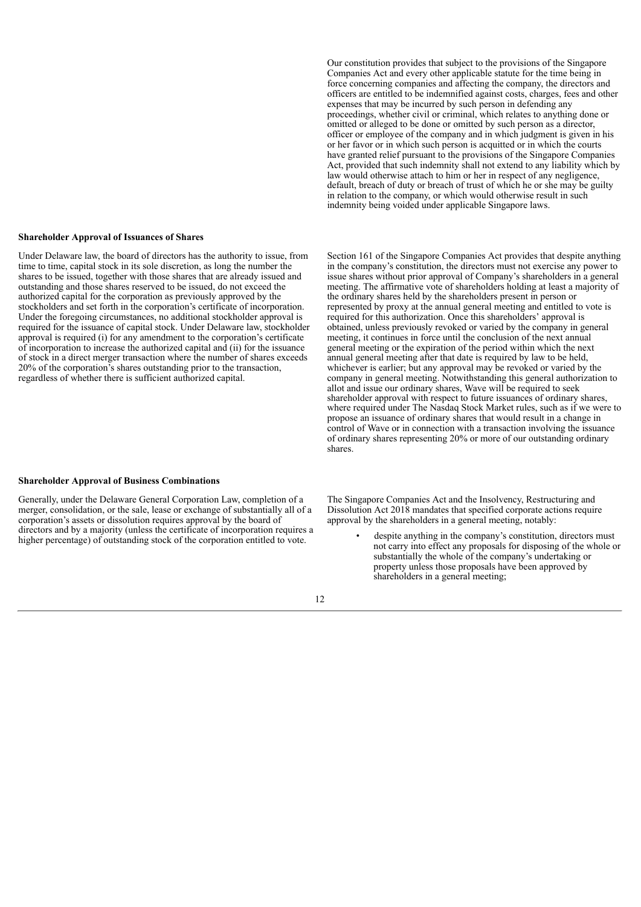Our constitution provides that subject to the provisions of the Singapore Companies Act and every other applicable statute for the time being in force concerning companies and affecting the company, the directors and officers are entitled to be indemnified against costs, charges, fees and other expenses that may be incurred by such person in defending any proceedings, whether civil or criminal, which relates to anything done or omitted or alleged to be done or omitted by such person as a director, officer or employee of the company and in which judgment is given in his or her favor or in which such person is acquitted or in which the courts have granted relief pursuant to the provisions of the Singapore Companies Act, provided that such indemnity shall not extend to any liability which by law would otherwise attach to him or her in respect of any negligence, default, breach of duty or breach of trust of which he or she may be guilty in relation to the company, or which would otherwise result in such indemnity being voided under applicable Singapore laws.

**Shareholder Approval of Issuances of Shares**

Under Delaware law, the board of directors has the authority to issue, from time to time, capital stock in its sole discretion, as long the number the shares to be issued, together with those shares that are already issued and outstanding and those shares reserved to be issued, do not exceed the authorized capital for the corporation as previously approved by the stockholders and set forth in the corporation's certificate of incorporation. Under the foregoing circumstances, no additional stockholder approval is required for the issuance of capital stock. Under Delaware law, stockholder approval is required (i) for any amendment to the corporation's certificate of incorporation to increase the authorized capital and (ii) for the issuance of stock in a direct merger transaction where the number of shares exceeds 20% of the corporation's shares outstanding prior to the transaction, regardless of whether there is sufficient authorized capital.

Section 161 of the Singapore Companies Act provides that despite anything in the company's constitution, the directors must not exercise any power to issue shares without prior approval of Company's shareholders in a general meeting. The affirmative vote of shareholders holding at least a majority of the ordinary shares held by the shareholders present in person or represented by proxy at the annual general meeting and entitled to vote is required for this authorization. Once this shareholders' approval is obtained, unless previously revoked or varied by the company in general meeting, it continues in force until the conclusion of the next annual general meeting or the expiration of the period within which the next annual general meeting after that date is required by law to be held, whichever is earlier; but any approval may be revoked or varied by the company in general meeting. Notwithstanding this general authorization to allot and issue our ordinary shares, Wave will be required to seek shareholder approval with respect to future issuances of ordinary shares, where required under The Nasdaq Stock Market rules, such as if we were to propose an issuance of ordinary shares that would result in a change in control of Wave or in connection with a transaction involving the issuance of ordinary shares representing 20% or more of our outstanding ordinary shares.

**Shareholder Approval of Business Combinations**

Generally, under the Delaware General Corporation Law, completion of a merger, consolidation, or the sale, lease or exchange of substantially all of a corporation's assets or dissolution requires approval by the board of directors and by a majority (unless the certificate of incorporation requires a higher percentage) of outstanding stock of the corporation entitled to vote.

The Singapore Companies Act and the Insolvency, Restructuring and Dissolution Act 2018 mandates that specified corporate actions require approval by the shareholders in a general meeting, notably:

- despite anything in the company's constitution, directors must not carry into effect any proposals for disposing of the whole or substantially the whole of the company's undertaking or property unless those proposals have been approved by shareholders in a general meeting;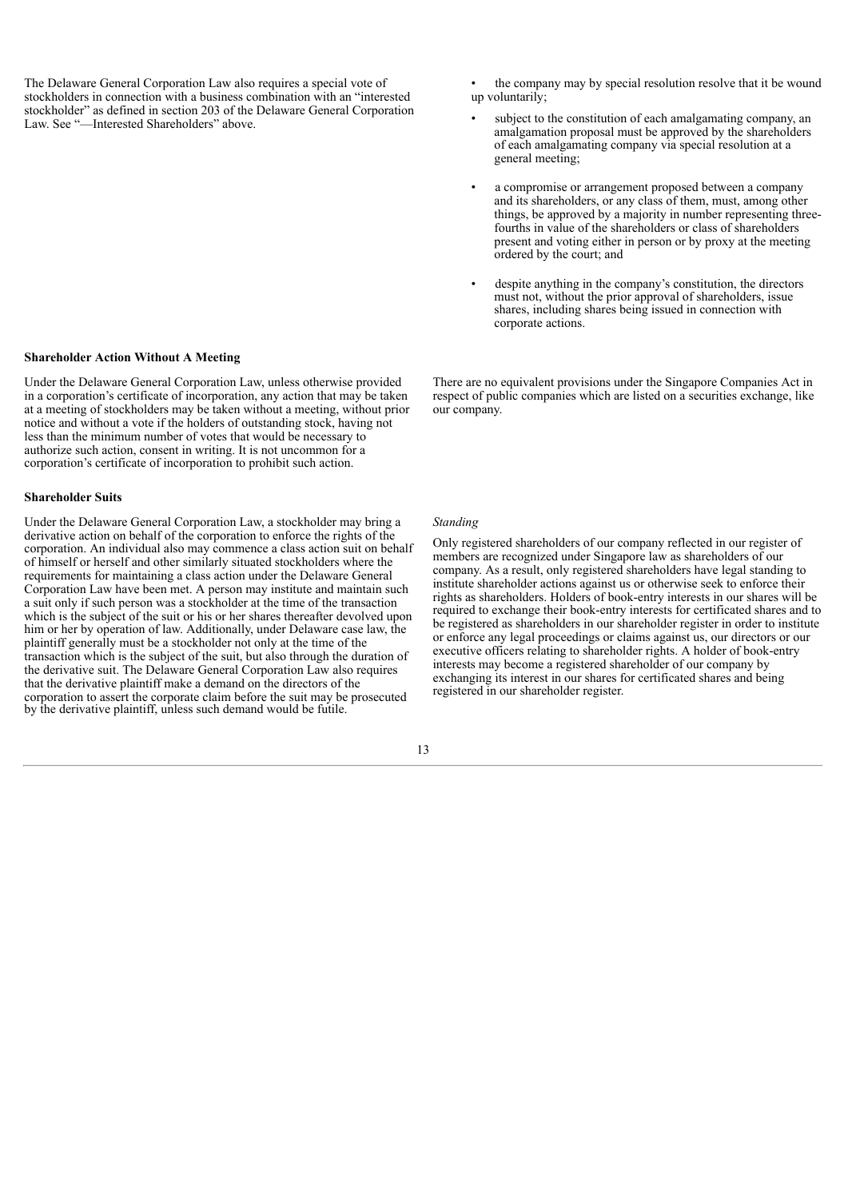The Delaware General Corporation Law also requires a special vote of stockholders in connection with a business combination with an "interested stockholder" as defined in section 203 of the Delaware General Corporation Law. See "—Interested Shareholders" above.

- the company may by special resolution resolve that it be wound up voluntarily;
- subject to the constitution of each amalgamating company, an amalgamation proposal must be approved by the shareholders of each amalgamating company via special resolution at a general meeting;
- a compromise or arrangement proposed between a company and its shareholders, or any class of them, must, among other things, be approved by a majority in number representing three-fourths in value of the shareholders or class of shareholders present and voting either in person or by proxy at the meeting ordered by the court; and
- despite anything in the company's constitution, the directors must not, without the prior approval of shareholders, issue shares, including shares being issued in connection with corporate actions.

**Shareholder Action Without A Meeting**

Under the Delaware General Corporation Law, unless otherwise provided in a corporation's certificate of incorporation, any action that may be taken at a meeting of stockholders may be taken without a meeting, without prior notice and without a vote if the holders of outstanding stock, having not less than the minimum number of votes that would be necessary to authorize such action, consent in writing. It is not uncommon for a corporation's certificate of incorporation to prohibit such action.

There are no equivalent provisions under the Singapore Companies Act in respect of public companies which are listed on a securities exchange, like our company.

**Shareholder Suits**

Under the Delaware General Corporation Law, a stockholder may bring a derivative action on behalf of the corporation to enforce the rights of the corporation. An individual also may commence a class action suit on behalf of himself or herself and other similarly situated stockholders where the requirements for maintaining a class action under the Delaware General Corporation Law have been met. A person may institute and maintain such a suit only if such person was a stockholder at the time of the transaction which is the subject of the suit or his or her shares thereafter devolved upon him or her by operation of law. Additionally, under Delaware case law, the plaintiff generally must be a stockholder not only at the time of the transaction which is the subject of the suit, but also through the duration of the derivative suit. The Delaware General Corporation Law also requires that the derivative plaintiff make a demand on the directors of the corporation to assert the corporate claim before the suit may be prosecuted by the derivative plaintiff, unless such demand would be futile.

*Standing*

Only registered shareholders of our company reflected in our register of members are recognized under Singapore law as shareholders of our company. As a result, only registered shareholders have legal standing to institute shareholder actions against us or otherwise seek to enforce their rights as shareholders. Holders of book-entry interests in our shares will be required to exchange their book-entry interests for certificated shares and to be registered as shareholders in our shareholder register in order to institute or enforce any legal proceedings or claims against us, our directors or our executive officers relating to shareholder rights. A holder of book-entry interests may become a registered shareholder of our company by exchanging its interest in our shares for certificated shares and being registered in our shareholder register.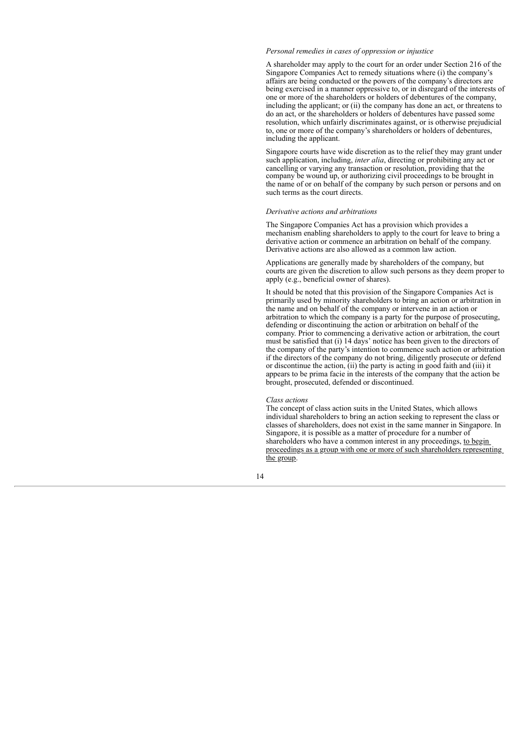*Personal remedies in cases of oppression or injustice*

A shareholder may apply to the court for an order under Section 216 of the Singapore Companies Act to remedy situations where (i) the company's affairs are being conducted or the powers of the company's directors are being exercised in a manner oppressive to, or in disregard of the interests of one or more of the shareholders or holders of debentures of the company, including the applicant; or (ii) the company has done an act, or threatens to do an act, or the shareholders or holders of debentures have passed some resolution, which unfairly discriminates against, or is otherwise prejudicial to, one or more of the company's shareholders or holders of debentures, including the applicant.

Singapore courts have wide discretion as to the relief they may grant under such application, including, *inter alia*, directing or prohibiting any act or cancelling or varying any transaction or resolution, providing that the company be wound up, or authorizing civil proceedings to be brought in the name of or on behalf of the company by such person or persons and on such terms as the court directs.

*Derivative actions and arbitrations*

The Singapore Companies Act has a provision which provides a mechanism enabling shareholders to apply to the court for leave to bring a derivative action or commence an arbitration on behalf of the company. Derivative actions are also allowed as a common law action.

Applications are generally made by shareholders of the company, but courts are given the discretion to allow such persons as they deem proper to apply (e.g., beneficial owner of shares).

It should be noted that this provision of the Singapore Companies Act is primarily used by minority shareholders to bring an action or arbitration in the name and on behalf of the company or intervene in an action or arbitration to which the company is a party for the purpose of prosecuting, defending or discontinuing the action or arbitration on behalf of the company. Prior to commencing a derivative action or arbitration, the court must be satisfied that (i) 14 days' notice has been given to the directors of the company of the party's intention to commence such action or arbitration if the directors of the company do not bring, diligently prosecute or defend or discontinue the action, (ii) the party is acting in good faith and (iii) it appears to be prima facie in the interests of the company that the action be brought, prosecuted, defended or discontinued.

*Class actions*

The concept of class action suits in the United States, which allows individual shareholders to bring an action seeking to represent the class or classes of shareholders, does not exist in the same manner in Singapore. In Singapore, it is possible as a matter of procedure for a number of shareholders who have a common interest in any proceedings, to begin proceedings as a group with one or more of such shareholders representing the group.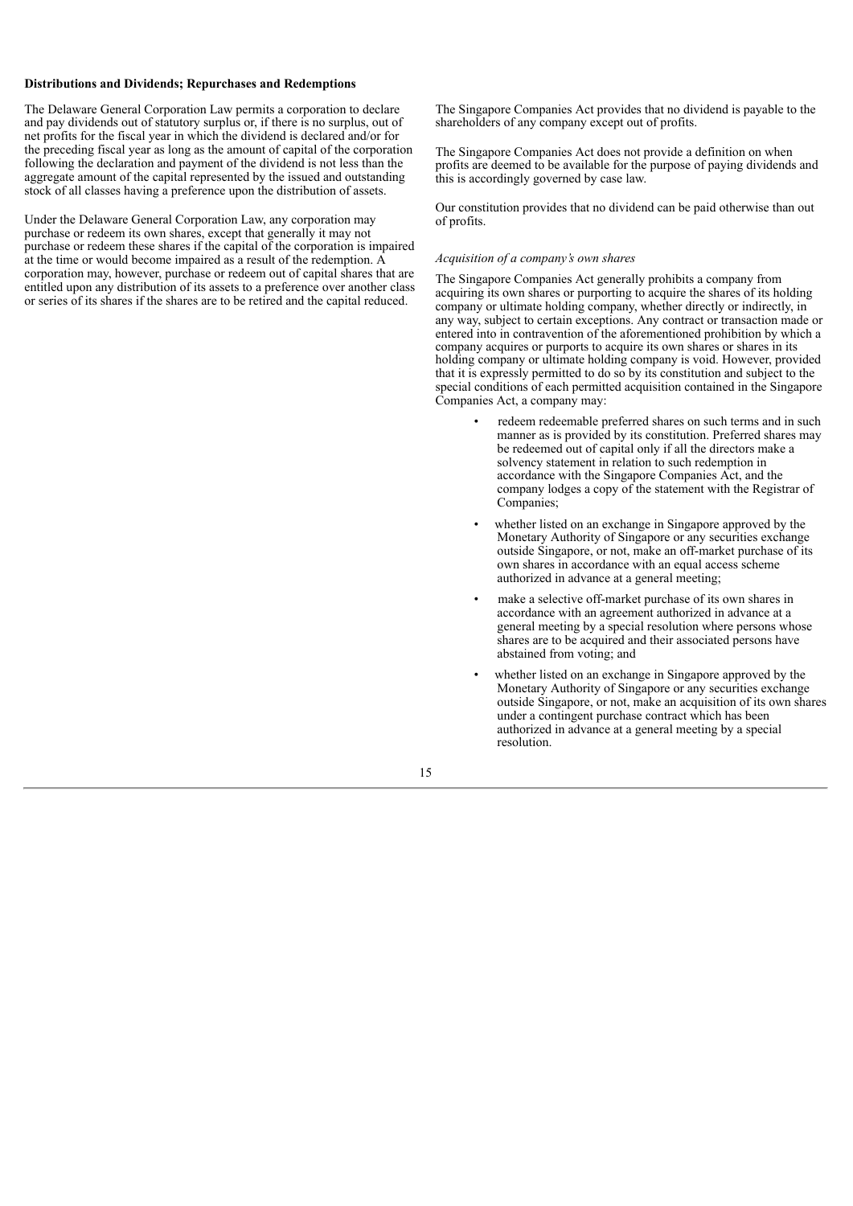**Distributions and Dividends; Repurchases and Redemptions**

The Delaware General Corporation Law permits a corporation to declare and pay dividends out of statutory surplus or, if there is no surplus, out of net profits for the fiscal year in which the dividend is declared and/or for the preceding fiscal year as long as the amount of capital of the corporation following the declaration and payment of the dividend is not less than the aggregate amount of the capital represented by the issued and outstanding stock of all classes having a preference upon the distribution of assets.

Under the Delaware General Corporation Law, any corporation may purchase or redeem its own shares, except that generally it may not purchase or redeem these shares if the capital of the corporation is impaired at the time or would become impaired as a result of the redemption. A corporation may, however, purchase or redeem out of capital shares that are entitled upon any distribution of its assets to a preference over another class or series of its shares if the shares are to be retired and the capital reduced.

The Singapore Companies Act provides that no dividend is payable to the shareholders of any company except out of profits.

The Singapore Companies Act does not provide a definition on when profits are deemed to be available for the purpose of paying dividends and this is accordingly governed by case law.

Our constitution provides that no dividend can be paid otherwise than out of profits.

*Acquisition of a company's own shares*

The Singapore Companies Act generally prohibits a company from acquiring its own shares or purporting to acquire the shares of its holding company or ultimate holding company, whether directly or indirectly, in any way, subject to certain exceptions. Any contract or transaction made or entered into in contravention of the aforementioned prohibition by which a company acquires or purports to acquire its own shares or shares in its holding company or ultimate holding company is void. However, provided that it is expressly permitted to do so by its constitution and subject to the special conditions of each permitted acquisition contained in the Singapore Companies Act, a company may:

- redeem redeemable preferred shares on such terms and in such manner as is provided by its constitution. Preferred shares may be redeemed out of capital only if all the directors make a solvency statement in relation to such redemption in accordance with the Singapore Companies Act, and the company lodges a copy of the statement with the Registrar of Companies;
- whether listed on an exchange in Singapore approved by the Monetary Authority of Singapore or any securities exchange outside Singapore, or not, make an off-market purchase of its own shares in accordance with an equal access scheme authorized in advance at a general meeting;
- make a selective off-market purchase of its own shares in accordance with an agreement authorized in advance at a general meeting by a special resolution where persons whose shares are to be acquired and their associated persons have abstained from voting; and
- whether listed on an exchange in Singapore approved by the Monetary Authority of Singapore or any securities exchange outside Singapore, or not, make an acquisition of its own shares under a contingent purchase contract which has been authorized in advance at a general meeting by a special resolution.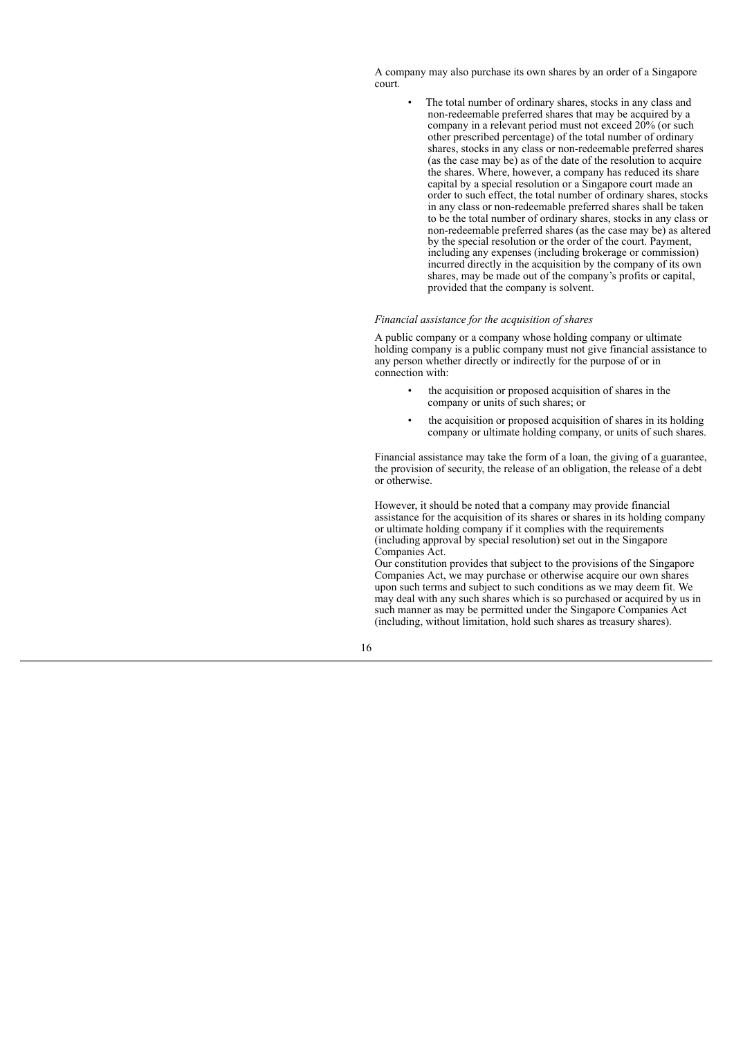A company may also purchase its own shares by an order of a Singapore court.

- The total number of ordinary shares, stocks in any class and non-redeemable preferred shares that may be acquired by a company in a relevant period must not exceed 20% (or such other prescribed percentage) of the total number of ordinary shares, stocks in any class or non-redeemable preferred shares (as the case may be) as of the date of the resolution to acquire the shares. Where, however, a company has reduced its share capital by a special resolution or a Singapore court made an order to such effect, the total number of ordinary shares, stocks in any class or non-redeemable preferred shares shall be taken to be the total number of ordinary shares, stocks in any class or non-redeemable preferred shares (as the case may be) as altered by the special resolution or the order of the court. Payment, including any expenses (including brokerage or commission) incurred directly in the acquisition by the company of its own shares, may be made out of the company's profits or capital, provided that the company is solvent.

*Financial assistance for the acquisition of shares*

A public company or a company whose holding company or ultimate holding company is a public company must not give financial assistance to any person whether directly or indirectly for the purpose of or in connection with:

- the acquisition or proposed acquisition of shares in the company or units of such shares; or
- the acquisition or proposed acquisition of shares in its holding company or ultimate holding company, or units of such shares.

Financial assistance may take the form of a loan, the giving of a guarantee, the provision of security, the release of an obligation, the release of a debt or otherwise.

However, it should be noted that a company may provide financial assistance for the acquisition of its shares or shares in its holding company or ultimate holding company if it complies with the requirements (including approval by special resolution) set out in the Singapore Companies Act.

Our constitution provides that subject to the provisions of the Singapore Companies Act, we may purchase or otherwise acquire our own shares upon such terms and subject to such conditions as we may deem fit. We may deal with any such shares which is so purchased or acquired by us in such manner as may be permitted under the Singapore Companies Act (including, without limitation, hold such shares as treasury shares).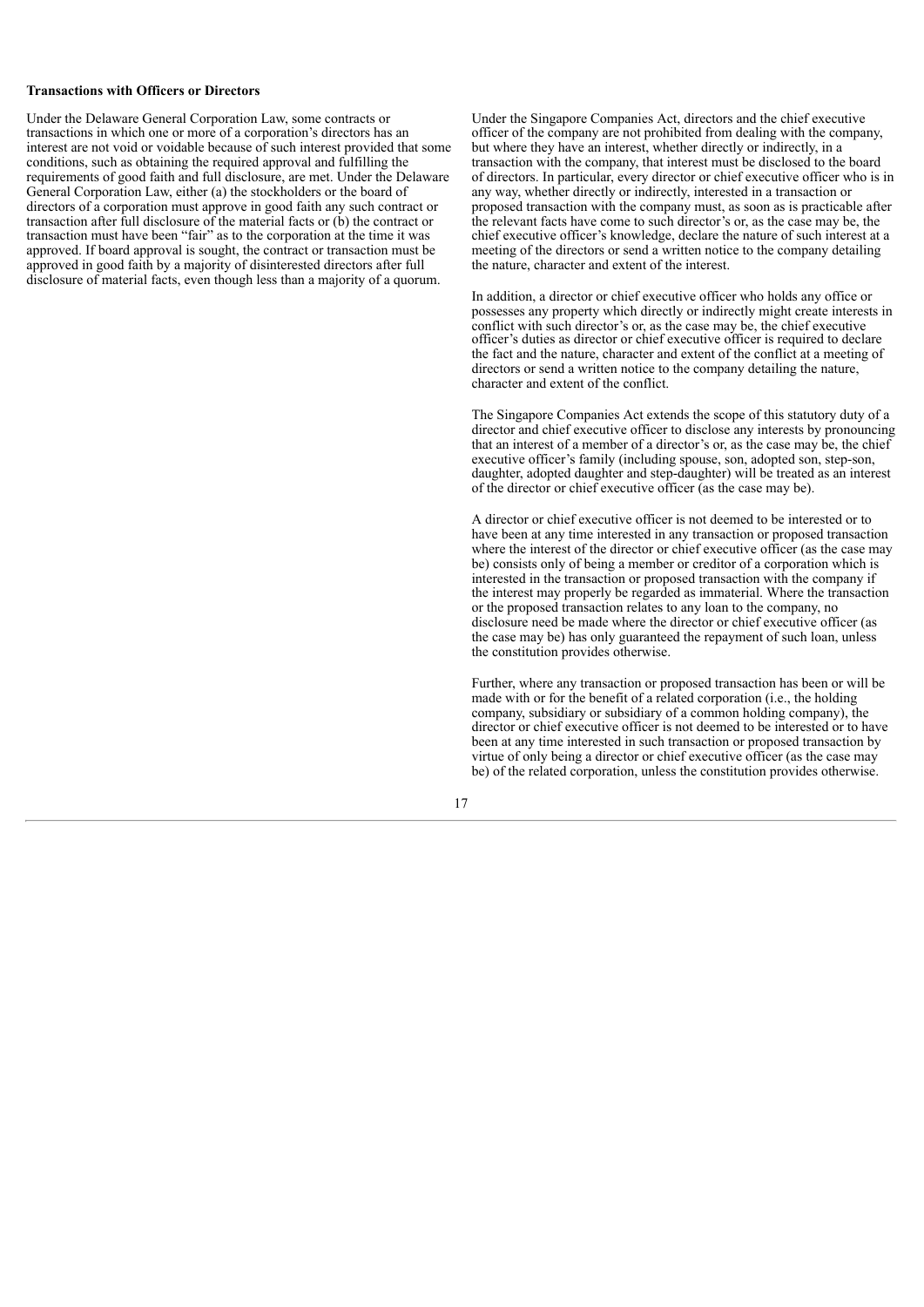**Transactions with Officers or Directors**

Under the Delaware General Corporation Law, some contracts or transactions in which one or more of a corporation's directors has an interest are not void or voidable because of such interest provided that some conditions, such as obtaining the required approval and fulfilling the requirements of good faith and full disclosure, are met. Under the Delaware General Corporation Law, either (a) the stockholders or the board of directors of a corporation must approve in good faith any such contract or transaction after full disclosure of the material facts or (b) the contract or transaction must have been "fair" as to the corporation at the time it was approved. If board approval is sought, the contract or transaction must be approved in good faith by a majority of disinterested directors after full disclosure of material facts, even though less than a majority of a quorum.

Under the Singapore Companies Act, directors and the chief executive officer of the company are not prohibited from dealing with the company, but where they have an interest, whether directly or indirectly, in a transaction with the company, that interest must be disclosed to the board of directors. In particular, every director or chief executive officer who is in any way, whether directly or indirectly, interested in a transaction or proposed transaction with the company must, as soon as is practicable after the relevant facts have come to such director's or, as the case may be, the chief executive officer's knowledge, declare the nature of such interest at a meeting of the directors or send a written notice to the company detailing the nature, character and extent of the interest.

In addition, a director or chief executive officer who holds any office or possesses any property which directly or indirectly might create interests in conflict with such director's or, as the case may be, the chief executive officer's duties as director or chief executive officer is required to declare the fact and the nature, character and extent of the conflict at a meeting of directors or send a written notice to the company detailing the nature, character and extent of the conflict.

The Singapore Companies Act extends the scope of this statutory duty of a director and chief executive officer to disclose any interests by pronouncing that an interest of a member of a director's or, as the case may be, the chief executive officer's family (including spouse, son, adopted son, step-son, daughter, adopted daughter and step-daughter) will be treated as an interest of the director or chief executive officer (as the case may be).

A director or chief executive officer is not deemed to be interested or to have been at any time interested in any transaction or proposed transaction where the interest of the director or chief executive officer (as the case may be) consists only of being a member or creditor of a corporation which is interested in the transaction or proposed transaction with the company if the interest may properly be regarded as immaterial. Where the transaction or the proposed transaction relates to any loan to the company, no disclosure need be made where the director or chief executive officer (as the case may be) has only guaranteed the repayment of such loan, unless the constitution provides otherwise.

Further, where any transaction or proposed transaction has been or will be made with or for the benefit of a related corporation (i.e., the holding company, subsidiary or subsidiary of a common holding company), the director or chief executive officer is not deemed to be interested or to have been at any time interested in such transaction or proposed transaction by virtue of only being a director or chief executive officer (as the case may be) of the related corporation, unless the constitution provides otherwise.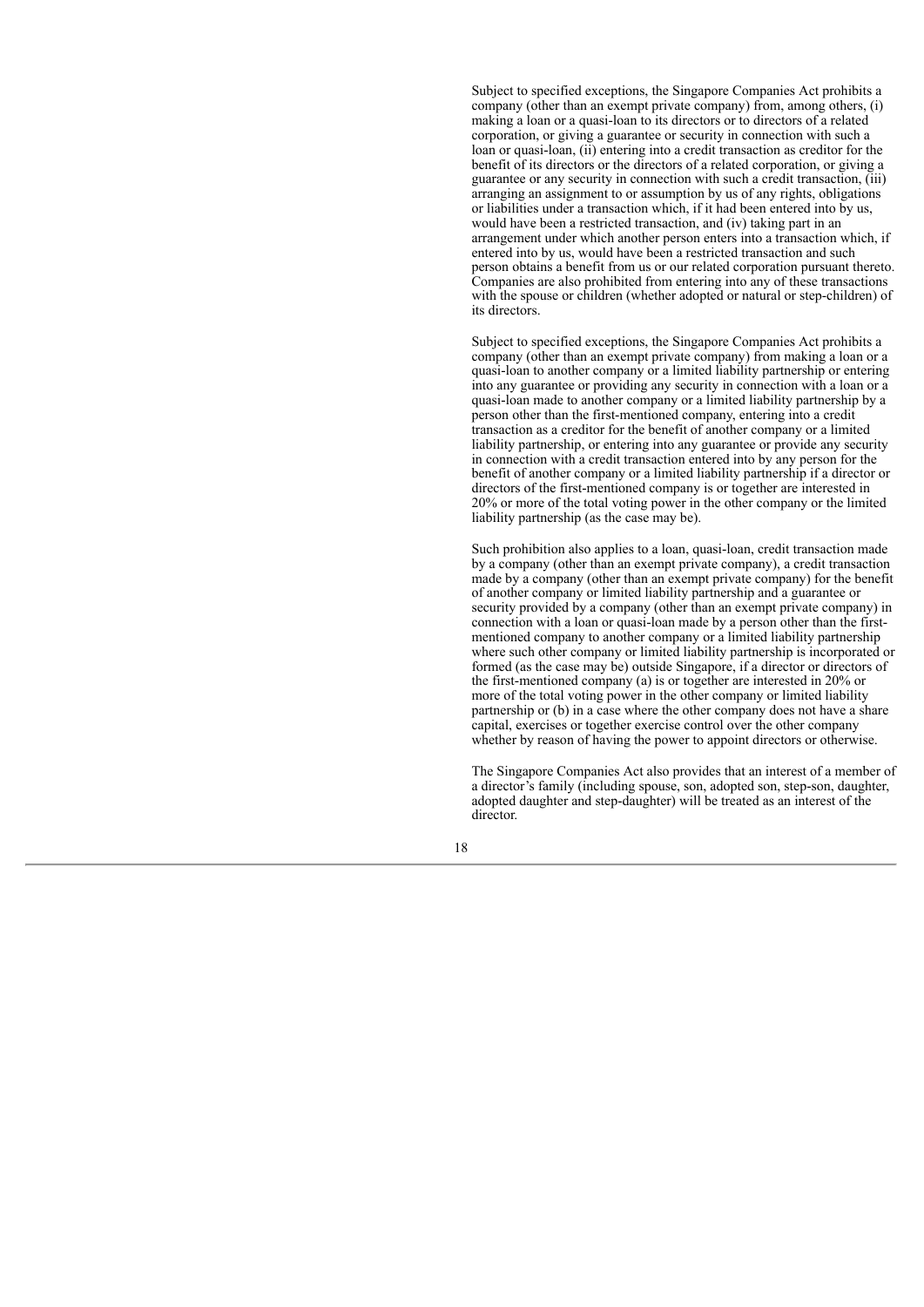Subject to specified exceptions, the Singapore Companies Act prohibits a company (other than an exempt private company) from, among others, (i) making a loan or a quasi-loan to its directors or to directors of a related corporation, or giving a guarantee or security in connection with such a loan or quasi-loan, (ii) entering into a credit transaction as creditor for the benefit of its directors or the directors of a related corporation, or giving a guarantee or any security in connection with such a credit transaction, (iii) arranging an assignment to or assumption by us of any rights, obligations or liabilities under a transaction which, if it had been entered into by us, would have been a restricted transaction, and (iv) taking part in an arrangement under which another person enters into a transaction which, if entered into by us, would have been a restricted transaction and such person obtains a benefit from us or our related corporation pursuant thereto. Companies are also prohibited from entering into any of these transactions with the spouse or children (whether adopted or natural or step-children) of its directors.

Subject to specified exceptions, the Singapore Companies Act prohibits a company (other than an exempt private company) from making a loan or a quasi-loan to another company or a limited liability partnership or entering into any guarantee or providing any security in connection with a loan or a quasi-loan made to another company or a limited liability partnership by a person other than the first-mentioned company, entering into a credit transaction as a creditor for the benefit of another company or a limited liability partnership, or entering into any guarantee or provide any security in connection with a credit transaction entered into by any person for the benefit of another company or a limited liability partnership if a director or directors of the first-mentioned company is or together are interested in 20% or more of the total voting power in the other company or the limited liability partnership (as the case may be).

Such prohibition also applies to a loan, quasi-loan, credit transaction made by a company (other than an exempt private company), a credit transaction made by a company (other than an exempt private company) for the benefit of another company or limited liability partnership and a guarantee or security provided by a company (other than an exempt private company) in connection with a loan or quasi-loan made by a person other than the first-mentioned company to another company or a limited liability partnership where such other company or limited liability partnership is incorporated or formed (as the case may be) outside Singapore, if a director or directors of the first-mentioned company (a) is or together are interested in 20% or more of the total voting power in the other company or limited liability partnership or (b) in a case where the other company does not have a share capital, exercises or together exercise control over the other company whether by reason of having the power to appoint directors or otherwise.

The Singapore Companies Act also provides that an interest of a member of a director's family (including spouse, son, adopted son, step-son, daughter, adopted daughter and step-daughter) will be treated as an interest of the director.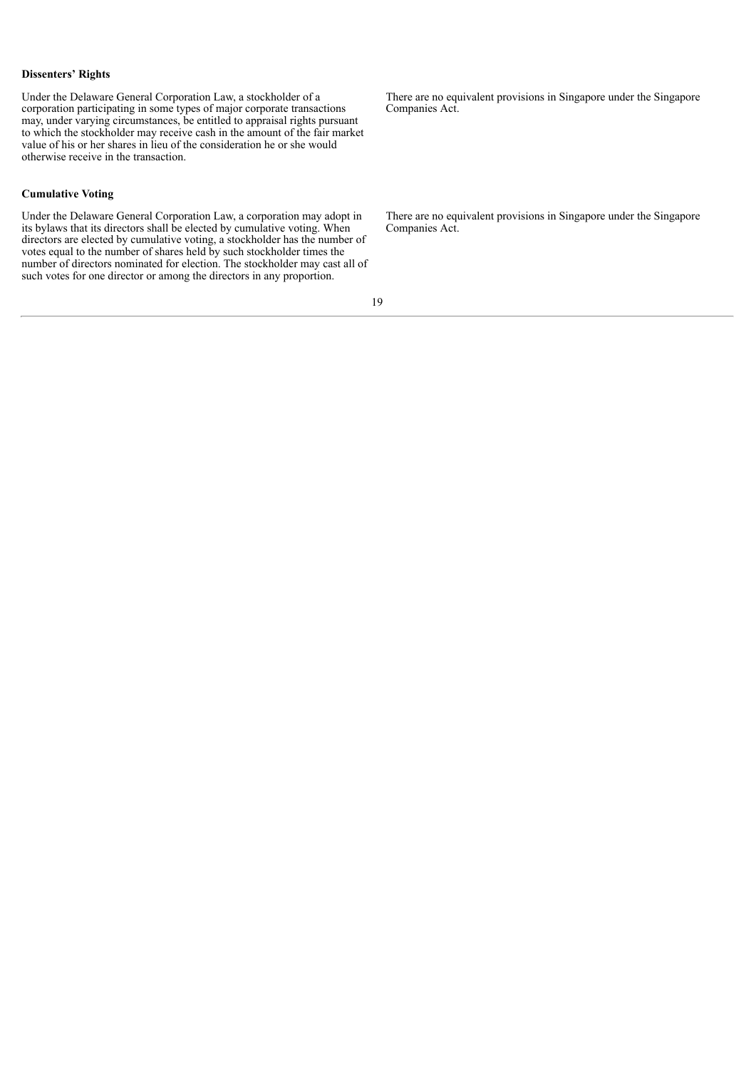**Dissenters' Rights**

| Delaware | Singapore |
| --- | --- |
| Under the Delaware General Corporation Law, a stockholder of a corporation participating in some types of major corporate transactions may, under varying circumstances, be entitled to appraisal rights pursuant to which the stockholder may receive cash in the amount of the fair market value of his or her shares in lieu of the consideration he or she would otherwise receive in the transaction. | There are no equivalent provisions in Singapore under the Singapore Companies Act. |

**Cumulative Voting**

| Delaware | Singapore |
| --- | --- |
| Under the Delaware General Corporation Law, a corporation may adopt in its bylaws that its directors shall be elected by cumulative voting. When directors are elected by cumulative voting, a stockholder has the number of votes equal to the number of shares held by such stockholder times the number of directors nominated for election. The stockholder may cast all of such votes for one director or among the directors in any proportion. | There are no equivalent provisions in Singapore under the Singapore Companies Act. |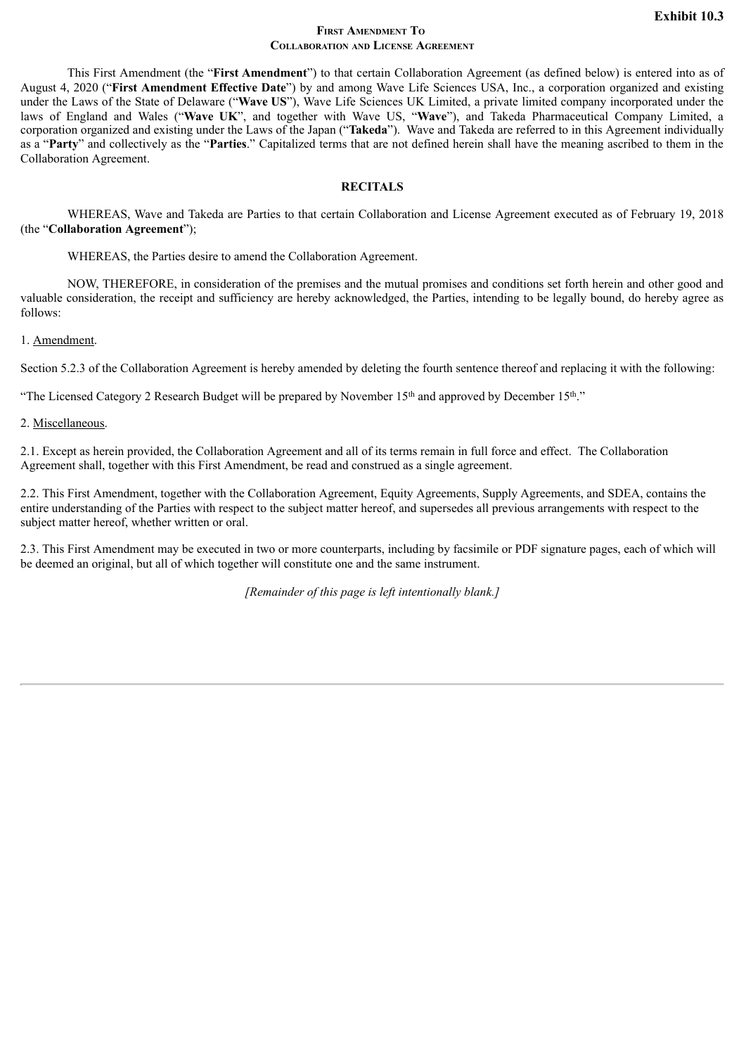**Exhibit 10.3**

# First Amendment To
## Collaboration and License Agreement

This First Amendment (the "**First Amendment**") to that certain Collaboration Agreement (as defined below) is entered into as of August 4, 2020 ("**First Amendment Effective Date**") by and among Wave Life Sciences USA, Inc., a corporation organized and existing under the Laws of the State of Delaware ("**Wave US**"), Wave Life Sciences UK Limited, a private limited company incorporated under the laws of England and Wales ("**Wave UK**", and together with Wave US, "**Wave**"), and Takeda Pharmaceutical Company Limited, a corporation organized and existing under the Laws of the Japan ("**Takeda**"). Wave and Takeda are referred to in this Agreement individually as a "**Party**" and collectively as the "**Parties**." Capitalized terms that are not defined herein shall have the meaning ascribed to them in the Collaboration Agreement.

**RECITALS**

WHEREAS, Wave and Takeda are Parties to that certain Collaboration and License Agreement executed as of February 19, 2018 (the "**Collaboration Agreement**");

WHEREAS, the Parties desire to amend the Collaboration Agreement.

NOW, THEREFORE, in consideration of the premises and the mutual promises and conditions set forth herein and other good and valuable consideration, the receipt and sufficiency are hereby acknowledged, the Parties, intending to be legally bound, do hereby agree as follows:

1. Amendment.

Section 5.2.3 of the Collaboration Agreement is hereby amended by deleting the fourth sentence thereof and replacing it with the following:

"The Licensed Category 2 Research Budget will be prepared by November 15th and approved by December 15th."

2. Miscellaneous.

2.1. Except as herein provided, the Collaboration Agreement and all of its terms remain in full force and effect. The Collaboration Agreement shall, together with this First Amendment, be read and construed as a single agreement.

2.2. This First Amendment, together with the Collaboration Agreement, Equity Agreements, Supply Agreements, and SDEA, contains the entire understanding of the Parties with respect to the subject matter hereof, and supersedes all previous arrangements with respect to the subject matter hereof, whether written or oral.

2.3. This First Amendment may be executed in two or more counterparts, including by facsimile or PDF signature pages, each of which will be deemed an original, but all of which together will constitute one and the same instrument.

*[Remainder of this page is left intentionally blank.]*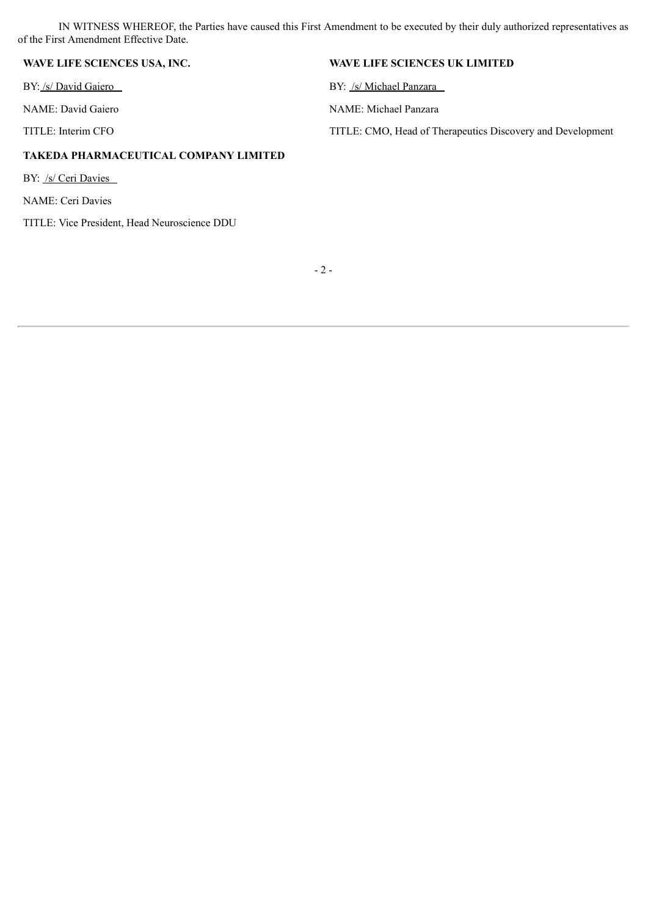IN WITNESS WHEREOF, the Parties have caused this First Amendment to be executed by their duly authorized representatives as of the First Amendment Effective Date.

**WAVE LIFE SCIENCES USA, INC.**

BY: /s/ David Gaiero

NAME: David Gaiero

TITLE: Interim CFO

**WAVE LIFE SCIENCES UK LIMITED**

BY: /s/ Michael Panzara

NAME: Michael Panzara

TITLE: CMO, Head of Therapeutics Discovery and Development

**TAKEDA PHARMACEUTICAL COMPANY LIMITED**

BY: /s/ Ceri Davies

NAME: Ceri Davies

TITLE: Vice President, Head Neuroscience DDU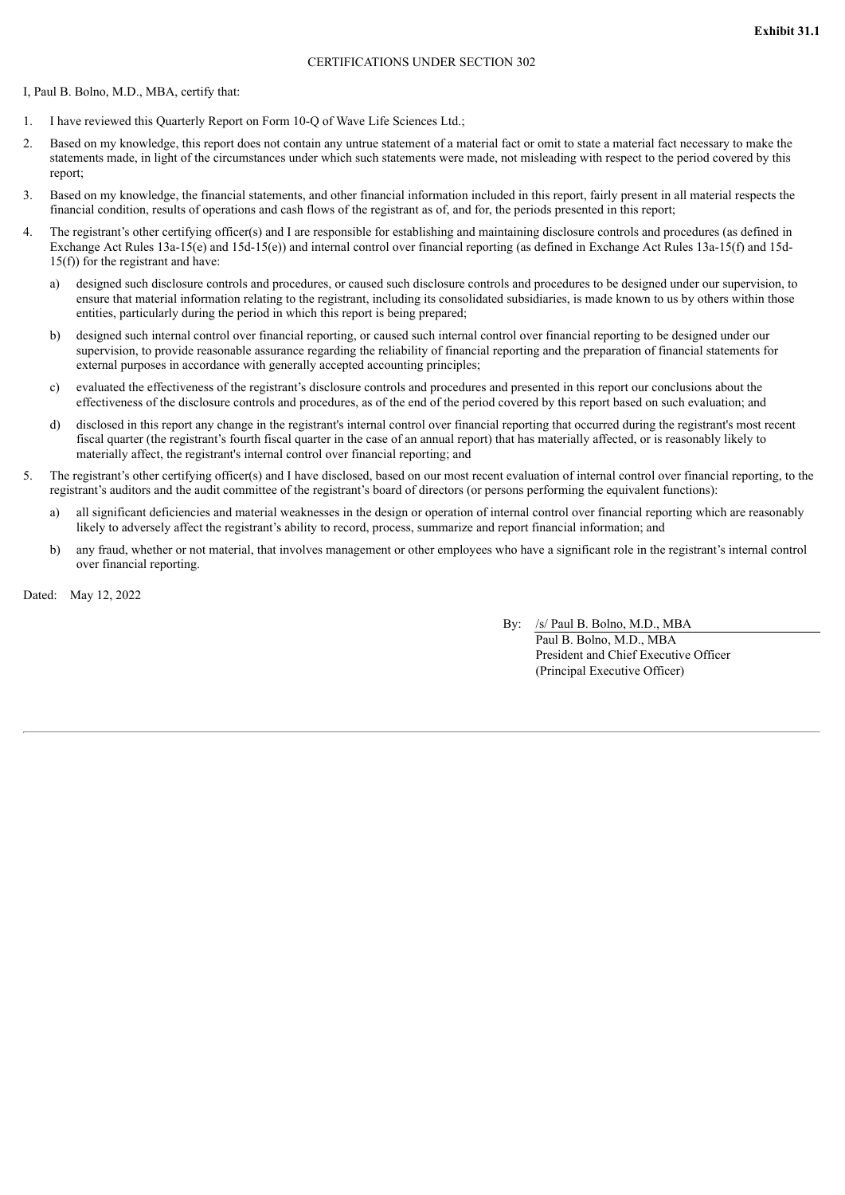**Exhibit 31.1**

CERTIFICATIONS UNDER SECTION 302

I, Paul B. Bolno, M.D., MBA, certify that:

1. I have reviewed this Quarterly Report on Form 10-Q of Wave Life Sciences Ltd.;
2. Based on my knowledge, this report does not contain any untrue statement of a material fact or omit to state a material fact necessary to make the statements made, in light of the circumstances under which such statements were made, not misleading with respect to the period covered by this report;
3. Based on my knowledge, the financial statements, and other financial information included in this report, fairly present in all material respects the financial condition, results of operations and cash flows of the registrant as of, and for, the periods presented in this report;
4. The registrant's other certifying officer(s) and I are responsible for establishing and maintaining disclosure controls and procedures (as defined in Exchange Act Rules 13a-15(e) and 15d-15(e)) and internal control over financial reporting (as defined in Exchange Act Rules 13a-15(f) and 15d-15(f)) for the registrant and have:
   a) designed such disclosure controls and procedures, or caused such disclosure controls and procedures to be designed under our supervision, to ensure that material information relating to the registrant, including its consolidated subsidiaries, is made known to us by others within those entities, particularly during the period in which this report is being prepared;
   b) designed such internal control over financial reporting, or caused such internal control over financial reporting to be designed under our supervision, to provide reasonable assurance regarding the reliability of financial reporting and the preparation of financial statements for external purposes in accordance with generally accepted accounting principles;
   c) evaluated the effectiveness of the registrant's disclosure controls and procedures and presented in this report our conclusions about the effectiveness of the disclosure controls and procedures, as of the end of the period covered by this report based on such evaluation; and
   d) disclosed in this report any change in the registrant's internal control over financial reporting that occurred during the registrant's most recent fiscal quarter (the registrant's fourth fiscal quarter in the case of an annual report) that has materially affected, or is reasonably likely to materially affect, the registrant's internal control over financial reporting; and
5. The registrant's other certifying officer(s) and I have disclosed, based on our most recent evaluation of internal control over financial reporting, to the registrant's auditors and the audit committee of the registrant's board of directors (or persons performing the equivalent functions):
   a) all significant deficiencies and material weaknesses in the design or operation of internal control over financial reporting which are reasonably likely to adversely affect the registrant's ability to record, process, summarize and report financial information; and
   b) any fraud, whether or not material, that involves management or other employees who have a significant role in the registrant's internal control over financial reporting.

Dated: May 12, 2022

By: /s/ Paul B. Bolno, M.D., MBA
Paul B. Bolno, M.D., MBA
President and Chief Executive Officer
(Principal Executive Officer)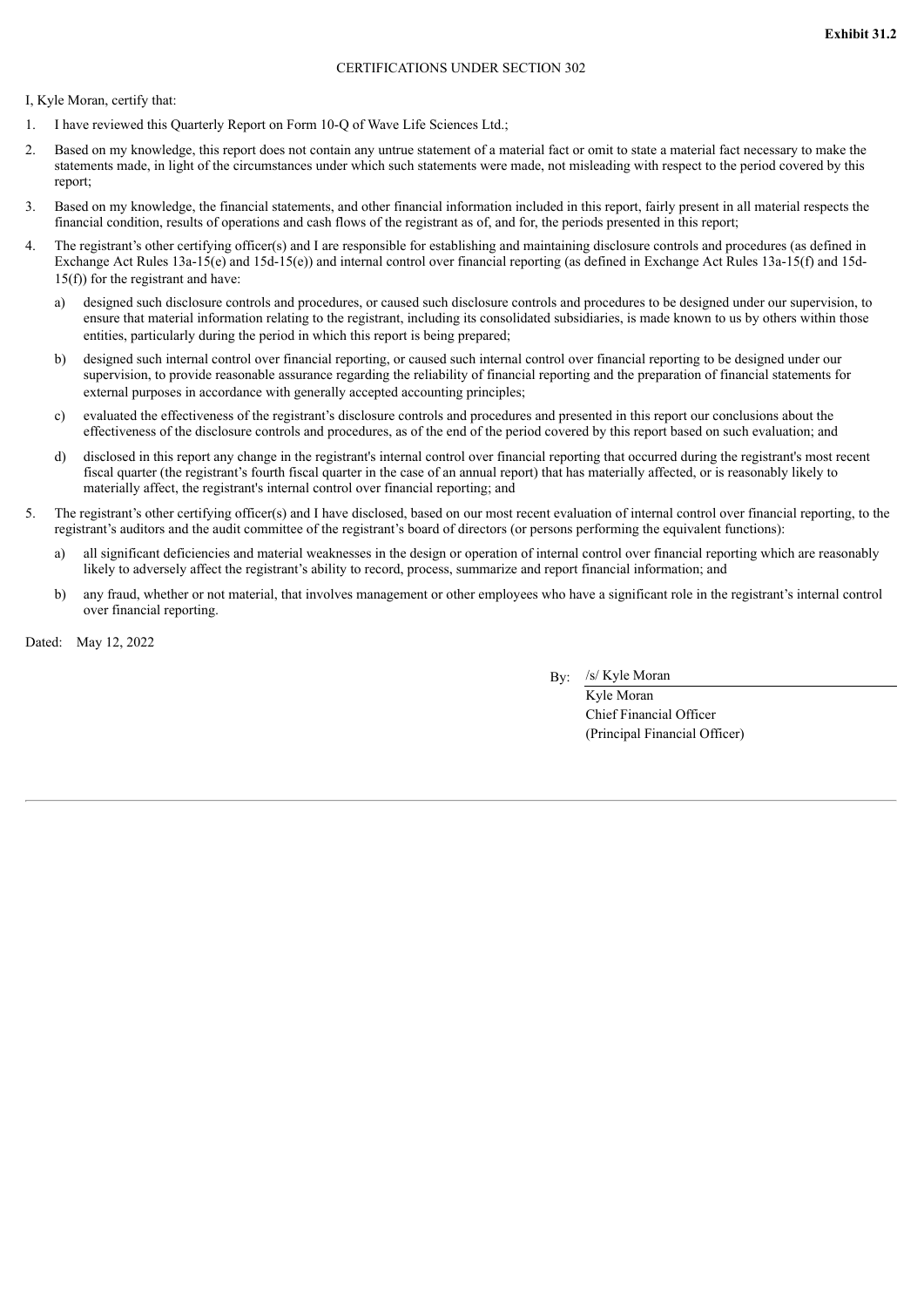**Exhibit 31.2**

CERTIFICATIONS UNDER SECTION 302

I, Kyle Moran, certify that:

1. I have reviewed this Quarterly Report on Form 10-Q of Wave Life Sciences Ltd.;
2. Based on my knowledge, this report does not contain any untrue statement of a material fact or omit to state a material fact necessary to make the statements made, in light of the circumstances under which such statements were made, not misleading with respect to the period covered by this report;
3. Based on my knowledge, the financial statements, and other financial information included in this report, fairly present in all material respects the financial condition, results of operations and cash flows of the registrant as of, and for, the periods presented in this report;
4. The registrant's other certifying officer(s) and I are responsible for establishing and maintaining disclosure controls and procedures (as defined in Exchange Act Rules 13a-15(e) and 15d-15(e)) and internal control over financial reporting (as defined in Exchange Act Rules 13a-15(f) and 15d-15(f)) for the registrant and have:
   a) designed such disclosure controls and procedures, or caused such disclosure controls and procedures to be designed under our supervision, to ensure that material information relating to the registrant, including its consolidated subsidiaries, is made known to us by others within those entities, particularly during the period in which this report is being prepared;
   b) designed such internal control over financial reporting, or caused such internal control over financial reporting to be designed under our supervision, to provide reasonable assurance regarding the reliability of financial reporting and the preparation of financial statements for external purposes in accordance with generally accepted accounting principles;
   c) evaluated the effectiveness of the registrant's disclosure controls and procedures and presented in this report our conclusions about the effectiveness of the disclosure controls and procedures, as of the end of the period covered by this report based on such evaluation; and
   d) disclosed in this report any change in the registrant's internal control over financial reporting that occurred during the registrant's most recent fiscal quarter (the registrant's fourth fiscal quarter in the case of an annual report) that has materially affected, or is reasonably likely to materially affect, the registrant's internal control over financial reporting; and
5. The registrant's other certifying officer(s) and I have disclosed, based on our most recent evaluation of internal control over financial reporting, to the registrant's auditors and the audit committee of the registrant's board of directors (or persons performing the equivalent functions):
   a) all significant deficiencies and material weaknesses in the design or operation of internal control over financial reporting which are reasonably likely to adversely affect the registrant's ability to record, process, summarize and report financial information; and
   b) any fraud, whether or not material, that involves management or other employees who have a significant role in the registrant's internal control over financial reporting.

Dated: May 12, 2022

By: /s/ Kyle Moran
Kyle Moran
Chief Financial Officer
(Principal Financial Officer)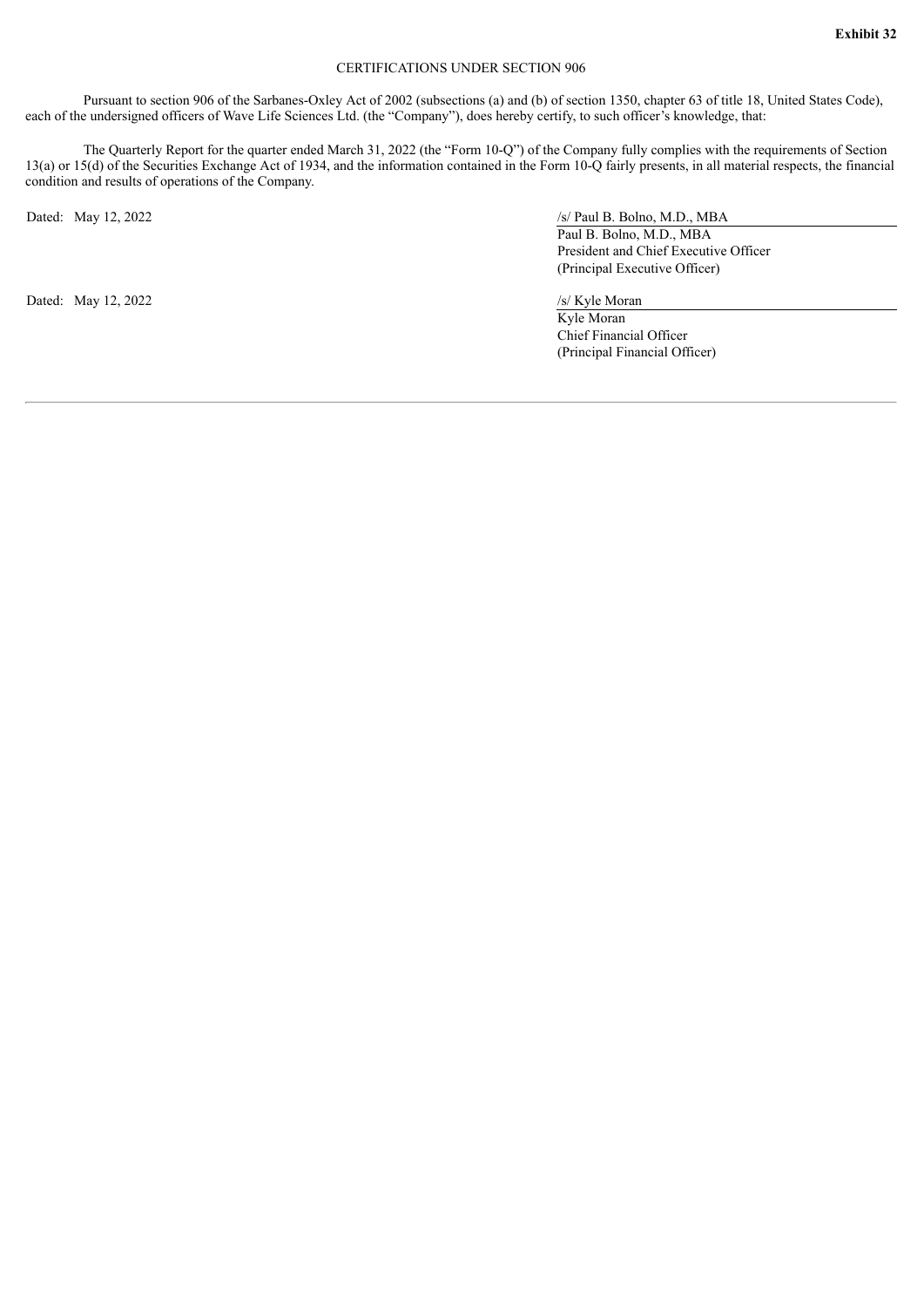**Exhibit 32**

CERTIFICATIONS UNDER SECTION 906

Pursuant to section 906 of the Sarbanes-Oxley Act of 2002 (subsections (a) and (b) of section 1350, chapter 63 of title 18, United States Code), each of the undersigned officers of Wave Life Sciences Ltd. (the "Company"), does hereby certify, to such officer's knowledge, that:

The Quarterly Report for the quarter ended March 31, 2022 (the "Form 10-Q") of the Company fully complies with the requirements of Section 13(a) or 15(d) of the Securities Exchange Act of 1934, and the information contained in the Form 10-Q fairly presents, in all material respects, the financial condition and results of operations of the Company.

Dated: May 12, 2022

/s/ Paul B. Bolno, M.D., MBA
Paul B. Bolno, M.D., MBA
President and Chief Executive Officer
(Principal Executive Officer)

Dated: May 12, 2022

/s/ Kyle Moran
Kyle Moran
Chief Financial Officer
(Principal Financial Officer)